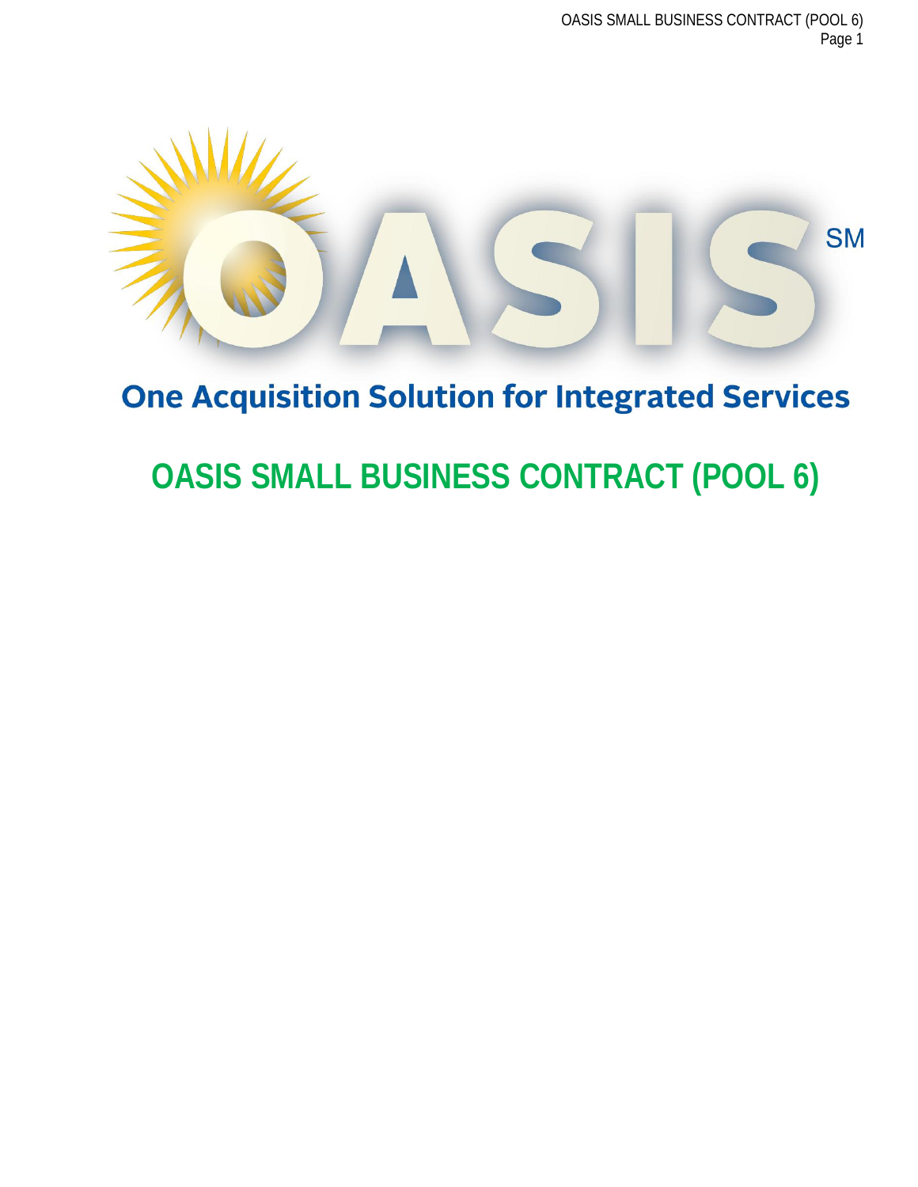OASIS[SM]

One Acquisition Solution for Integrated Services

# OASIS SMALL BUSINESS CONTRACT (POOL 6)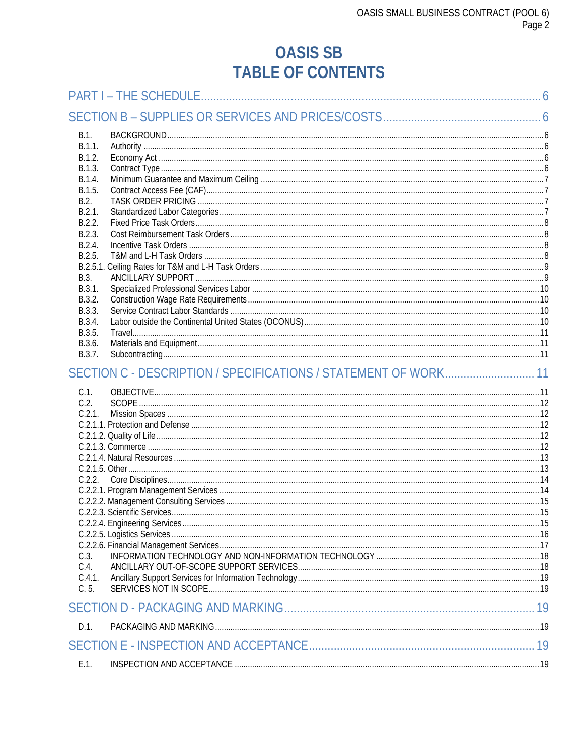# OASIS SB
# TABLE OF CONTENTS

PART I – THE SCHEDULE ........................................ 6

SECTION B – SUPPLIES OR SERVICES AND PRICES/COSTS ........................................ 6

B.1. BACKGROUND ........................................ 6
B.1.1. Authority ........................................ 6
B.1.2. Economy Act ........................................ 6
B.1.3. Contract Type ........................................ 6
B.1.4. Minimum Guarantee and Maximum Ceiling ........................................ 7
B.1.5. Contract Access Fee (CAF) ........................................ 7
B.2. TASK ORDER PRICING ........................................ 7
B.2.1. Standardized Labor Categories ........................................ 7
B.2.2. Fixed Price Task Orders ........................................ 8
B.2.3. Cost Reimbursement Task Orders ........................................ 8
B.2.4. Incentive Task Orders ........................................ 8
B.2.5. T&M and L-H Task Orders ........................................ 8
B.2.5.1. Ceiling Rates for T&M and L-H Task Orders ........................................ 9
B.3. ANCILLARY SUPPORT ........................................ 9
B.3.1. Specialized Professional Services Labor ........................................ 10
B.3.2. Construction Wage Rate Requirements ........................................ 10
B.3.3. Service Contract Labor Standards ........................................ 10
B.3.4. Labor outside the Continental United States (OCONUS) ........................................ 10
B.3.5. Travel ........................................ 11
B.3.6. Materials and Equipment ........................................ 11
B.3.7. Subcontracting ........................................ 11

SECTION C - DESCRIPTION / SPECIFICATIONS / STATEMENT OF WORK ........................................ 11

C.1. OBJECTIVE ........................................ 11
C.2. SCOPE ........................................ 12
C.2.1. Mission Spaces ........................................ 12
C.2.1.1. Protection and Defense ........................................ 12
C.2.1.2. Quality of Life ........................................ 12
C.2.1.3. Commerce ........................................ 12
C.2.1.4. Natural Resources ........................................ 13
C.2.1.5. Other ........................................ 13
C.2.2. Core Disciplines ........................................ 14
C.2.2.1. Program Management Services ........................................ 14
C.2.2.2. Management Consulting Services ........................................ 15
C.2.2.3. Scientific Services ........................................ 15
C.2.2.4. Engineering Services ........................................ 15
C.2.2.5. Logistics Services ........................................ 16
C.2.2.6. Financial Management Services ........................................ 17
C.3. INFORMATION TECHNOLOGY AND NON-INFORMATION TECHNOLOGY ........................................ 18
C.4. ANCILLARY OUT-OF-SCOPE SUPPORT SERVICES ........................................ 18
C.4.1. Ancillary Support Services for Information Technology ........................................ 19
C. 5. SERVICES NOT IN SCOPE ........................................ 19

SECTION D - PACKAGING AND MARKING ........................................ 19

D.1. PACKAGING AND MARKING ........................................ 19

SECTION E - INSPECTION AND ACCEPTANCE ........................................ 19

E.1. INSPECTION AND ACCEPTANCE ........................................ 19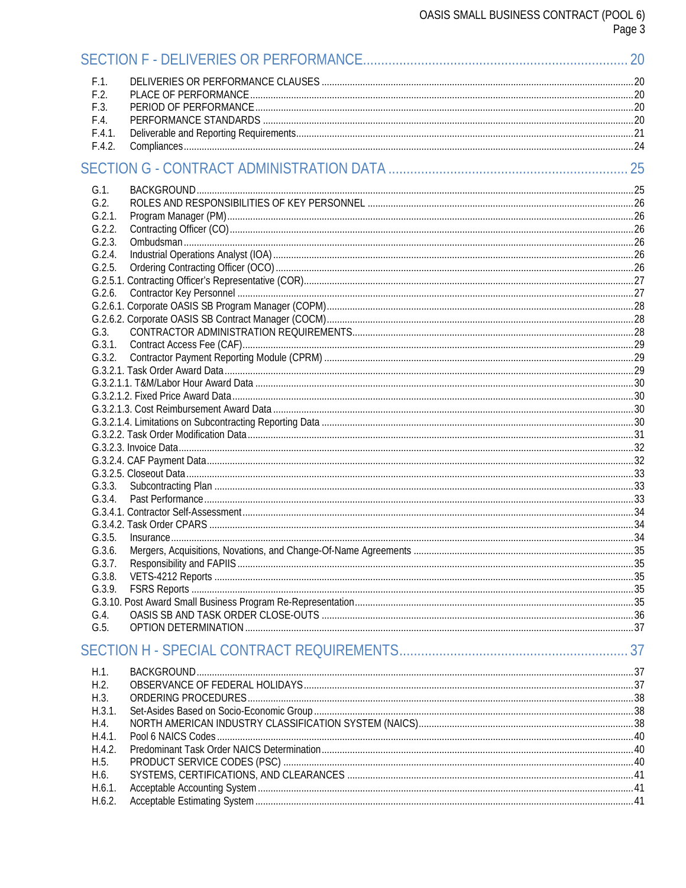SECTION F - DELIVERIES OR PERFORMANCE ........ 20

F.1. DELIVERIES OR PERFORMANCE CLAUSES ........ 20
F.2. PLACE OF PERFORMANCE ........ 20
F.3. PERIOD OF PERFORMANCE ........ 20
F.4. PERFORMANCE STANDARDS ........ 20
F.4.1. Deliverable and Reporting Requirements ........ 21
F.4.2. Compliances ........ 24

SECTION G - CONTRACT ADMINISTRATION DATA ........ 25

G.1. BACKGROUND ........ 25
G.2. ROLES AND RESPONSIBILITIES OF KEY PERSONNEL ........ 26
G.2.1. Program Manager (PM) ........ 26
G.2.2. Contracting Officer (CO) ........ 26
G.2.3. Ombudsman ........ 26
G.2.4. Industrial Operations Analyst (IOA) ........ 26
G.2.5. Ordering Contracting Officer (OCO) ........ 26
G.2.5.1. Contracting Officer's Representative (COR) ........ 27
G.2.6. Contractor Key Personnel ........ 27
G.2.6.1. Corporate OASIS SB Program Manager (COPM) ........ 28
G.2.6.2. Corporate OASIS SB Contract Manager (COCM) ........ 28
G.3. CONTRACTOR ADMINISTRATION REQUIREMENTS ........ 28
G.3.1. Contract Access Fee (CAF) ........ 29
G.3.2. Contractor Payment Reporting Module (CPRM) ........ 29
G.3.2.1. Task Order Award Data ........ 29
G.3.2.1.1. T&M/Labor Hour Award Data ........ 30
G.3.2.1.2. Fixed Price Award Data ........ 30
G.3.2.1.3. Cost Reimbursement Award Data ........ 30
G.3.2.1.4. Limitations on Subcontracting Reporting Data ........ 30
G.3.2.2. Task Order Modification Data ........ 31
G.3.2.3. Invoice Data ........ 32
G.3.2.4. CAF Payment Data ........ 32
G.3.2.5. Closeout Data ........ 33
G.3.3. Subcontracting Plan ........ 33
G.3.4. Past Performance ........ 33
G.3.4.1. Contractor Self-Assessment ........ 34
G.3.4.2. Task Order CPARS ........ 34
G.3.5. Insurance ........ 34
G.3.6. Mergers, Acquisitions, Novations, and Change-Of-Name Agreements ........ 35
G.3.7. Responsibility and FAPIIS ........ 35
G.3.8. VETS-4212 Reports ........ 35
G.3.9. FSRS Reports ........ 35
G.3.10. Post Award Small Business Program Re-Representation ........ 35
G.4. OASIS SB AND TASK ORDER CLOSE-OUTS ........ 36
G.5. OPTION DETERMINATION ........ 37

SECTION H - SPECIAL CONTRACT REQUIREMENTS ........ 37

H.1. BACKGROUND ........ 37
H.2. OBSERVANCE OF FEDERAL HOLIDAYS ........ 37
H.3. ORDERING PROCEDURES ........ 38
H.3.1. Set-Asides Based on Socio-Economic Group ........ 38
H.4. NORTH AMERICAN INDUSTRY CLASSIFICATION SYSTEM (NAICS) ........ 38
H.4.1. Pool 6 NAICS Codes ........ 40
H.4.2. Predominant Task Order NAICS Determination ........ 40
H.5. PRODUCT SERVICE CODES (PSC) ........ 40
H.6. SYSTEMS, CERTIFICATIONS, AND CLEARANCES ........ 41
H.6.1. Acceptable Accounting System ........ 41
H.6.2. Acceptable Estimating System ........ 41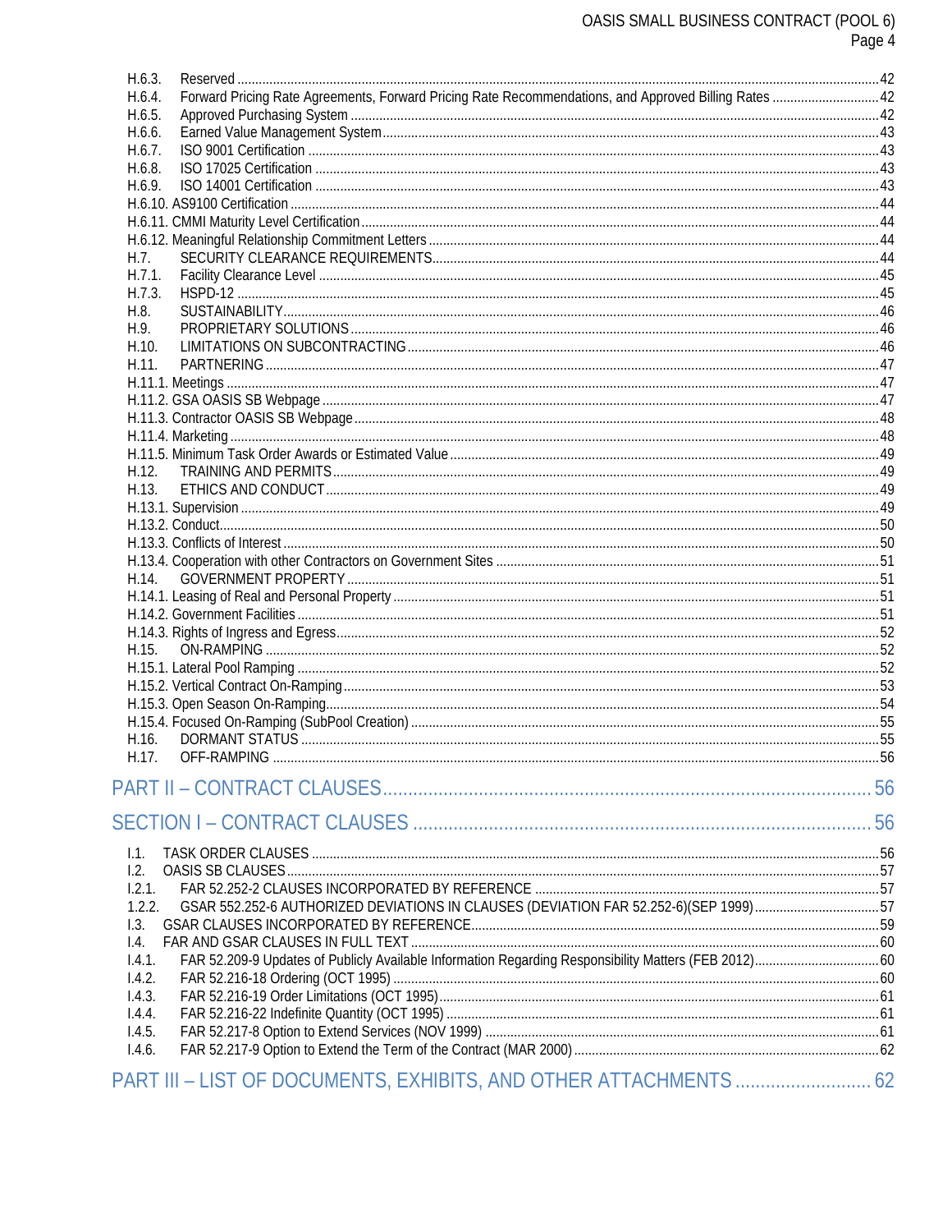H.6.3. Reserved ....................................................................................................................................................42
H.6.4. Forward Pricing Rate Agreements, Forward Pricing Rate Recommendations, and Approved Billing Rates ..............................42
H.6.5. Approved Purchasing System ...................................................................................................................42
H.6.6. Earned Value Management System...........................................................................................................43
H.6.7. ISO 9001 Certification ..............................................................................................................................43
H.6.8. ISO 17025 Certification ............................................................................................................................43
H.6.9. ISO 14001 Certification ............................................................................................................................43
H.6.10. AS9100 Certification ...............................................................................................................................44
H.6.11. CMMI Maturity Level Certification .............................................................................................................44
H.6.12. Meaningful Relationship Commitment Letters ............................................................................................44
H.7. SECURITY CLEARANCE REQUIREMENTS.............................................................................................44
H.7.1. Facility Clearance Level ...........................................................................................................................45
H.7.3. HSPD-12 ................................................................................................................................................45
H.8. SUSTAINABILITY.....................................................................................................................................46
H.9. PROPRIETARY SOLUTIONS ...................................................................................................................46
H.10. LIMITATIONS ON SUBCONTRACTING ....................................................................................................46
H.11. PARTNERING ..........................................................................................................................................47
H.11.1. Meetings ...............................................................................................................................................47
H.11.2. GSA OASIS SB Webpage ........................................................................................................................47
H.11.3. Contractor OASIS SB Webpage ................................................................................................................48
H.11.4. Marketing ...............................................................................................................................................48
H.11.5. Minimum Task Order Awards or Estimated Value ......................................................................................49
H.12. TRAINING AND PERMITS ........................................................................................................................49
H.13. ETHICS AND CONDUCT ..........................................................................................................................49
H.13.1. Supervision ............................................................................................................................................49
H.13.2. Conduct..................................................................................................................................................50
H.13.3. Conflicts of Interest .................................................................................................................................50
H.13.4. Cooperation with other Contractors on Government Sites .........................................................................51
H.14. GOVERNMENT PROPERTY .....................................................................................................................51
H.14.1. Leasing of Real and Personal Property .....................................................................................................51
H.14.2. Government Facilities ..............................................................................................................................51
H.14.3. Rights of Ingress and Egress....................................................................................................................52
H.15. ON-RAMPING ..........................................................................................................................................52
H.15.1. Lateral Pool Ramping ..............................................................................................................................52
H.15.2. Vertical Contract On-Ramping ..................................................................................................................53
H.15.3. Open Season On-Ramping.......................................................................................................................54
H.15.4. Focused On-Ramping (SubPool Creation) .................................................................................................55
H.16. DORMANT STATUS .................................................................................................................................55
H.17. OFF-RAMPING ........................................................................................................................................56

## PART II – CONTRACT CLAUSES ........................................................................................ 56

## SECTION I – CONTRACT CLAUSES .................................................................................... 56

I.1. TASK ORDER CLAUSES ..............................................................................................................................56
I.2. OASIS SB CLAUSES ....................................................................................................................................57
I.2.1. FAR 52.252-2 CLAUSES INCORPORATED BY REFERENCE ................................................................................57
1.2.2. GSAR 552.252-6 AUTHORIZED DEVIATIONS IN CLAUSES (DEVIATION FAR 52.252-6)(SEP 1999) ...................................57
I.3. GSAR CLAUSES INCORPORATED BY REFERENCE.........................................................................................59
I.4. FAR AND GSAR CLAUSES IN FULL TEXT .......................................................................................................60
I.4.1. FAR 52.209-9 Updates of Publicly Available Information Regarding Responsibility Matters (FEB 2012)...................................60
I.4.2. FAR 52.216-18 Ordering (OCT 1995) ...............................................................................................................60
I.4.3. FAR 52.216-19 Order Limitations (OCT 1995).....................................................................................................61
I.4.4. FAR 52.216-22 Indefinite Quantity (OCT 1995) ...................................................................................................61
I.4.5. FAR 52.217-8 Option to Extend Services (NOV 1999) ..........................................................................................61
I.4.6. FAR 52.217-9 Option to Extend the Term of the Contract (MAR 2000) ....................................................................62

## PART III – LIST OF DOCUMENTS, EXHIBITS, AND OTHER ATTACHMENTS .......................... 62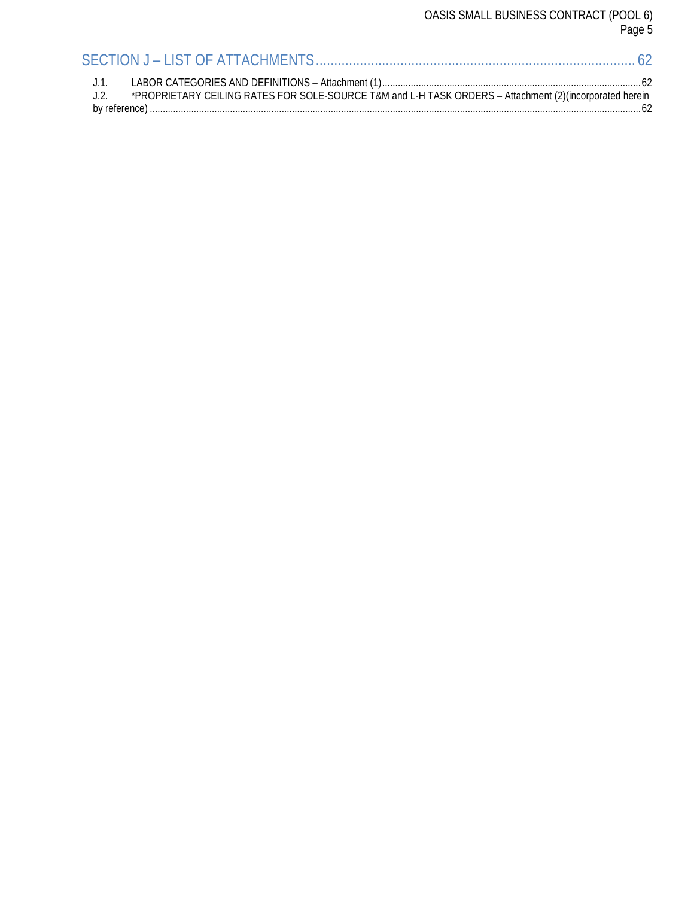SECTION J – LIST OF ATTACHMENTS ........................................................................................ 62

J.1. LABOR CATEGORIES AND DEFINITIONS – Attachment (1) ........................................................................................ 62

J.2. *PROPRIETARY CEILING RATES FOR SOLE-SOURCE T&M and L-H TASK ORDERS – Attachment (2)(incorporated herein by reference) ........................................................................................ 62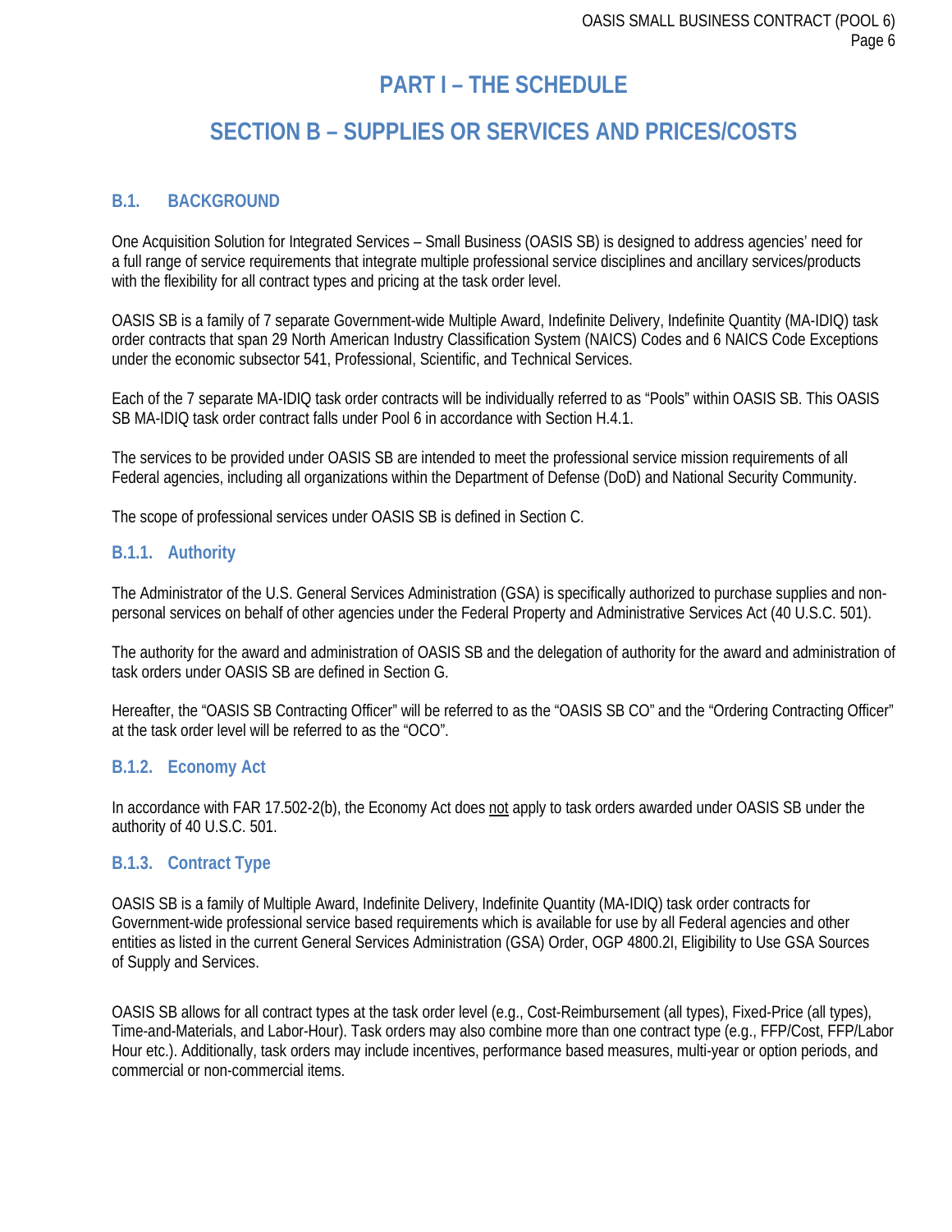# PART I – THE SCHEDULE

# SECTION B – SUPPLIES OR SERVICES AND PRICES/COSTS

## B.1. BACKGROUND

One Acquisition Solution for Integrated Services – Small Business (OASIS SB) is designed to address agencies' need for a full range of service requirements that integrate multiple professional service disciplines and ancillary services/products with the flexibility for all contract types and pricing at the task order level.

OASIS SB is a family of 7 separate Government-wide Multiple Award, Indefinite Delivery, Indefinite Quantity (MA-IDIQ) task order contracts that span 29 North American Industry Classification System (NAICS) Codes and 6 NAICS Code Exceptions under the economic subsector 541, Professional, Scientific, and Technical Services.

Each of the 7 separate MA-IDIQ task order contracts will be individually referred to as "Pools" within OASIS SB. This OASIS SB MA-IDIQ task order contract falls under Pool 6 in accordance with Section H.4.1.

The services to be provided under OASIS SB are intended to meet the professional service mission requirements of all Federal agencies, including all organizations within the Department of Defense (DoD) and National Security Community.

The scope of professional services under OASIS SB is defined in Section C.

### B.1.1. Authority

The Administrator of the U.S. General Services Administration (GSA) is specifically authorized to purchase supplies and non-personal services on behalf of other agencies under the Federal Property and Administrative Services Act (40 U.S.C. 501).

The authority for the award and administration of OASIS SB and the delegation of authority for the award and administration of task orders under OASIS SB are defined in Section G.

Hereafter, the "OASIS SB Contracting Officer" will be referred to as the "OASIS SB CO" and the "Ordering Contracting Officer" at the task order level will be referred to as the "OCO".

### B.1.2. Economy Act

In accordance with FAR 17.502-2(b), the Economy Act does not apply to task orders awarded under OASIS SB under the authority of 40 U.S.C. 501.

### B.1.3. Contract Type

OASIS SB is a family of Multiple Award, Indefinite Delivery, Indefinite Quantity (MA-IDIQ) task order contracts for Government-wide professional service based requirements which is available for use by all Federal agencies and other entities as listed in the current General Services Administration (GSA) Order, OGP 4800.2I, Eligibility to Use GSA Sources of Supply and Services.

OASIS SB allows for all contract types at the task order level (e.g., Cost-Reimbursement (all types), Fixed-Price (all types), Time-and-Materials, and Labor-Hour). Task orders may also combine more than one contract type (e.g., FFP/Cost, FFP/Labor Hour etc.). Additionally, task orders may include incentives, performance based measures, multi-year or option periods, and commercial or non-commercial items.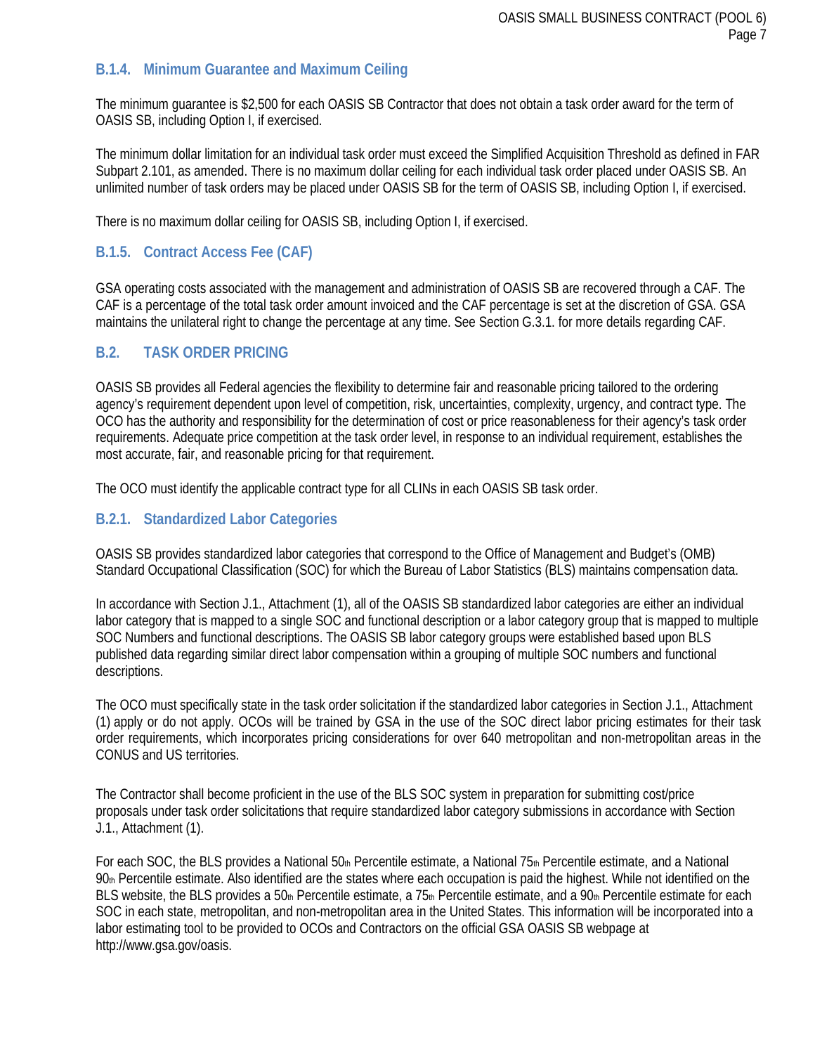### B.1.4. Minimum Guarantee and Maximum Ceiling

The minimum guarantee is $2,500 for each OASIS SB Contractor that does not obtain a task order award for the term of OASIS SB, including Option I, if exercised.

The minimum dollar limitation for an individual task order must exceed the Simplified Acquisition Threshold as defined in FAR Subpart 2.101, as amended. There is no maximum dollar ceiling for each individual task order placed under OASIS SB. An unlimited number of task orders may be placed under OASIS SB for the term of OASIS SB, including Option I, if exercised.

There is no maximum dollar ceiling for OASIS SB, including Option I, if exercised.

### B.1.5. Contract Access Fee (CAF)

GSA operating costs associated with the management and administration of OASIS SB are recovered through a CAF. The CAF is a percentage of the total task order amount invoiced and the CAF percentage is set at the discretion of GSA. GSA maintains the unilateral right to change the percentage at any time. See Section G.3.1. for more details regarding CAF.

## B.2. TASK ORDER PRICING

OASIS SB provides all Federal agencies the flexibility to determine fair and reasonable pricing tailored to the ordering agency's requirement dependent upon level of competition, risk, uncertainties, complexity, urgency, and contract type. The OCO has the authority and responsibility for the determination of cost or price reasonableness for their agency's task order requirements. Adequate price competition at the task order level, in response to an individual requirement, establishes the most accurate, fair, and reasonable pricing for that requirement.

The OCO must identify the applicable contract type for all CLINs in each OASIS SB task order.

### B.2.1. Standardized Labor Categories

OASIS SB provides standardized labor categories that correspond to the Office of Management and Budget's (OMB) Standard Occupational Classification (SOC) for which the Bureau of Labor Statistics (BLS) maintains compensation data.

In accordance with Section J.1., Attachment (1), all of the OASIS SB standardized labor categories are either an individual labor category that is mapped to a single SOC and functional description or a labor category group that is mapped to multiple SOC Numbers and functional descriptions. The OASIS SB labor category groups were established based upon BLS published data regarding similar direct labor compensation within a grouping of multiple SOC numbers and functional descriptions.

The OCO must specifically state in the task order solicitation if the standardized labor categories in Section J.1., Attachment (1) apply or do not apply. OCOs will be trained by GSA in the use of the SOC direct labor pricing estimates for their task order requirements, which incorporates pricing considerations for over 640 metropolitan and non-metropolitan areas in the CONUS and US territories.

The Contractor shall become proficient in the use of the BLS SOC system in preparation for submitting cost/price proposals under task order solicitations that require standardized labor category submissions in accordance with Section J.1., Attachment (1).

For each SOC, the BLS provides a National 50th Percentile estimate, a National 75th Percentile estimate, and a National 90th Percentile estimate. Also identified are the states where each occupation is paid the highest. While not identified on the BLS website, the BLS provides a 50th Percentile estimate, a 75th Percentile estimate, and a 90th Percentile estimate for each SOC in each state, metropolitan, and non-metropolitan area in the United States. This information will be incorporated into a labor estimating tool to be provided to OCOs and Contractors on the official GSA OASIS SB webpage at http://www.gsa.gov/oasis.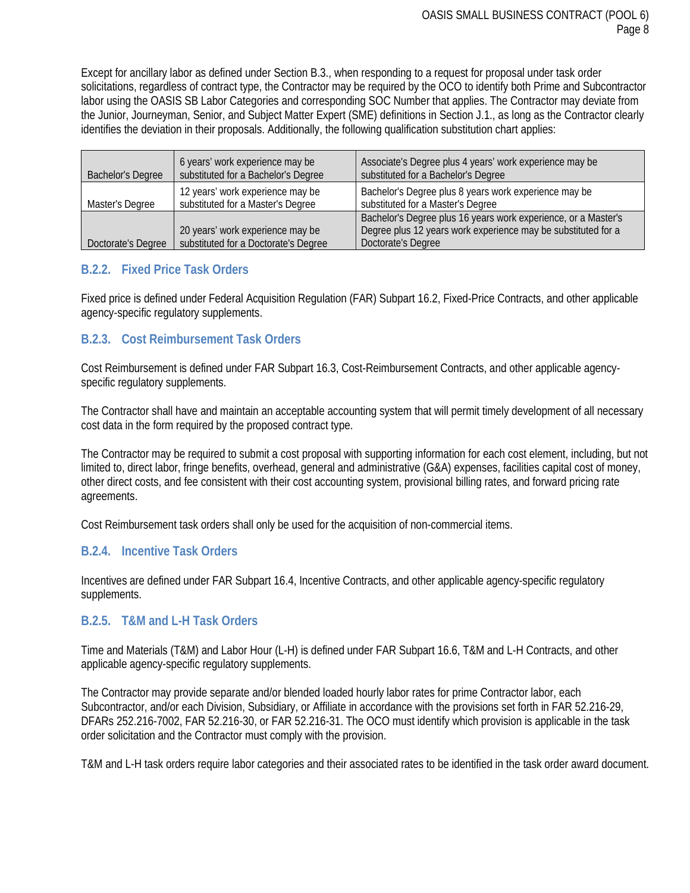Except for ancillary labor as defined under Section B.3., when responding to a request for proposal under task order solicitations, regardless of contract type, the Contractor may be required by the OCO to identify both Prime and Subcontractor labor using the OASIS SB Labor Categories and corresponding SOC Number that applies. The Contractor may deviate from the Junior, Journeyman, Senior, and Subject Matter Expert (SME) definitions in Section J.1., as long as the Contractor clearly identifies the deviation in their proposals. Additionally, the following qualification substitution chart applies:

| | | |
|---|---|---|
| Bachelor's Degree | 6 years' work experience may be substituted for a Bachelor's Degree | Associate's Degree plus 4 years' work experience may be substituted for a Bachelor's Degree |
| Master's Degree | 12 years' work experience may be substituted for a Master's Degree | Bachelor's Degree plus 8 years work experience may be substituted for a Master's Degree |
| Doctorate's Degree | 20 years' work experience may be substituted for a Doctorate's Degree | Bachelor's Degree plus 16 years work experience, or a Master's Degree plus 12 years work experience may be substituted for a Doctorate's Degree |

### B.2.2. Fixed Price Task Orders

Fixed price is defined under Federal Acquisition Regulation (FAR) Subpart 16.2, Fixed-Price Contracts, and other applicable agency-specific regulatory supplements.

### B.2.3. Cost Reimbursement Task Orders

Cost Reimbursement is defined under FAR Subpart 16.3, Cost-Reimbursement Contracts, and other applicable agency-specific regulatory supplements.

The Contractor shall have and maintain an acceptable accounting system that will permit timely development of all necessary cost data in the form required by the proposed contract type.

The Contractor may be required to submit a cost proposal with supporting information for each cost element, including, but not limited to, direct labor, fringe benefits, overhead, general and administrative (G&A) expenses, facilities capital cost of money, other direct costs, and fee consistent with their cost accounting system, provisional billing rates, and forward pricing rate agreements.

Cost Reimbursement task orders shall only be used for the acquisition of non-commercial items.

### B.2.4. Incentive Task Orders

Incentives are defined under FAR Subpart 16.4, Incentive Contracts, and other applicable agency-specific regulatory supplements.

### B.2.5. T&M and L-H Task Orders

Time and Materials (T&M) and Labor Hour (L-H) is defined under FAR Subpart 16.6, T&M and L-H Contracts, and other applicable agency-specific regulatory supplements.

The Contractor may provide separate and/or blended loaded hourly labor rates for prime Contractor labor, each Subcontractor, and/or each Division, Subsidiary, or Affiliate in accordance with the provisions set forth in FAR 52.216-29, DFARs 252.216-7002, FAR 52.216-30, or FAR 52.216-31. The OCO must identify which provision is applicable in the task order solicitation and the Contractor must comply with the provision.

T&M and L-H task orders require labor categories and their associated rates to be identified in the task order award document.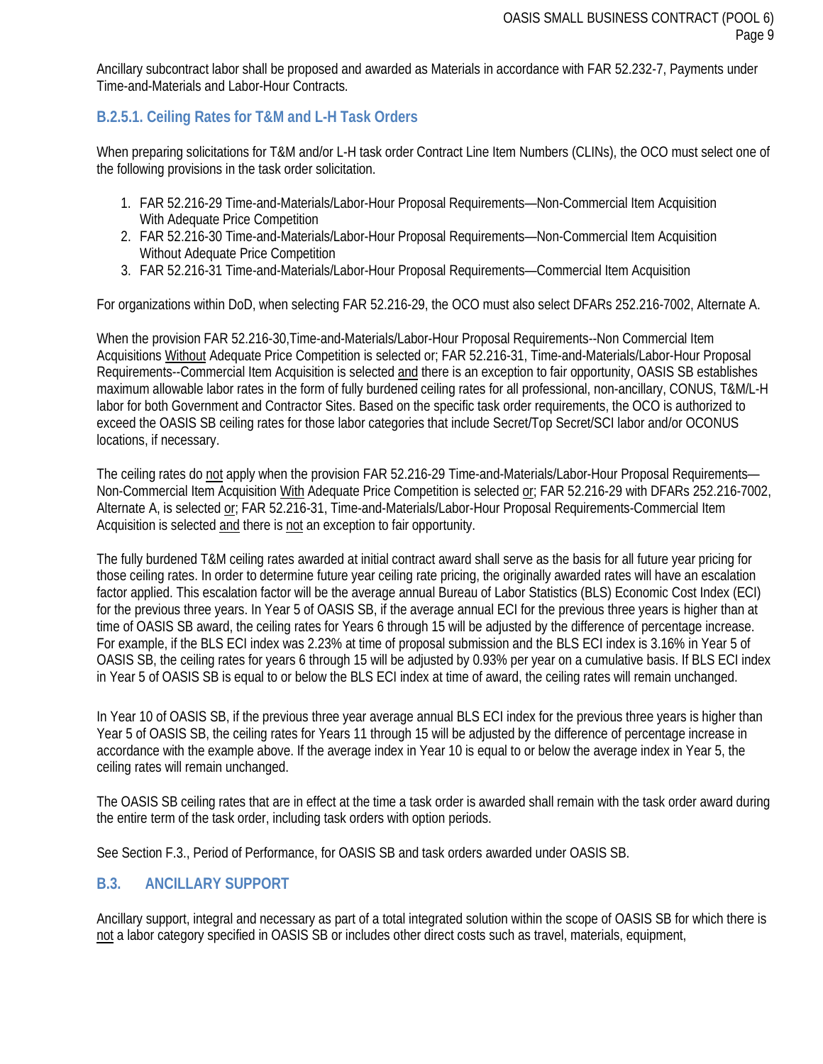Ancillary subcontract labor shall be proposed and awarded as Materials in accordance with FAR 52.232-7, Payments under Time-and-Materials and Labor-Hour Contracts.

### B.2.5.1. Ceiling Rates for T&M and L-H Task Orders

When preparing solicitations for T&M and/or L-H task order Contract Line Item Numbers (CLINs), the OCO must select one of the following provisions in the task order solicitation.

1. FAR 52.216-29 Time-and-Materials/Labor-Hour Proposal Requirements—Non-Commercial Item Acquisition With Adequate Price Competition
2. FAR 52.216-30 Time-and-Materials/Labor-Hour Proposal Requirements—Non-Commercial Item Acquisition Without Adequate Price Competition
3. FAR 52.216-31 Time-and-Materials/Labor-Hour Proposal Requirements—Commercial Item Acquisition

For organizations within DoD, when selecting FAR 52.216-29, the OCO must also select DFARs 252.216-7002, Alternate A.

When the provision FAR 52.216-30,Time-and-Materials/Labor-Hour Proposal Requirements--Non Commercial Item Acquisitions Without Adequate Price Competition is selected or; FAR 52.216-31, Time-and-Materials/Labor-Hour Proposal Requirements--Commercial Item Acquisition is selected and there is an exception to fair opportunity, OASIS SB establishes maximum allowable labor rates in the form of fully burdened ceiling rates for all professional, non-ancillary, CONUS, T&M/L-H labor for both Government and Contractor Sites. Based on the specific task order requirements, the OCO is authorized to exceed the OASIS SB ceiling rates for those labor categories that include Secret/Top Secret/SCI labor and/or OCONUS locations, if necessary.

The ceiling rates do not apply when the provision FAR 52.216-29 Time-and-Materials/Labor-Hour Proposal Requirements—Non-Commercial Item Acquisition With Adequate Price Competition is selected or; FAR 52.216-29 with DFARs 252.216-7002, Alternate A, is selected or; FAR 52.216-31, Time-and-Materials/Labor-Hour Proposal Requirements-Commercial Item Acquisition is selected and there is not an exception to fair opportunity.

The fully burdened T&M ceiling rates awarded at initial contract award shall serve as the basis for all future year pricing for those ceiling rates. In order to determine future year ceiling rate pricing, the originally awarded rates will have an escalation factor applied. This escalation factor will be the average annual Bureau of Labor Statistics (BLS) Economic Cost Index (ECI) for the previous three years. In Year 5 of OASIS SB, if the average annual ECI for the previous three years is higher than at time of OASIS SB award, the ceiling rates for Years 6 through 15 will be adjusted by the difference of percentage increase. For example, if the BLS ECI index was 2.23% at time of proposal submission and the BLS ECI index is 3.16% in Year 5 of OASIS SB, the ceiling rates for years 6 through 15 will be adjusted by 0.93% per year on a cumulative basis. If BLS ECI index in Year 5 of OASIS SB is equal to or below the BLS ECI index at time of award, the ceiling rates will remain unchanged.

In Year 10 of OASIS SB, if the previous three year average annual BLS ECI index for the previous three years is higher than Year 5 of OASIS SB, the ceiling rates for Years 11 through 15 will be adjusted by the difference of percentage increase in accordance with the example above. If the average index in Year 10 is equal to or below the average index in Year 5, the ceiling rates will remain unchanged.

The OASIS SB ceiling rates that are in effect at the time a task order is awarded shall remain with the task order award during the entire term of the task order, including task orders with option periods.

See Section F.3., Period of Performance, for OASIS SB and task orders awarded under OASIS SB.

## B.3. ANCILLARY SUPPORT

Ancillary support, integral and necessary as part of a total integrated solution within the scope of OASIS SB for which there is not a labor category specified in OASIS SB or includes other direct costs such as travel, materials, equipment,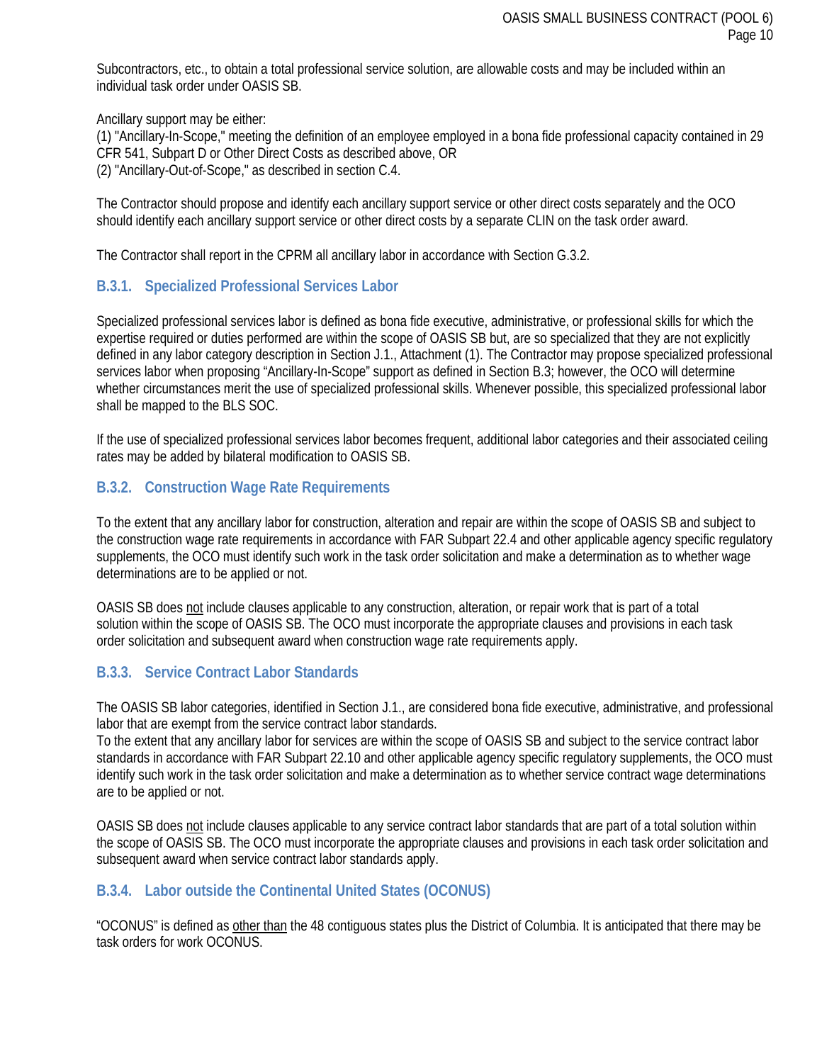Subcontractors, etc., to obtain a total professional service solution, are allowable costs and may be included within an individual task order under OASIS SB.

Ancillary support may be either:
(1) "Ancillary-In-Scope," meeting the definition of an employee employed in a bona fide professional capacity contained in 29 CFR 541, Subpart D or Other Direct Costs as described above, OR
(2) "Ancillary-Out-of-Scope," as described in section C.4.

The Contractor should propose and identify each ancillary support service or other direct costs separately and the OCO should identify each ancillary support service or other direct costs by a separate CLIN on the task order award.

The Contractor shall report in the CPRM all ancillary labor in accordance with Section G.3.2.

### B.3.1. Specialized Professional Services Labor

Specialized professional services labor is defined as bona fide executive, administrative, or professional skills for which the expertise required or duties performed are within the scope of OASIS SB but, are so specialized that they are not explicitly defined in any labor category description in Section J.1., Attachment (1). The Contractor may propose specialized professional services labor when proposing "Ancillary-In-Scope" support as defined in Section B.3; however, the OCO will determine whether circumstances merit the use of specialized professional skills. Whenever possible, this specialized professional labor shall be mapped to the BLS SOC.

If the use of specialized professional services labor becomes frequent, additional labor categories and their associated ceiling rates may be added by bilateral modification to OASIS SB.

### B.3.2. Construction Wage Rate Requirements

To the extent that any ancillary labor for construction, alteration and repair are within the scope of OASIS SB and subject to the construction wage rate requirements in accordance with FAR Subpart 22.4 and other applicable agency specific regulatory supplements, the OCO must identify such work in the task order solicitation and make a determination as to whether wage determinations are to be applied or not.

OASIS SB does not include clauses applicable to any construction, alteration, or repair work that is part of a total solution within the scope of OASIS SB. The OCO must incorporate the appropriate clauses and provisions in each task order solicitation and subsequent award when construction wage rate requirements apply.

### B.3.3. Service Contract Labor Standards

The OASIS SB labor categories, identified in Section J.1., are considered bona fide executive, administrative, and professional labor that are exempt from the service contract labor standards.
To the extent that any ancillary labor for services are within the scope of OASIS SB and subject to the service contract labor standards in accordance with FAR Subpart 22.10 and other applicable agency specific regulatory supplements, the OCO must identify such work in the task order solicitation and make a determination as to whether service contract wage determinations are to be applied or not.

OASIS SB does not include clauses applicable to any service contract labor standards that are part of a total solution within the scope of OASIS SB. The OCO must incorporate the appropriate clauses and provisions in each task order solicitation and subsequent award when service contract labor standards apply.

### B.3.4. Labor outside the Continental United States (OCONUS)

"OCONUS" is defined as other than the 48 contiguous states plus the District of Columbia. It is anticipated that there may be task orders for work OCONUS.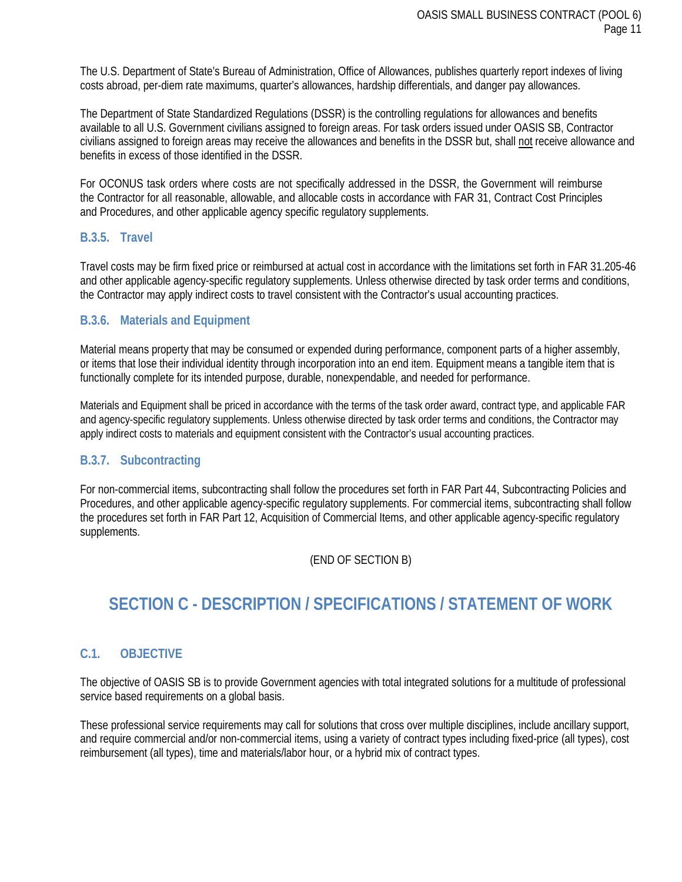The U.S. Department of State's Bureau of Administration, Office of Allowances, publishes quarterly report indexes of living costs abroad, per-diem rate maximums, quarter's allowances, hardship differentials, and danger pay allowances.

The Department of State Standardized Regulations (DSSR) is the controlling regulations for allowances and benefits available to all U.S. Government civilians assigned to foreign areas. For task orders issued under OASIS SB, Contractor civilians assigned to foreign areas may receive the allowances and benefits in the DSSR but, shall not receive allowance and benefits in excess of those identified in the DSSR.

For OCONUS task orders where costs are not specifically addressed in the DSSR, the Government will reimburse the Contractor for all reasonable, allowable, and allocable costs in accordance with FAR 31, Contract Cost Principles and Procedures, and other applicable agency specific regulatory supplements.

### B.3.5. Travel

Travel costs may be firm fixed price or reimbursed at actual cost in accordance with the limitations set forth in FAR 31.205-46 and other applicable agency-specific regulatory supplements. Unless otherwise directed by task order terms and conditions, the Contractor may apply indirect costs to travel consistent with the Contractor's usual accounting practices.

### B.3.6. Materials and Equipment

Material means property that may be consumed or expended during performance, component parts of a higher assembly, or items that lose their individual identity through incorporation into an end item. Equipment means a tangible item that is functionally complete for its intended purpose, durable, nonexpendable, and needed for performance.

Materials and Equipment shall be priced in accordance with the terms of the task order award, contract type, and applicable FAR and agency-specific regulatory supplements. Unless otherwise directed by task order terms and conditions, the Contractor may apply indirect costs to materials and equipment consistent with the Contractor's usual accounting practices.

### B.3.7. Subcontracting

For non-commercial items, subcontracting shall follow the procedures set forth in FAR Part 44, Subcontracting Policies and Procedures, and other applicable agency-specific regulatory supplements. For commercial items, subcontracting shall follow the procedures set forth in FAR Part 12, Acquisition of Commercial Items, and other applicable agency-specific regulatory supplements.

(END OF SECTION B)

# SECTION C - DESCRIPTION / SPECIFICATIONS / STATEMENT OF WORK

## C.1. OBJECTIVE

The objective of OASIS SB is to provide Government agencies with total integrated solutions for a multitude of professional service based requirements on a global basis.

These professional service requirements may call for solutions that cross over multiple disciplines, include ancillary support, and require commercial and/or non-commercial items, using a variety of contract types including fixed-price (all types), cost reimbursement (all types), time and materials/labor hour, or a hybrid mix of contract types.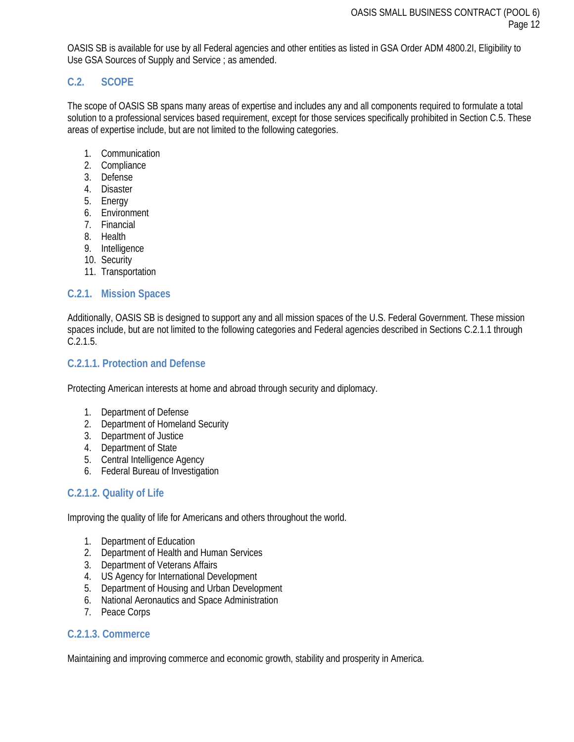OASIS SB is available for use by all Federal agencies and other entities as listed in GSA Order ADM 4800.2I, Eligibility to Use GSA Sources of Supply and Service ; as amended.

## C.2. SCOPE

The scope of OASIS SB spans many areas of expertise and includes any and all components required to formulate a total solution to a professional services based requirement, except for those services specifically prohibited in Section C.5. These areas of expertise include, but are not limited to the following categories.

1. Communication
2. Compliance
3. Defense
4. Disaster
5. Energy
6. Environment
7. Financial
8. Health
9. Intelligence
10. Security
11. Transportation

### C.2.1. Mission Spaces

Additionally, OASIS SB is designed to support any and all mission spaces of the U.S. Federal Government. These mission spaces include, but are not limited to the following categories and Federal agencies described in Sections C.2.1.1 through C.2.1.5.

#### C.2.1.1. Protection and Defense

Protecting American interests at home and abroad through security and diplomacy.

1. Department of Defense
2. Department of Homeland Security
3. Department of Justice
4. Department of State
5. Central Intelligence Agency
6. Federal Bureau of Investigation

#### C.2.1.2. Quality of Life

Improving the quality of life for Americans and others throughout the world.

1. Department of Education
2. Department of Health and Human Services
3. Department of Veterans Affairs
4. US Agency for International Development
5. Department of Housing and Urban Development
6. National Aeronautics and Space Administration
7. Peace Corps

#### C.2.1.3. Commerce

Maintaining and improving commerce and economic growth, stability and prosperity in America.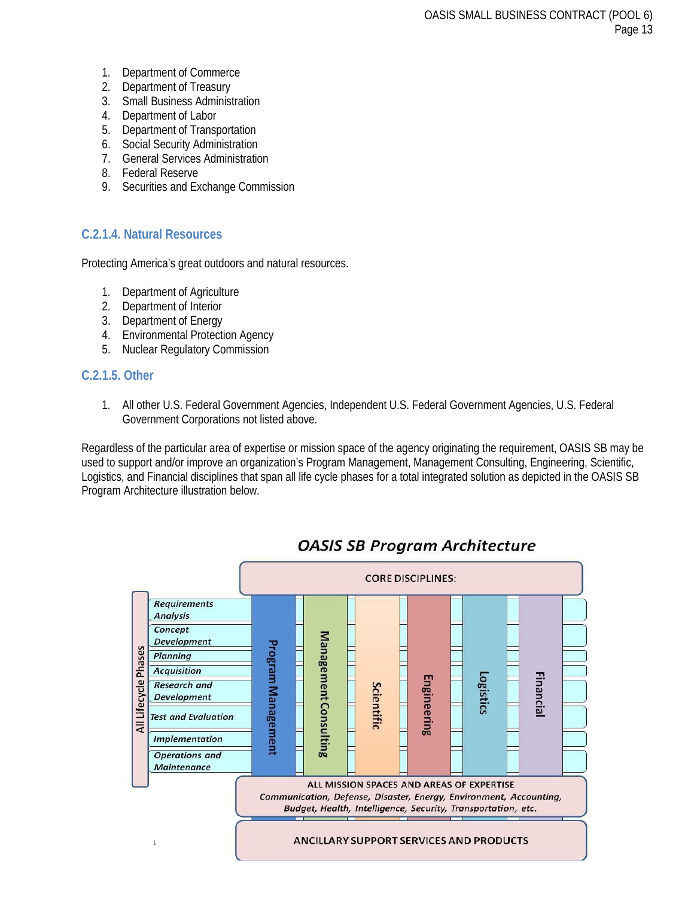1. Department of Commerce
2. Department of Treasury
3. Small Business Administration
4. Department of Labor
5. Department of Transportation
6. Social Security Administration
7. General Services Administration
8. Federal Reserve
9. Securities and Exchange Commission

### C.2.1.4. Natural Resources

Protecting America's great outdoors and natural resources.

1. Department of Agriculture
2. Department of Interior
3. Department of Energy
4. Environmental Protection Agency
5. Nuclear Regulatory Commission

### C.2.1.5. Other

1. All other U.S. Federal Government Agencies, Independent U.S. Federal Government Agencies, U.S. Federal Government Corporations not listed above.

Regardless of the particular area of expertise or mission space of the agency originating the requirement, OASIS SB may be used to support and/or improve an organization's Program Management, Management Consulting, Engineering, Scientific, Logistics, and Financial disciplines that span all life cycle phases for a total integrated solution as depicted in the OASIS SB Program Architecture illustration below.

***OASIS SB Program Architecture***

CORE DISCIPLINES:

Program Management | Management Consulting | Scientific | Engineering | Logistics | Financial

All Lifecycle Phases:

*Requirements Analysis*
*Concept Development*
*Planning*
*Acquisition*
*Research and Development*
*Test and Evaluation*
*Implementation*
*Operations and Maintenance*

ALL MISSION SPACES AND AREAS OF EXPERTISE
*Communication, Defense, Disaster, Energy, Environment, Accounting, Budget, Health, Intelligence, Security, Transportation, etc.*

ANCILLARY SUPPORT SERVICES AND PRODUCTS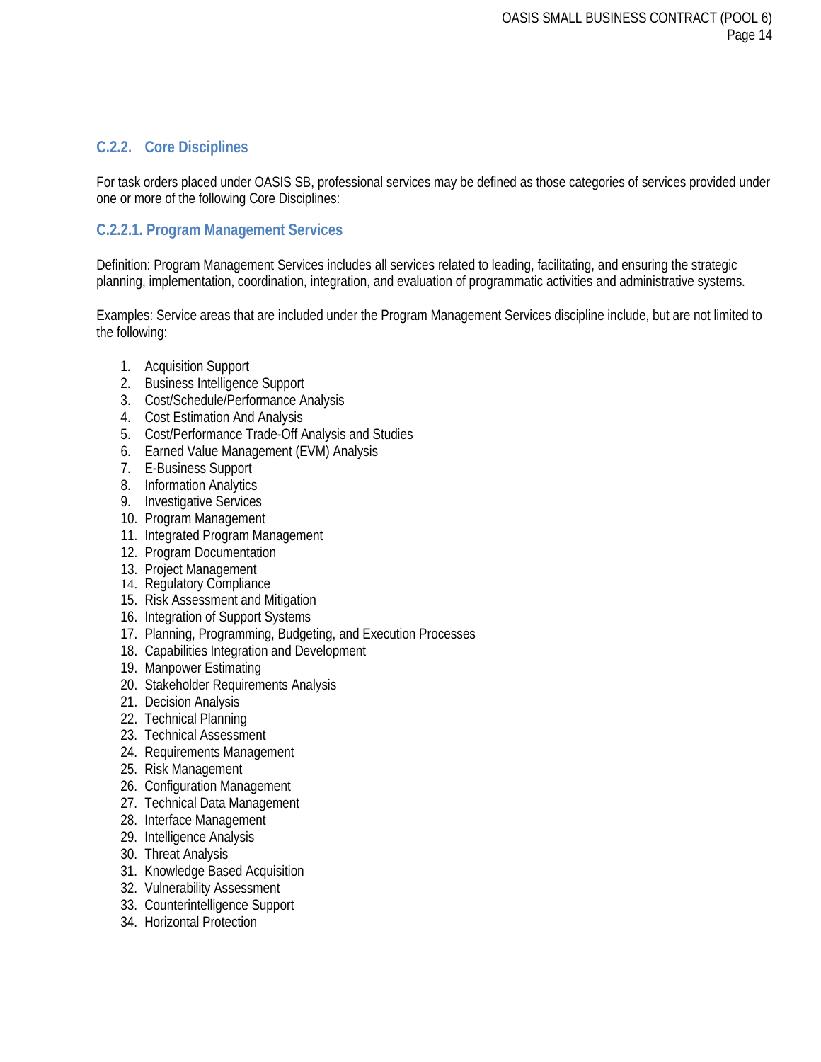### C.2.2. Core Disciplines

For task orders placed under OASIS SB, professional services may be defined as those categories of services provided under one or more of the following Core Disciplines:

#### C.2.2.1. Program Management Services

Definition: Program Management Services includes all services related to leading, facilitating, and ensuring the strategic planning, implementation, coordination, integration, and evaluation of programmatic activities and administrative systems.

Examples: Service areas that are included under the Program Management Services discipline include, but are not limited to the following:

1. Acquisition Support
2. Business Intelligence Support
3. Cost/Schedule/Performance Analysis
4. Cost Estimation And Analysis
5. Cost/Performance Trade-Off Analysis and Studies
6. Earned Value Management (EVM) Analysis
7. E-Business Support
8. Information Analytics
9. Investigative Services
10. Program Management
11. Integrated Program Management
12. Program Documentation
13. Project Management
14. Regulatory Compliance
15. Risk Assessment and Mitigation
16. Integration of Support Systems
17. Planning, Programming, Budgeting, and Execution Processes
18. Capabilities Integration and Development
19. Manpower Estimating
20. Stakeholder Requirements Analysis
21. Decision Analysis
22. Technical Planning
23. Technical Assessment
24. Requirements Management
25. Risk Management
26. Configuration Management
27. Technical Data Management
28. Interface Management
29. Intelligence Analysis
30. Threat Analysis
31. Knowledge Based Acquisition
32. Vulnerability Assessment
33. Counterintelligence Support
34. Horizontal Protection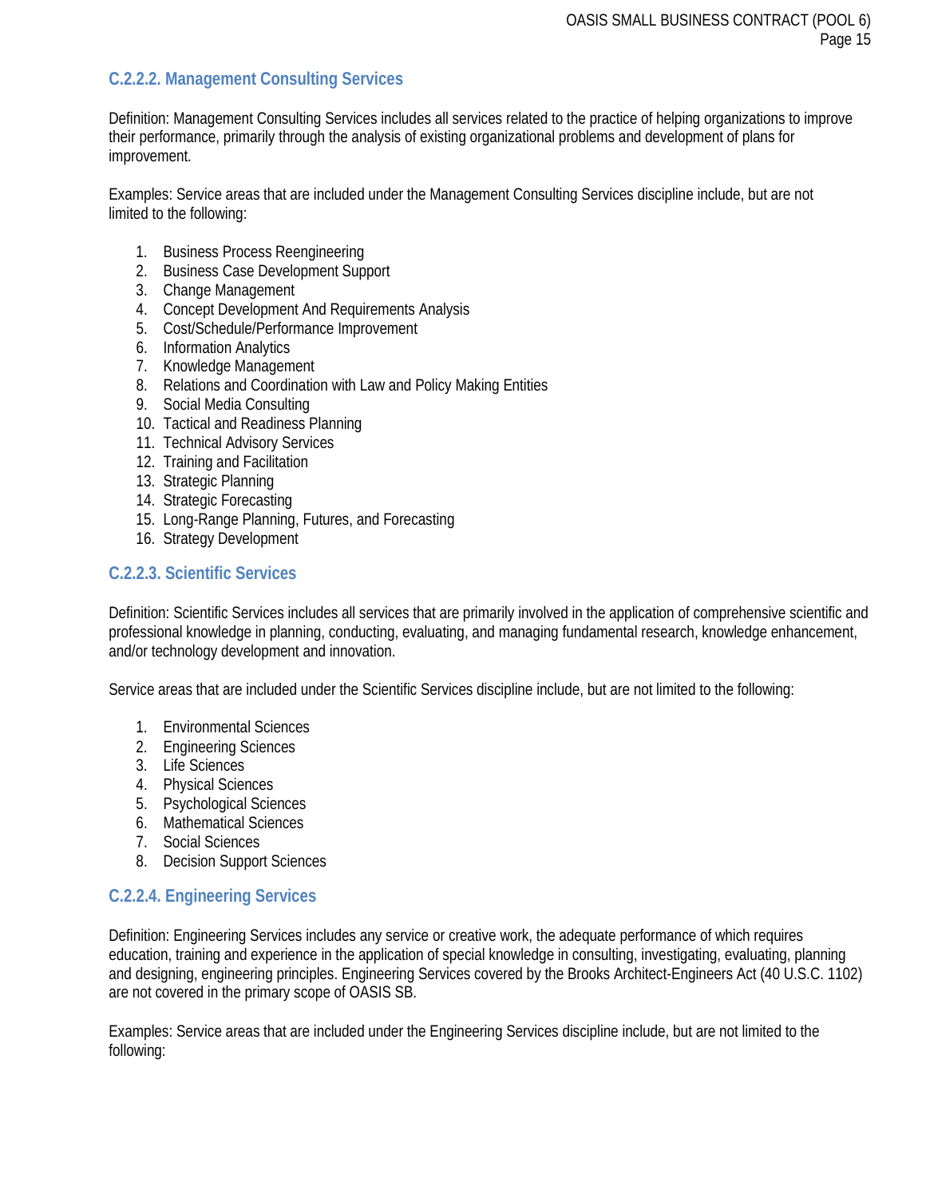### C.2.2.2. Management Consulting Services

Definition: Management Consulting Services includes all services related to the practice of helping organizations to improve their performance, primarily through the analysis of existing organizational problems and development of plans for improvement.

Examples: Service areas that are included under the Management Consulting Services discipline include, but are not limited to the following:

1. Business Process Reengineering
2. Business Case Development Support
3. Change Management
4. Concept Development And Requirements Analysis
5. Cost/Schedule/Performance Improvement
6. Information Analytics
7. Knowledge Management
8. Relations and Coordination with Law and Policy Making Entities
9. Social Media Consulting
10. Tactical and Readiness Planning
11. Technical Advisory Services
12. Training and Facilitation
13. Strategic Planning
14. Strategic Forecasting
15. Long-Range Planning, Futures, and Forecasting
16. Strategy Development

### C.2.2.3. Scientific Services

Definition: Scientific Services includes all services that are primarily involved in the application of comprehensive scientific and professional knowledge in planning, conducting, evaluating, and managing fundamental research, knowledge enhancement, and/or technology development and innovation.

Service areas that are included under the Scientific Services discipline include, but are not limited to the following:

1. Environmental Sciences
2. Engineering Sciences
3. Life Sciences
4. Physical Sciences
5. Psychological Sciences
6. Mathematical Sciences
7. Social Sciences
8. Decision Support Sciences

### C.2.2.4. Engineering Services

Definition: Engineering Services includes any service or creative work, the adequate performance of which requires education, training and experience in the application of special knowledge in consulting, investigating, evaluating, planning and designing, engineering principles. Engineering Services covered by the Brooks Architect-Engineers Act (40 U.S.C. 1102) are not covered in the primary scope of OASIS SB.

Examples: Service areas that are included under the Engineering Services discipline include, but are not limited to the following: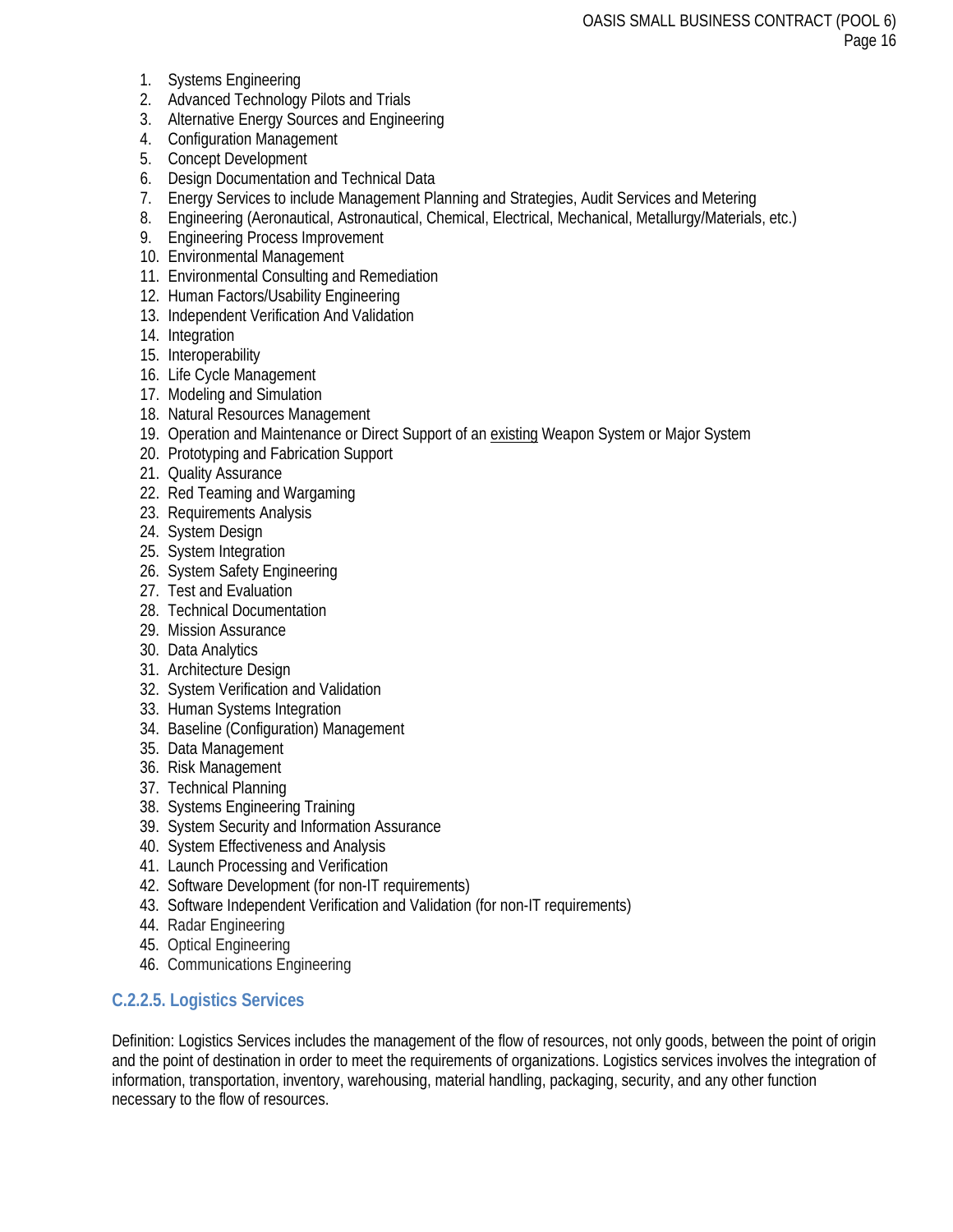1. Systems Engineering
2. Advanced Technology Pilots and Trials
3. Alternative Energy Sources and Engineering
4. Configuration Management
5. Concept Development
6. Design Documentation and Technical Data
7. Energy Services to include Management Planning and Strategies, Audit Services and Metering
8. Engineering (Aeronautical, Astronautical, Chemical, Electrical, Mechanical, Metallurgy/Materials, etc.)
9. Engineering Process Improvement
10. Environmental Management
11. Environmental Consulting and Remediation
12. Human Factors/Usability Engineering
13. Independent Verification And Validation
14. Integration
15. Interoperability
16. Life Cycle Management
17. Modeling and Simulation
18. Natural Resources Management
19. Operation and Maintenance or Direct Support of an existing Weapon System or Major System
20. Prototyping and Fabrication Support
21. Quality Assurance
22. Red Teaming and Wargaming
23. Requirements Analysis
24. System Design
25. System Integration
26. System Safety Engineering
27. Test and Evaluation
28. Technical Documentation
29. Mission Assurance
30. Data Analytics
31. Architecture Design
32. System Verification and Validation
33. Human Systems Integration
34. Baseline (Configuration) Management
35. Data Management
36. Risk Management
37. Technical Planning
38. Systems Engineering Training
39. System Security and Information Assurance
40. System Effectiveness and Analysis
41. Launch Processing and Verification
42. Software Development (for non-IT requirements)
43. Software Independent Verification and Validation (for non-IT requirements)
44. Radar Engineering
45. Optical Engineering
46. Communications Engineering

### C.2.2.5. Logistics Services

Definition: Logistics Services includes the management of the flow of resources, not only goods, between the point of origin and the point of destination in order to meet the requirements of organizations. Logistics services involves the integration of information, transportation, inventory, warehousing, material handling, packaging, security, and any other function necessary to the flow of resources.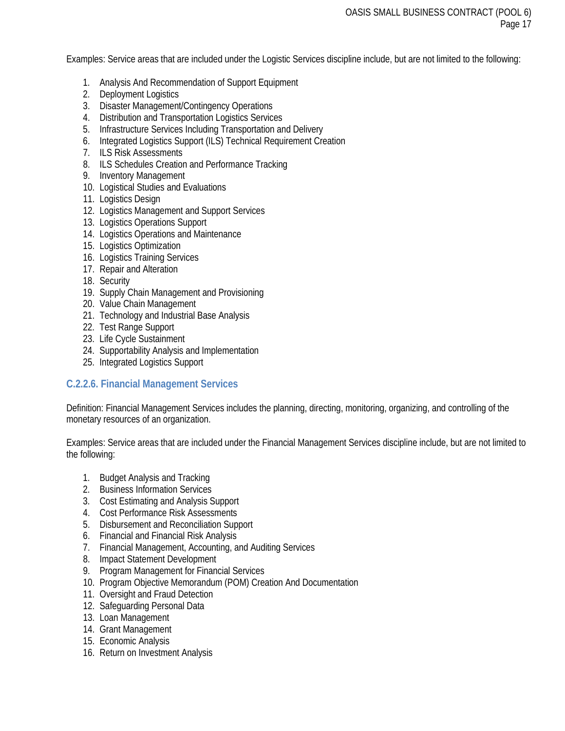Examples: Service areas that are included under the Logistic Services discipline include, but are not limited to the following:

1. Analysis And Recommendation of Support Equipment
2. Deployment Logistics
3. Disaster Management/Contingency Operations
4. Distribution and Transportation Logistics Services
5. Infrastructure Services Including Transportation and Delivery
6. Integrated Logistics Support (ILS) Technical Requirement Creation
7. ILS Risk Assessments
8. ILS Schedules Creation and Performance Tracking
9. Inventory Management
10. Logistical Studies and Evaluations
11. Logistics Design
12. Logistics Management and Support Services
13. Logistics Operations Support
14. Logistics Operations and Maintenance
15. Logistics Optimization
16. Logistics Training Services
17. Repair and Alteration
18. Security
19. Supply Chain Management and Provisioning
20. Value Chain Management
21. Technology and Industrial Base Analysis
22. Test Range Support
23. Life Cycle Sustainment
24. Supportability Analysis and Implementation
25. Integrated Logistics Support

### C.2.2.6. Financial Management Services

Definition: Financial Management Services includes the planning, directing, monitoring, organizing, and controlling of the monetary resources of an organization.

Examples: Service areas that are included under the Financial Management Services discipline include, but are not limited to the following:

1. Budget Analysis and Tracking
2. Business Information Services
3. Cost Estimating and Analysis Support
4. Cost Performance Risk Assessments
5. Disbursement and Reconciliation Support
6. Financial and Financial Risk Analysis
7. Financial Management, Accounting, and Auditing Services
8. Impact Statement Development
9. Program Management for Financial Services
10. Program Objective Memorandum (POM) Creation And Documentation
11. Oversight and Fraud Detection
12. Safeguarding Personal Data
13. Loan Management
14. Grant Management
15. Economic Analysis
16. Return on Investment Analysis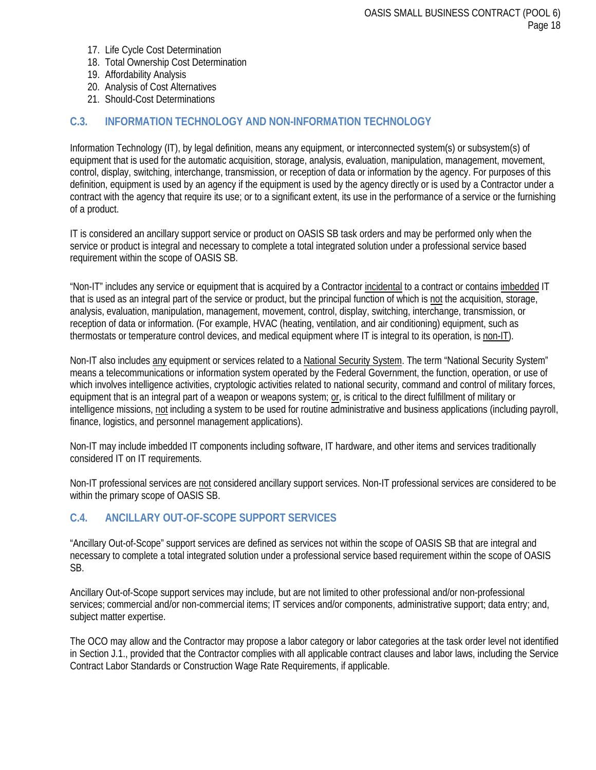17. Life Cycle Cost Determination
18. Total Ownership Cost Determination
19. Affordability Analysis
20. Analysis of Cost Alternatives
21. Should-Cost Determinations

## C.3. INFORMATION TECHNOLOGY AND NON-INFORMATION TECHNOLOGY

Information Technology (IT), by legal definition, means any equipment, or interconnected system(s) or subsystem(s) of equipment that is used for the automatic acquisition, storage, analysis, evaluation, manipulation, management, movement, control, display, switching, interchange, transmission, or reception of data or information by the agency. For purposes of this definition, equipment is used by an agency if the equipment is used by the agency directly or is used by a Contractor under a contract with the agency that require its use; or to a significant extent, its use in the performance of a service or the furnishing of a product.

IT is considered an ancillary support service or product on OASIS SB task orders and may be performed only when the service or product is integral and necessary to complete a total integrated solution under a professional service based requirement within the scope of OASIS SB.

"Non-IT" includes any service or equipment that is acquired by a Contractor incidental to a contract or contains imbedded IT that is used as an integral part of the service or product, but the principal function of which is not the acquisition, storage, analysis, evaluation, manipulation, management, movement, control, display, switching, interchange, transmission, or reception of data or information. (For example, HVAC (heating, ventilation, and air conditioning) equipment, such as thermostats or temperature control devices, and medical equipment where IT is integral to its operation, is non-IT).

Non-IT also includes any equipment or services related to a National Security System. The term "National Security System" means a telecommunications or information system operated by the Federal Government, the function, operation, or use of which involves intelligence activities, cryptologic activities related to national security, command and control of military forces, equipment that is an integral part of a weapon or weapons system; or, is critical to the direct fulfillment of military or intelligence missions, not including a system to be used for routine administrative and business applications (including payroll, finance, logistics, and personnel management applications).

Non-IT may include imbedded IT components including software, IT hardware, and other items and services traditionally considered IT on IT requirements.

Non-IT professional services are not considered ancillary support services. Non-IT professional services are considered to be within the primary scope of OASIS SB.

## C.4. ANCILLARY OUT-OF-SCOPE SUPPORT SERVICES

"Ancillary Out-of-Scope" support services are defined as services not within the scope of OASIS SB that are integral and necessary to complete a total integrated solution under a professional service based requirement within the scope of OASIS SB.

Ancillary Out-of-Scope support services may include, but are not limited to other professional and/or non-professional services; commercial and/or non-commercial items; IT services and/or components, administrative support; data entry; and, subject matter expertise.

The OCO may allow and the Contractor may propose a labor category or labor categories at the task order level not identified in Section J.1., provided that the Contractor complies with all applicable contract clauses and labor laws, including the Service Contract Labor Standards or Construction Wage Rate Requirements, if applicable.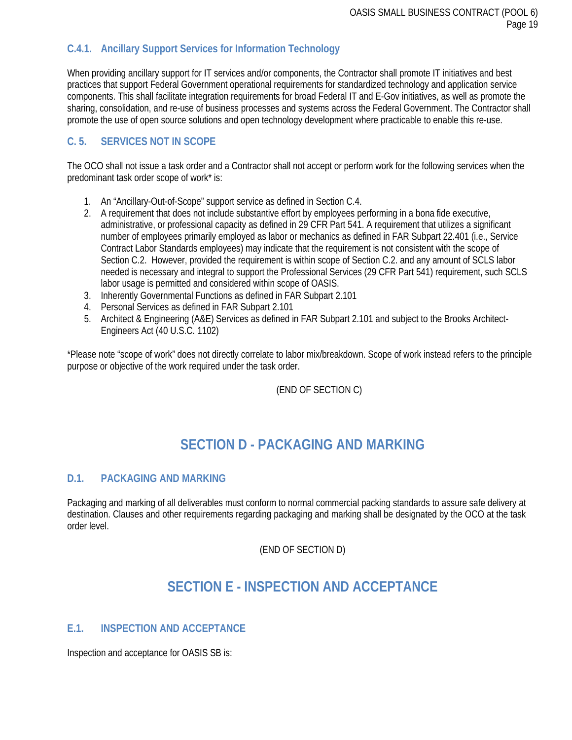### C.4.1. Ancillary Support Services for Information Technology

When providing ancillary support for IT services and/or components, the Contractor shall promote IT initiatives and best practices that support Federal Government operational requirements for standardized technology and application service components. This shall facilitate integration requirements for broad Federal IT and E-Gov initiatives, as well as promote the sharing, consolidation, and re-use of business processes and systems across the Federal Government. The Contractor shall promote the use of open source solutions and open technology development where practicable to enable this re-use.

## C. 5. SERVICES NOT IN SCOPE

The OCO shall not issue a task order and a Contractor shall not accept or perform work for the following services when the predominant task order scope of work* is:

1. An "Ancillary-Out-of-Scope" support service as defined in Section C.4.
2. A requirement that does not include substantive effort by employees performing in a bona fide executive, administrative, or professional capacity as defined in 29 CFR Part 541. A requirement that utilizes a significant number of employees primarily employed as labor or mechanics as defined in FAR Subpart 22.401 (i.e., Service Contract Labor Standards employees) may indicate that the requirement is not consistent with the scope of Section C.2. However, provided the requirement is within scope of Section C.2. and any amount of SCLS labor needed is necessary and integral to support the Professional Services (29 CFR Part 541) requirement, such SCLS labor usage is permitted and considered within scope of OASIS.
3. Inherently Governmental Functions as defined in FAR Subpart 2.101
4. Personal Services as defined in FAR Subpart 2.101
5. Architect & Engineering (A&E) Services as defined in FAR Subpart 2.101 and subject to the Brooks Architect-Engineers Act (40 U.S.C. 1102)

*Please note "scope of work" does not directly correlate to labor mix/breakdown. Scope of work instead refers to the principle purpose or objective of the work required under the task order.

(END OF SECTION C)

# SECTION D - PACKAGING AND MARKING

## D.1. PACKAGING AND MARKING

Packaging and marking of all deliverables must conform to normal commercial packing standards to assure safe delivery at destination. Clauses and other requirements regarding packaging and marking shall be designated by the OCO at the task order level.

(END OF SECTION D)

# SECTION E - INSPECTION AND ACCEPTANCE

## E.1. INSPECTION AND ACCEPTANCE

Inspection and acceptance for OASIS SB is: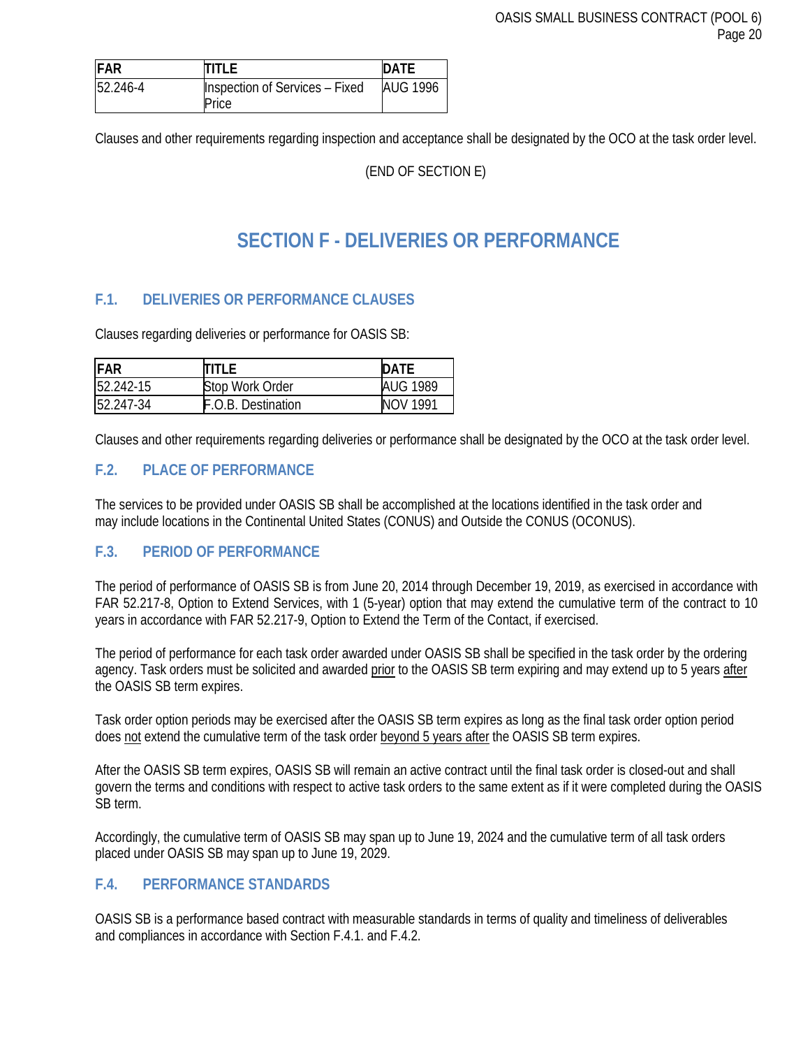| FAR | TITLE | DATE |
|---|---|---|
| 52.246-4 | Inspection of Services – Fixed Price | AUG 1996 |

Clauses and other requirements regarding inspection and acceptance shall be designated by the OCO at the task order level.

(END OF SECTION E)

# SECTION F - DELIVERIES OR PERFORMANCE

## F.1. DELIVERIES OR PERFORMANCE CLAUSES

Clauses regarding deliveries or performance for OASIS SB:

| FAR | TITLE | DATE |
|---|---|---|
| 52.242-15 | Stop Work Order | AUG 1989 |
| 52.247-34 | F.O.B. Destination | NOV 1991 |

Clauses and other requirements regarding deliveries or performance shall be designated by the OCO at the task order level.

## F.2. PLACE OF PERFORMANCE

The services to be provided under OASIS SB shall be accomplished at the locations identified in the task order and may include locations in the Continental United States (CONUS) and Outside the CONUS (OCONUS).

## F.3. PERIOD OF PERFORMANCE

The period of performance of OASIS SB is from June 20, 2014 through December 19, 2019, as exercised in accordance with FAR 52.217-8, Option to Extend Services, with 1 (5-year) option that may extend the cumulative term of the contract to 10 years in accordance with FAR 52.217-9, Option to Extend the Term of the Contact, if exercised.

The period of performance for each task order awarded under OASIS SB shall be specified in the task order by the ordering agency. Task orders must be solicited and awarded prior to the OASIS SB term expiring and may extend up to 5 years after the OASIS SB term expires.

Task order option periods may be exercised after the OASIS SB term expires as long as the final task order option period does not extend the cumulative term of the task order beyond 5 years after the OASIS SB term expires.

After the OASIS SB term expires, OASIS SB will remain an active contract until the final task order is closed-out and shall govern the terms and conditions with respect to active task orders to the same extent as if it were completed during the OASIS SB term.

Accordingly, the cumulative term of OASIS SB may span up to June 19, 2024 and the cumulative term of all task orders placed under OASIS SB may span up to June 19, 2029.

## F.4. PERFORMANCE STANDARDS

OASIS SB is a performance based contract with measurable standards in terms of quality and timeliness of deliverables and compliances in accordance with Section F.4.1. and F.4.2.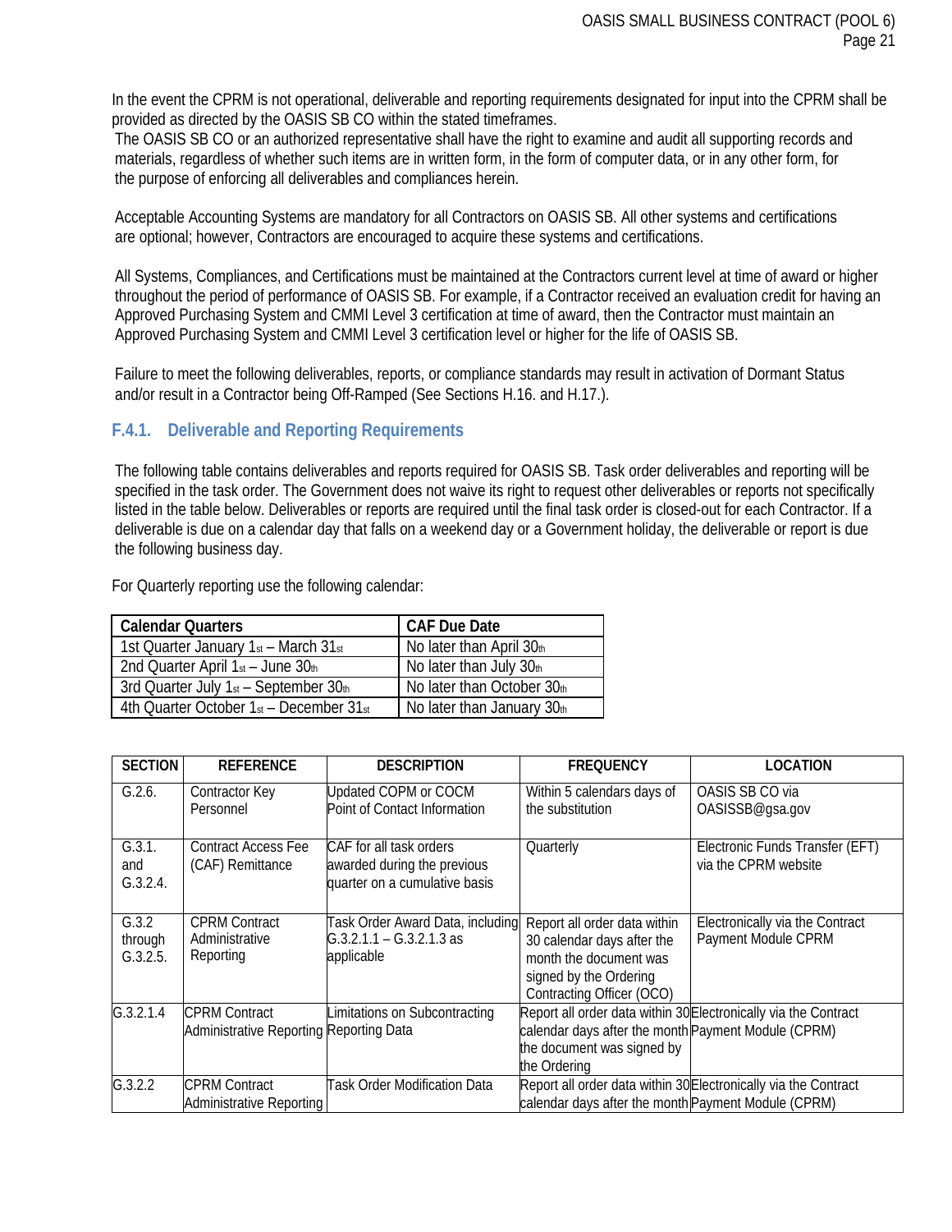In the event the CPRM is not operational, deliverable and reporting requirements designated for input into the CPRM shall be provided as directed by the OASIS SB CO within the stated timeframes.
The OASIS SB CO or an authorized representative shall have the right to examine and audit all supporting records and materials, regardless of whether such items are in written form, in the form of computer data, or in any other form, for the purpose of enforcing all deliverables and compliances herein.

Acceptable Accounting Systems are mandatory for all Contractors on OASIS SB. All other systems and certifications are optional; however, Contractors are encouraged to acquire these systems and certifications.

All Systems, Compliances, and Certifications must be maintained at the Contractors current level at time of award or higher throughout the period of performance of OASIS SB. For example, if a Contractor received an evaluation credit for having an Approved Purchasing System and CMMI Level 3 certification at time of award, then the Contractor must maintain an Approved Purchasing System and CMMI Level 3 certification level or higher for the life of OASIS SB.

Failure to meet the following deliverables, reports, or compliance standards may result in activation of Dormant Status and/or result in a Contractor being Off-Ramped (See Sections H.16. and H.17.).

### F.4.1. Deliverable and Reporting Requirements

The following table contains deliverables and reports required for OASIS SB. Task order deliverables and reporting will be specified in the task order. The Government does not waive its right to request other deliverables or reports not specifically listed in the table below. Deliverables or reports are required until the final task order is closed-out for each Contractor. If a deliverable is due on a calendar day that falls on a weekend day or a Government holiday, the deliverable or report is due the following business day.

For Quarterly reporting use the following calendar:

| Calendar Quarters | CAF Due Date |
|---|---|
| 1st Quarter January 1st – March 31st | No later than April 30th |
| 2nd Quarter April 1st – June 30th | No later than July 30th |
| 3rd Quarter July 1st – September 30th | No later than October 30th |
| 4th Quarter October 1st – December 31st | No later than January 30th |

| SECTION | REFERENCE | DESCRIPTION | FREQUENCY | LOCATION |
|---|---|---|---|---|
| G.2.6. | Contractor Key Personnel | Updated COPM or COCM Point of Contact Information | Within 5 calendars days of the substitution | OASIS SB CO via OASISSB@gsa.gov |
| G.3.1. and G.3.2.4. | Contract Access Fee (CAF) Remittance | CAF for all task orders awarded during the previous quarter on a cumulative basis | Quarterly | Electronic Funds Transfer (EFT) via the CPRM website |
| G.3.2 through G.3.2.5. | CPRM Contract Administrative Reporting | Task Order Award Data, including G.3.2.1.1 – G.3.2.1.3 as applicable | Report all order data within 30 calendar days after the month the document was signed by the Ordering Contracting Officer (OCO) | Electronically via the Contract Payment Module CPRM |
| G.3.2.1.4 | CPRM Contract Administrative Reporting | Limitations on Subcontracting Reporting Data | Report all order data within 30 calendar days after the month the document was signed by the Ordering | Electronically via the Contract Payment Module (CPRM) |
| G.3.2.2 | CPRM Contract Administrative Reporting | Task Order Modification Data | Report all order data within 30 calendar days after the month | Electronically via the Contract Payment Module (CPRM) |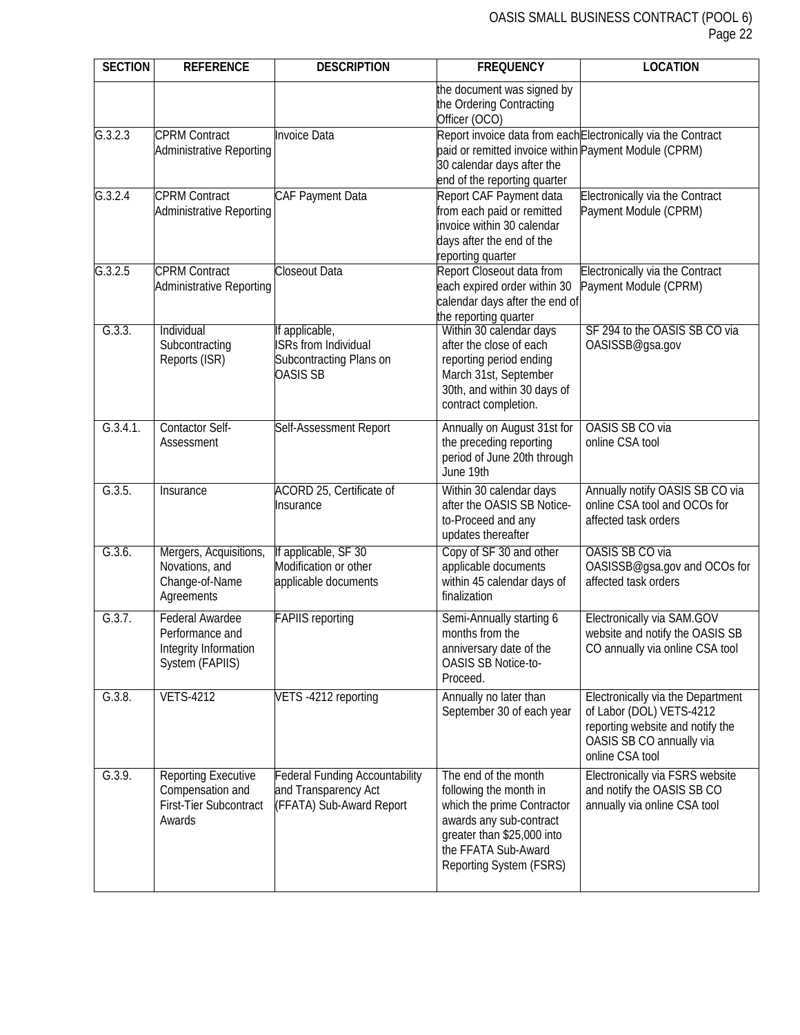| SECTION | REFERENCE | DESCRIPTION | FREQUENCY | LOCATION |
|---|---|---|---|---|
| | | | the document was signed by the Ordering Contracting Officer (OCO) | |
| G.3.2.3 | CPRM Contract Administrative Reporting | Invoice Data | Report invoice data from each paid or remitted invoice within 30 calendar days after the end of the reporting quarter | Electronically via the Contract Payment Module (CPRM) |
| G.3.2.4 | CPRM Contract Administrative Reporting | CAF Payment Data | Report CAF Payment data from each paid or remitted invoice within 30 calendar days after the end of the reporting quarter | Electronically via the Contract Payment Module (CPRM) |
| G.3.2.5 | CPRM Contract Administrative Reporting | Closeout Data | Report Closeout data from each expired order within 30 calendar days after the end of the reporting quarter | Electronically via the Contract Payment Module (CPRM) |
| G.3.3. | Individual Subcontracting Reports (ISR) | If applicable, ISRs from Individual Subcontracting Plans on OASIS SB | Within 30 calendar days after the close of each reporting period ending March 31st, September 30th, and within 30 days of contract completion. | SF 294 to the OASIS SB CO via OASISSB@gsa.gov |
| G.3.4.1. | Contactor Self-Assessment | Self-Assessment Report | Annually on August 31st for the preceding reporting period of June 20th through June 19th | OASIS SB CO via online CSA tool |
| G.3.5. | Insurance | ACORD 25, Certificate of Insurance | Within 30 calendar days after the OASIS SB Notice-to-Proceed and any updates thereafter | Annually notify OASIS SB CO via online CSA tool and OCOs for affected task orders |
| G.3.6. | Mergers, Acquisitions, Novations, and Change-of-Name Agreements | If applicable, SF 30 Modification or other applicable documents | Copy of SF 30 and other applicable documents within 45 calendar days of finalization | OASIS SB CO via OASISSB@gsa.gov and OCOs for affected task orders |
| G.3.7. | Federal Awardee Performance and Integrity Information System (FAPIIS) | FAPIIS reporting | Semi-Annually starting 6 months from the anniversary date of the OASIS SB Notice-to-Proceed. | Electronically via SAM.GOV website and notify the OASIS SB CO annually via online CSA tool |
| G.3.8. | VETS-4212 | VETS -4212 reporting | Annually no later than September 30 of each year | Electronically via the Department of Labor (DOL) VETS-4212 reporting website and notify the OASIS SB CO annually via online CSA tool |
| G.3.9. | Reporting Executive Compensation and First-Tier Subcontract Awards | Federal Funding Accountability and Transparency Act (FFATA) Sub-Award Report | The end of the month following the month in which the prime Contractor awards any sub-contract greater than $25,000 into the FFATA Sub-Award Reporting System (FSRS) | Electronically via FSRS website and notify the OASIS SB CO annually via online CSA tool |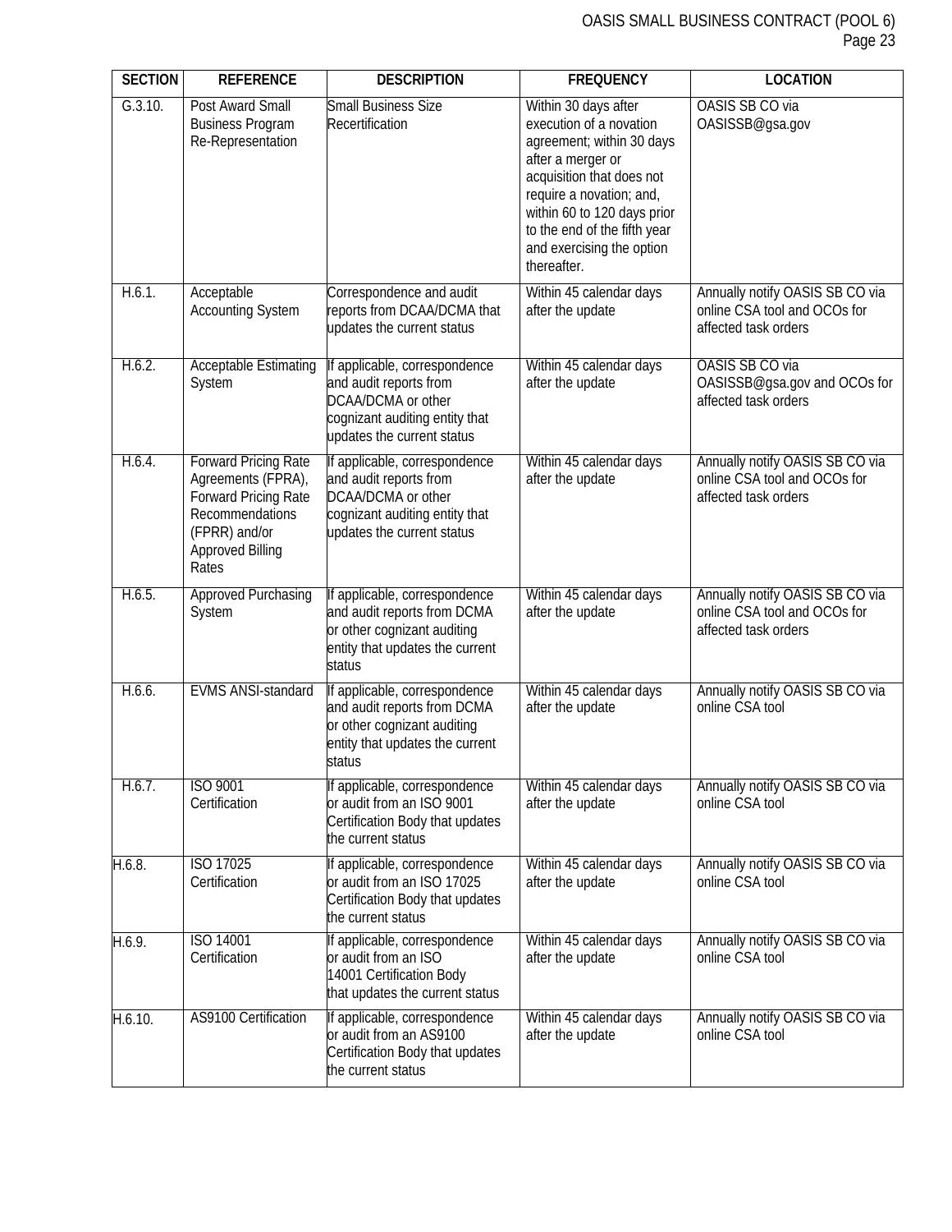| SECTION | REFERENCE | DESCRIPTION | FREQUENCY | LOCATION |
|---|---|---|---|---|
| G.3.10. | Post Award Small Business Program Re-Representation | Small Business Size Recertification | Within 30 days after execution of a novation agreement; within 30 days after a merger or acquisition that does not require a novation; and, within 60 to 120 days prior to the end of the fifth year and exercising the option thereafter. | OASIS SB CO via OASISSB@gsa.gov |
| H.6.1. | Acceptable Accounting System | Correspondence and audit reports from DCAA/DCMA that updates the current status | Within 45 calendar days after the update | Annually notify OASIS SB CO via online CSA tool and OCOs for affected task orders |
| H.6.2. | Acceptable Estimating System | If applicable, correspondence and audit reports from DCAA/DCMA or other cognizant auditing entity that updates the current status | Within 45 calendar days after the update | OASIS SB CO via OASISSB@gsa.gov and OCOs for affected task orders |
| H.6.4. | Forward Pricing Rate Agreements (FPRA), Forward Pricing Rate Recommendations (FPRR) and/or Approved Billing Rates | If applicable, correspondence and audit reports from DCAA/DCMA or other cognizant auditing entity that updates the current status | Within 45 calendar days after the update | Annually notify OASIS SB CO via online CSA tool and OCOs for affected task orders |
| H.6.5. | Approved Purchasing System | If applicable, correspondence and audit reports from DCMA or other cognizant auditing entity that updates the current status | Within 45 calendar days after the update | Annually notify OASIS SB CO via online CSA tool and OCOs for affected task orders |
| H.6.6. | EVMS ANSI-standard | If applicable, correspondence and audit reports from DCMA or other cognizant auditing entity that updates the current status | Within 45 calendar days after the update | Annually notify OASIS SB CO via online CSA tool |
| H.6.7. | ISO 9001 Certification | If applicable, correspondence or audit from an ISO 9001 Certification Body that updates the current status | Within 45 calendar days after the update | Annually notify OASIS SB CO via online CSA tool |
| H.6.8. | ISO 17025 Certification | If applicable, correspondence or audit from an ISO 17025 Certification Body that updates the current status | Within 45 calendar days after the update | Annually notify OASIS SB CO via online CSA tool |
| H.6.9. | ISO 14001 Certification | If applicable, correspondence or audit from an ISO 14001 Certification Body that updates the current status | Within 45 calendar days after the update | Annually notify OASIS SB CO via online CSA tool |
| H.6.10. | AS9100 Certification | If applicable, correspondence or audit from an AS9100 Certification Body that updates the current status | Within 45 calendar days after the update | Annually notify OASIS SB CO via online CSA tool |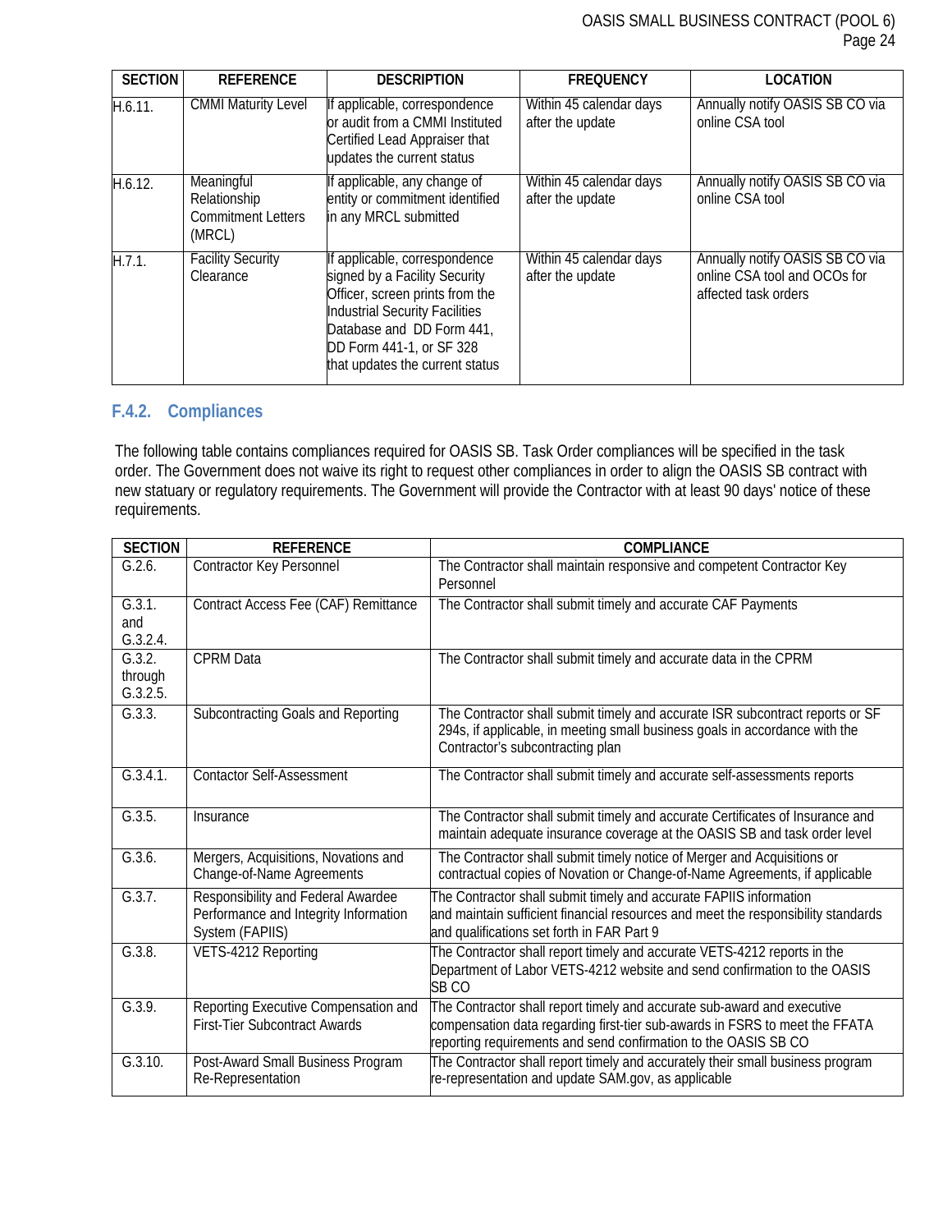| SECTION | REFERENCE | DESCRIPTION | FREQUENCY | LOCATION |
|---|---|---|---|---|
| H.6.11. | CMMI Maturity Level | If applicable, correspondence or audit from a CMMI Instituted Certified Lead Appraiser that updates the current status | Within 45 calendar days after the update | Annually notify OASIS SB CO via online CSA tool |
| H.6.12. | Meaningful Relationship Commitment Letters (MRCL) | If applicable, any change of entity or commitment identified in any MRCL submitted | Within 45 calendar days after the update | Annually notify OASIS SB CO via online CSA tool |
| H.7.1. | Facility Security Clearance | If applicable, correspondence signed by a Facility Security Officer, screen prints from the Industrial Security Facilities Database and DD Form 441, DD Form 441-1, or SF 328 that updates the current status | Within 45 calendar days after the update | Annually notify OASIS SB CO via online CSA tool and OCOs for affected task orders |

### F.4.2. Compliances

The following table contains compliances required for OASIS SB. Task Order compliances will be specified in the task order. The Government does not waive its right to request other compliances in order to align the OASIS SB contract with new statuary or regulatory requirements. The Government will provide the Contractor with at least 90 days' notice of these requirements.

| SECTION | REFERENCE | COMPLIANCE |
|---|---|---|
| G.2.6. | Contractor Key Personnel | The Contractor shall maintain responsive and competent Contractor Key Personnel |
| G.3.1. and G.3.2.4. | Contract Access Fee (CAF) Remittance | The Contractor shall submit timely and accurate CAF Payments |
| G.3.2. through G.3.2.5. | CPRM Data | The Contractor shall submit timely and accurate data in the CPRM |
| G.3.3. | Subcontracting Goals and Reporting | The Contractor shall submit timely and accurate ISR subcontract reports or SF 294s, if applicable, in meeting small business goals in accordance with the Contractor's subcontracting plan |
| G.3.4.1. | Contactor Self-Assessment | The Contractor shall submit timely and accurate self-assessments reports |
| G.3.5. | Insurance | The Contractor shall submit timely and accurate Certificates of Insurance and maintain adequate insurance coverage at the OASIS SB and task order level |
| G.3.6. | Mergers, Acquisitions, Novations and Change-of-Name Agreements | The Contractor shall submit timely notice of Merger and Acquisitions or contractual copies of Novation or Change-of-Name Agreements, if applicable |
| G.3.7. | Responsibility and Federal Awardee Performance and Integrity Information System (FAPIIS) | The Contractor shall submit timely and accurate FAPIIS information and maintain sufficient financial resources and meet the responsibility standards and qualifications set forth in FAR Part 9 |
| G.3.8. | VETS-4212 Reporting | The Contractor shall report timely and accurate VETS-4212 reports in the Department of Labor VETS-4212 website and send confirmation to the OASIS SB CO |
| G.3.9. | Reporting Executive Compensation and First-Tier Subcontract Awards | The Contractor shall report timely and accurate sub-award and executive compensation data regarding first-tier sub-awards in FSRS to meet the FFATA reporting requirements and send confirmation to the OASIS SB CO |
| G.3.10. | Post-Award Small Business Program Re-Representation | The Contractor shall report timely and accurately their small business program re-representation and update SAM.gov, as applicable |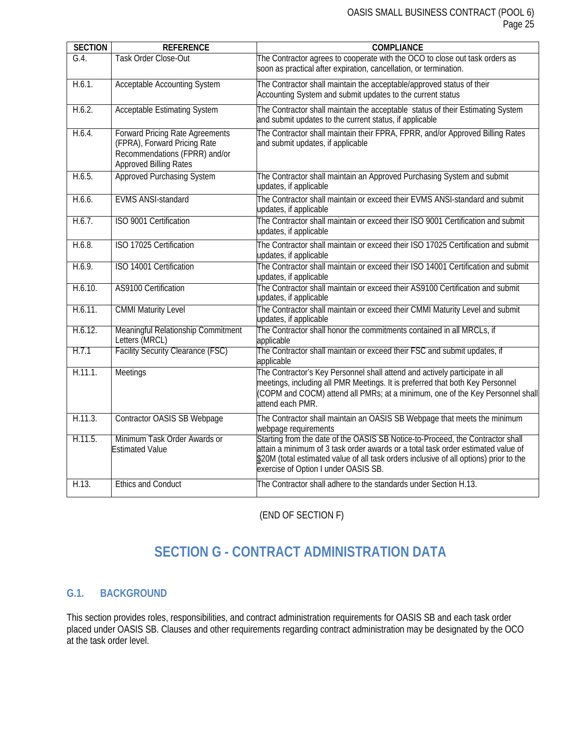| SECTION | REFERENCE | COMPLIANCE |
|---|---|---|
| G.4. | Task Order Close-Out | The Contractor agrees to cooperate with the OCO to close out task orders as soon as practical after expiration, cancellation, or termination. |
| H.6.1. | Acceptable Accounting System | The Contractor shall maintain the acceptable/approved status of their Accounting System and submit updates to the current status |
| H.6.2. | Acceptable Estimating System | The Contractor shall maintain the acceptable status of their Estimating System and submit updates to the current status, if applicable |
| H.6.4. | Forward Pricing Rate Agreements (FPRA), Forward Pricing Rate Recommendations (FPRR) and/or Approved Billing Rates | The Contractor shall maintain their FPRA, FPRR, and/or Approved Billing Rates and submit updates, if applicable |
| H.6.5. | Approved Purchasing System | The Contractor shall maintain an Approved Purchasing System and submit updates, if applicable |
| H.6.6. | EVMS ANSI-standard | The Contractor shall maintain or exceed their EVMS ANSI-standard and submit updates, if applicable |
| H.6.7. | ISO 9001 Certification | The Contractor shall maintain or exceed their ISO 9001 Certification and submit updates, if applicable |
| H.6.8. | ISO 17025 Certification | The Contractor shall maintain or exceed their ISO 17025 Certification and submit updates, if applicable |
| H.6.9. | ISO 14001 Certification | The Contractor shall maintain or exceed their ISO 14001 Certification and submit updates, if applicable |
| H.6.10. | AS9100 Certification | The Contractor shall maintain or exceed their AS9100 Certification and submit updates, if applicable |
| H.6.11. | CMMI Maturity Level | The Contractor shall maintain or exceed their CMMI Maturity Level and submit updates, if applicable |
| H.6.12. | Meaningful Relationship Commitment Letters (MRCL) | The Contractor shall honor the commitments contained in all MRCLs, if applicable |
| H.7.1 | Facility Security Clearance (FSC) | The Contractor shall maintain or exceed their FSC and submit updates, if applicable |
| H.11.1. | Meetings | The Contractor's Key Personnel shall attend and actively participate in all meetings, including all PMR Meetings. It is preferred that both Key Personnel (COPM and COCM) attend all PMRs; at a minimum, one of the Key Personnel shall attend each PMR. |
| H.11.3. | Contractor OASIS SB Webpage | The Contractor shall maintain an OASIS SB Webpage that meets the minimum webpage requirements |
| H.11.5. | Minimum Task Order Awards or Estimated Value | Starting from the date of the OASIS SB Notice-to-Proceed, the Contractor shall attain a minimum of 3 task order awards or a total task order estimated value of $20M (total estimated value of all task orders inclusive of all options) prior to the exercise of Option I under OASIS SB. |
| H.13. | Ethics and Conduct | The Contractor shall adhere to the standards under Section H.13. |

(END OF SECTION F)

# SECTION G - CONTRACT ADMINISTRATION DATA

## G.1. BACKGROUND

This section provides roles, responsibilities, and contract administration requirements for OASIS SB and each task order placed under OASIS SB. Clauses and other requirements regarding contract administration may be designated by the OCO at the task order level.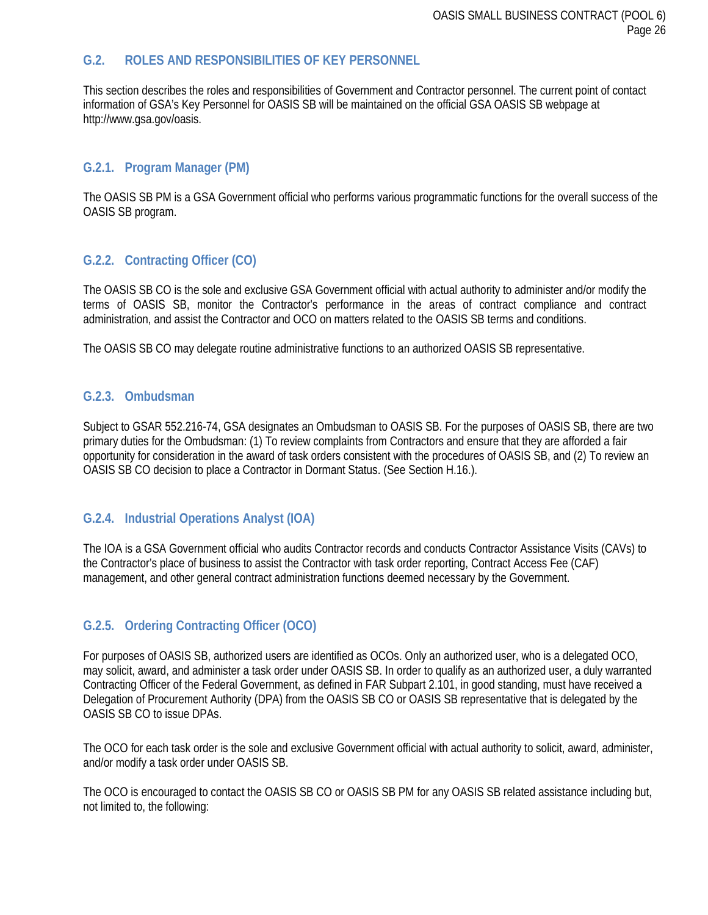## G.2. ROLES AND RESPONSIBILITIES OF KEY PERSONNEL

This section describes the roles and responsibilities of Government and Contractor personnel. The current point of contact information of GSA's Key Personnel for OASIS SB will be maintained on the official GSA OASIS SB webpage at http://www.gsa.gov/oasis.

### G.2.1. Program Manager (PM)

The OASIS SB PM is a GSA Government official who performs various programmatic functions for the overall success of the OASIS SB program.

### G.2.2. Contracting Officer (CO)

The OASIS SB CO is the sole and exclusive GSA Government official with actual authority to administer and/or modify the terms of OASIS SB, monitor the Contractor's performance in the areas of contract compliance and contract administration, and assist the Contractor and OCO on matters related to the OASIS SB terms and conditions.

The OASIS SB CO may delegate routine administrative functions to an authorized OASIS SB representative.

### G.2.3. Ombudsman

Subject to GSAR 552.216-74, GSA designates an Ombudsman to OASIS SB. For the purposes of OASIS SB, there are two primary duties for the Ombudsman: (1) To review complaints from Contractors and ensure that they are afforded a fair opportunity for consideration in the award of task orders consistent with the procedures of OASIS SB, and (2) To review an OASIS SB CO decision to place a Contractor in Dormant Status. (See Section H.16.).

### G.2.4. Industrial Operations Analyst (IOA)

The IOA is a GSA Government official who audits Contractor records and conducts Contractor Assistance Visits (CAVs) to the Contractor's place of business to assist the Contractor with task order reporting, Contract Access Fee (CAF) management, and other general contract administration functions deemed necessary by the Government.

### G.2.5. Ordering Contracting Officer (OCO)

For purposes of OASIS SB, authorized users are identified as OCOs. Only an authorized user, who is a delegated OCO, may solicit, award, and administer a task order under OASIS SB. In order to qualify as an authorized user, a duly warranted Contracting Officer of the Federal Government, as defined in FAR Subpart 2.101, in good standing, must have received a Delegation of Procurement Authority (DPA) from the OASIS SB CO or OASIS SB representative that is delegated by the OASIS SB CO to issue DPAs.

The OCO for each task order is the sole and exclusive Government official with actual authority to solicit, award, administer, and/or modify a task order under OASIS SB.

The OCO is encouraged to contact the OASIS SB CO or OASIS SB PM for any OASIS SB related assistance including but, not limited to, the following: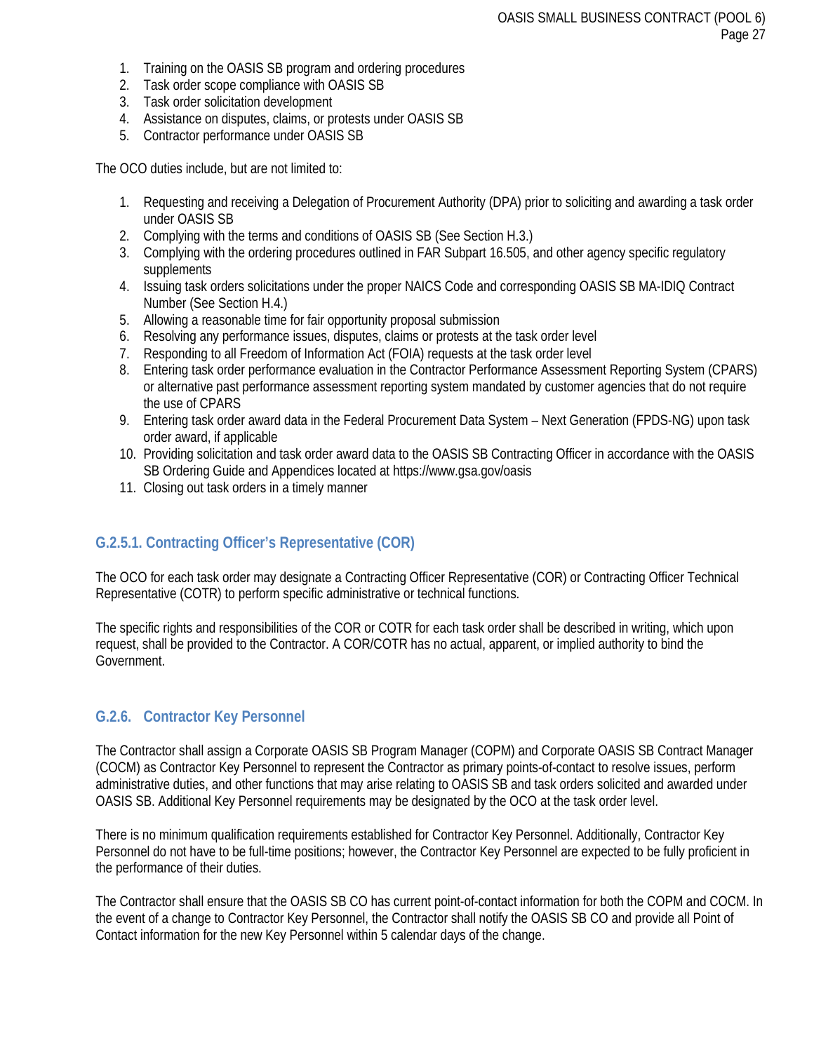1. Training on the OASIS SB program and ordering procedures
2. Task order scope compliance with OASIS SB
3. Task order solicitation development
4. Assistance on disputes, claims, or protests under OASIS SB
5. Contractor performance under OASIS SB

The OCO duties include, but are not limited to:

1. Requesting and receiving a Delegation of Procurement Authority (DPA) prior to soliciting and awarding a task order under OASIS SB
2. Complying with the terms and conditions of OASIS SB (See Section H.3.)
3. Complying with the ordering procedures outlined in FAR Subpart 16.505, and other agency specific regulatory supplements
4. Issuing task orders solicitations under the proper NAICS Code and corresponding OASIS SB MA-IDIQ Contract Number (See Section H.4.)
5. Allowing a reasonable time for fair opportunity proposal submission
6. Resolving any performance issues, disputes, claims or protests at the task order level
7. Responding to all Freedom of Information Act (FOIA) requests at the task order level
8. Entering task order performance evaluation in the Contractor Performance Assessment Reporting System (CPARS) or alternative past performance assessment reporting system mandated by customer agencies that do not require the use of CPARS
9. Entering task order award data in the Federal Procurement Data System – Next Generation (FPDS-NG) upon task order award, if applicable
10. Providing solicitation and task order award data to the OASIS SB Contracting Officer in accordance with the OASIS SB Ordering Guide and Appendices located at https://www.gsa.gov/oasis
11. Closing out task orders in a timely manner

### G.2.5.1. Contracting Officer's Representative (COR)

The OCO for each task order may designate a Contracting Officer Representative (COR) or Contracting Officer Technical Representative (COTR) to perform specific administrative or technical functions.

The specific rights and responsibilities of the COR or COTR for each task order shall be described in writing, which upon request, shall be provided to the Contractor. A COR/COTR has no actual, apparent, or implied authority to bind the Government.

### G.2.6. Contractor Key Personnel

The Contractor shall assign a Corporate OASIS SB Program Manager (COPM) and Corporate OASIS SB Contract Manager (COCM) as Contractor Key Personnel to represent the Contractor as primary points-of-contact to resolve issues, perform administrative duties, and other functions that may arise relating to OASIS SB and task orders solicited and awarded under OASIS SB. Additional Key Personnel requirements may be designated by the OCO at the task order level.

There is no minimum qualification requirements established for Contractor Key Personnel. Additionally, Contractor Key Personnel do not have to be full-time positions; however, the Contractor Key Personnel are expected to be fully proficient in the performance of their duties.

The Contractor shall ensure that the OASIS SB CO has current point-of-contact information for both the COPM and COCM. In the event of a change to Contractor Key Personnel, the Contractor shall notify the OASIS SB CO and provide all Point of Contact information for the new Key Personnel within 5 calendar days of the change.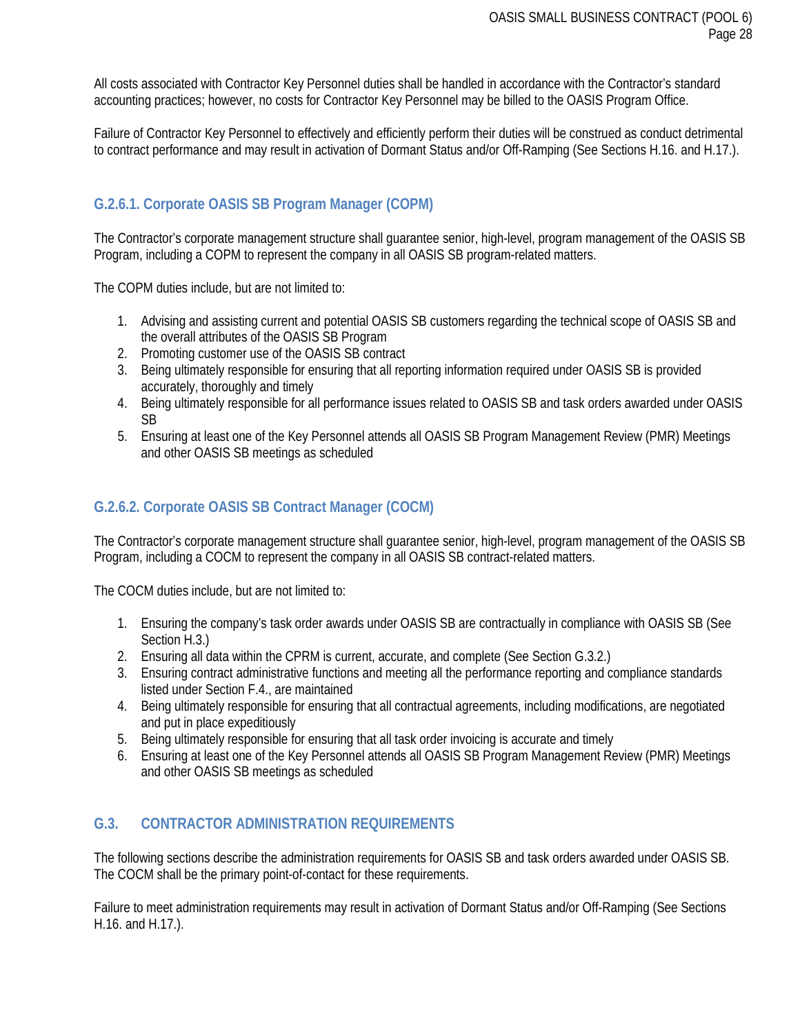All costs associated with Contractor Key Personnel duties shall be handled in accordance with the Contractor's standard accounting practices; however, no costs for Contractor Key Personnel may be billed to the OASIS Program Office.

Failure of Contractor Key Personnel to effectively and efficiently perform their duties will be construed as conduct detrimental to contract performance and may result in activation of Dormant Status and/or Off-Ramping (See Sections H.16. and H.17.).

### G.2.6.1. Corporate OASIS SB Program Manager (COPM)

The Contractor's corporate management structure shall guarantee senior, high-level, program management of the OASIS SB Program, including a COPM to represent the company in all OASIS SB program-related matters.

The COPM duties include, but are not limited to:

1. Advising and assisting current and potential OASIS SB customers regarding the technical scope of OASIS SB and the overall attributes of the OASIS SB Program
2. Promoting customer use of the OASIS SB contract
3. Being ultimately responsible for ensuring that all reporting information required under OASIS SB is provided accurately, thoroughly and timely
4. Being ultimately responsible for all performance issues related to OASIS SB and task orders awarded under OASIS SB
5. Ensuring at least one of the Key Personnel attends all OASIS SB Program Management Review (PMR) Meetings and other OASIS SB meetings as scheduled

### G.2.6.2. Corporate OASIS SB Contract Manager (COCM)

The Contractor's corporate management structure shall guarantee senior, high-level, program management of the OASIS SB Program, including a COCM to represent the company in all OASIS SB contract-related matters.

The COCM duties include, but are not limited to:

1. Ensuring the company's task order awards under OASIS SB are contractually in compliance with OASIS SB (See Section H.3.)
2. Ensuring all data within the CPRM is current, accurate, and complete (See Section G.3.2.)
3. Ensuring contract administrative functions and meeting all the performance reporting and compliance standards listed under Section F.4., are maintained
4. Being ultimately responsible for ensuring that all contractual agreements, including modifications, are negotiated and put in place expeditiously
5. Being ultimately responsible for ensuring that all task order invoicing is accurate and timely
6. Ensuring at least one of the Key Personnel attends all OASIS SB Program Management Review (PMR) Meetings and other OASIS SB meetings as scheduled

## G.3. CONTRACTOR ADMINISTRATION REQUIREMENTS

The following sections describe the administration requirements for OASIS SB and task orders awarded under OASIS SB. The COCM shall be the primary point-of-contact for these requirements.

Failure to meet administration requirements may result in activation of Dormant Status and/or Off-Ramping (See Sections H.16. and H.17.).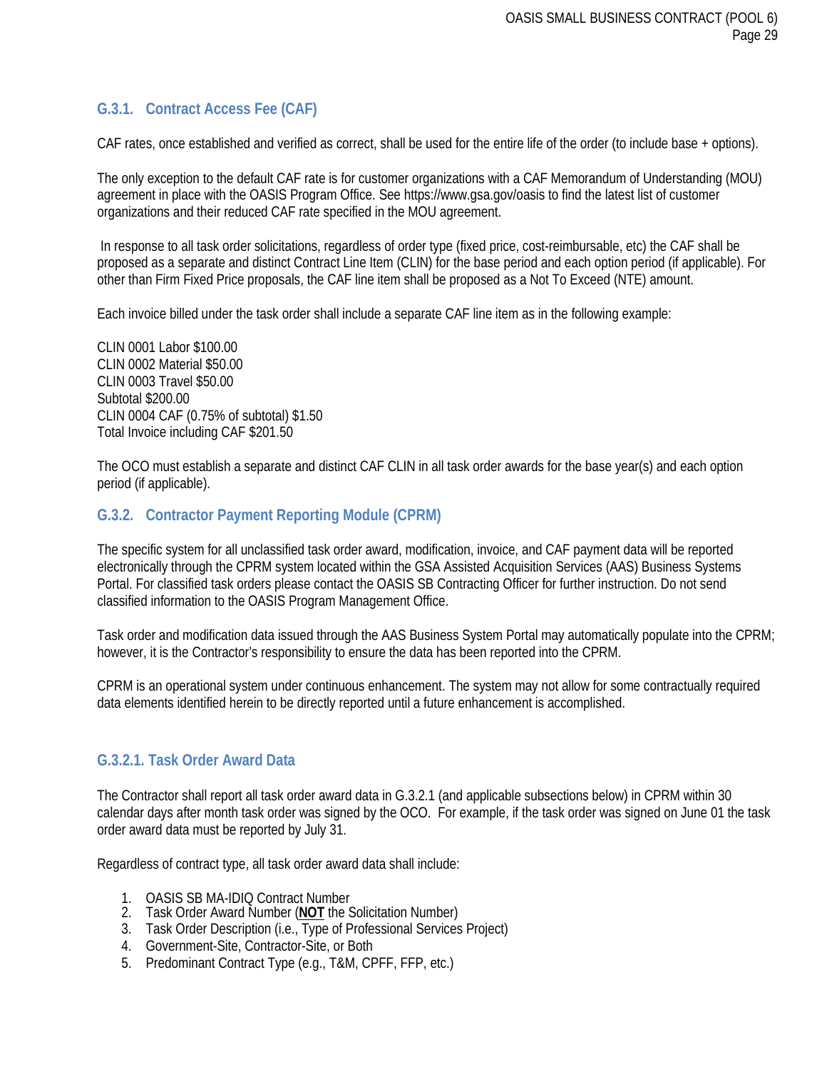### G.3.1. Contract Access Fee (CAF)

CAF rates, once established and verified as correct, shall be used for the entire life of the order (to include base + options).

The only exception to the default CAF rate is for customer organizations with a CAF Memorandum of Understanding (MOU) agreement in place with the OASIS Program Office. See https://www.gsa.gov/oasis to find the latest list of customer organizations and their reduced CAF rate specified in the MOU agreement.

In response to all task order solicitations, regardless of order type (fixed price, cost-reimbursable, etc) the CAF shall be proposed as a separate and distinct Contract Line Item (CLIN) for the base period and each option period (if applicable). For other than Firm Fixed Price proposals, the CAF line item shall be proposed as a Not To Exceed (NTE) amount.

Each invoice billed under the task order shall include a separate CAF line item as in the following example:

CLIN 0001 Labor $100.00
CLIN 0002 Material $50.00
CLIN 0003 Travel $50.00
Subtotal $200.00
CLIN 0004 CAF (0.75% of subtotal) $1.50
Total Invoice including CAF $201.50

The OCO must establish a separate and distinct CAF CLIN in all task order awards for the base year(s) and each option period (if applicable).

### G.3.2. Contractor Payment Reporting Module (CPRM)

The specific system for all unclassified task order award, modification, invoice, and CAF payment data will be reported electronically through the CPRM system located within the GSA Assisted Acquisition Services (AAS) Business Systems Portal. For classified task orders please contact the OASIS SB Contracting Officer for further instruction. Do not send classified information to the OASIS Program Management Office.

Task order and modification data issued through the AAS Business System Portal may automatically populate into the CPRM; however, it is the Contractor's responsibility to ensure the data has been reported into the CPRM.

CPRM is an operational system under continuous enhancement. The system may not allow for some contractually required data elements identified herein to be directly reported until a future enhancement is accomplished.

#### G.3.2.1. Task Order Award Data

The Contractor shall report all task order award data in G.3.2.1 (and applicable subsections below) in CPRM within 30 calendar days after month task order was signed by the OCO. For example, if the task order was signed on June 01 the task order award data must be reported by July 31.

Regardless of contract type, all task order award data shall include:

1. OASIS SB MA-IDIQ Contract Number
2. Task Order Award Number (**NOT** the Solicitation Number)
3. Task Order Description (i.e., Type of Professional Services Project)
4. Government-Site, Contractor-Site, or Both
5. Predominant Contract Type (e.g., T&M, CPFF, FFP, etc.)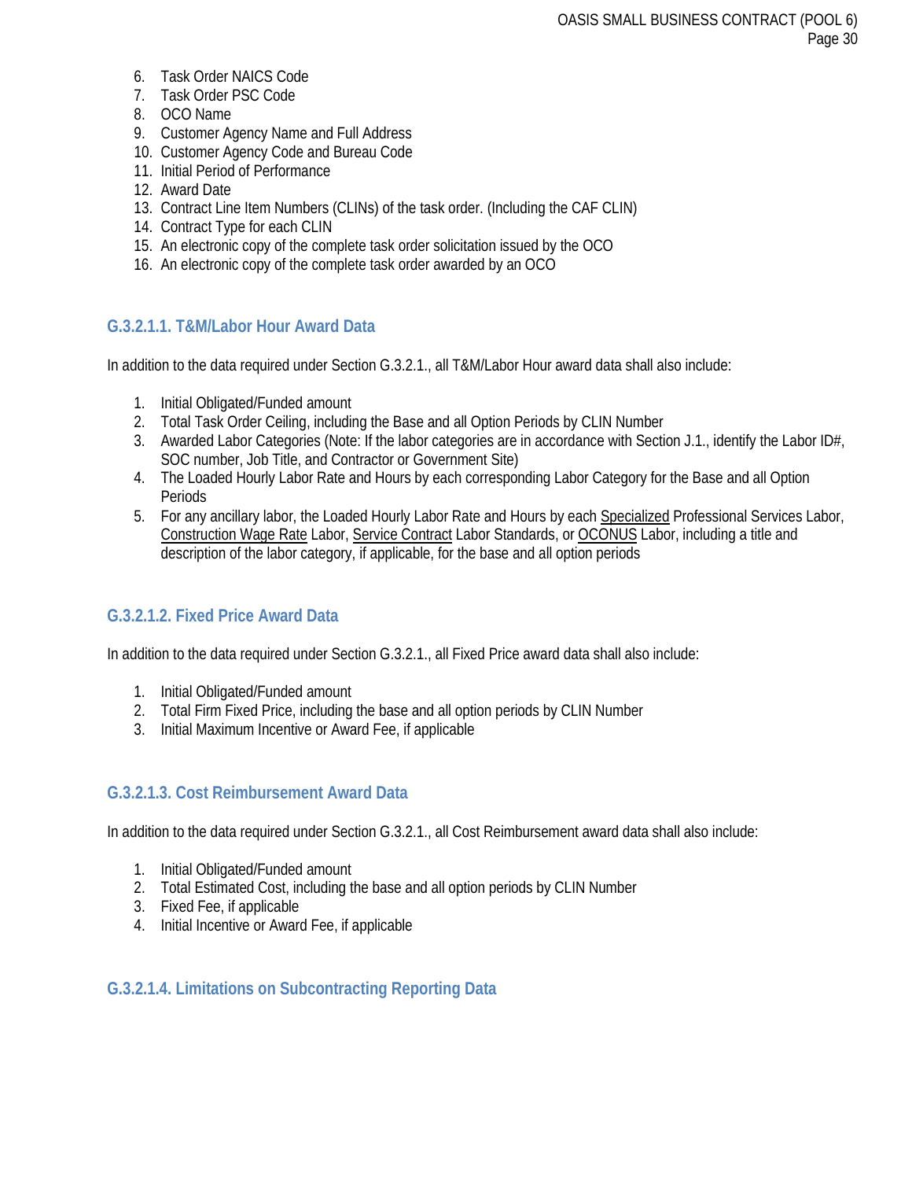6. Task Order NAICS Code
7. Task Order PSC Code
8. OCO Name
9. Customer Agency Name and Full Address
10. Customer Agency Code and Bureau Code
11. Initial Period of Performance
12. Award Date
13. Contract Line Item Numbers (CLINs) of the task order. (Including the CAF CLIN)
14. Contract Type for each CLIN
15. An electronic copy of the complete task order solicitation issued by the OCO
16. An electronic copy of the complete task order awarded by an OCO

#### G.3.2.1.1. T&M/Labor Hour Award Data

In addition to the data required under Section G.3.2.1., all T&M/Labor Hour award data shall also include:

1. Initial Obligated/Funded amount
2. Total Task Order Ceiling, including the Base and all Option Periods by CLIN Number
3. Awarded Labor Categories (Note: If the labor categories are in accordance with Section J.1., identify the Labor ID#, SOC number, Job Title, and Contractor or Government Site)
4. The Loaded Hourly Labor Rate and Hours by each corresponding Labor Category for the Base and all Option Periods
5. For any ancillary labor, the Loaded Hourly Labor Rate and Hours by each Specialized Professional Services Labor, Construction Wage Rate Labor, Service Contract Labor Standards, or OCONUS Labor, including a title and description of the labor category, if applicable, for the base and all option periods

#### G.3.2.1.2. Fixed Price Award Data

In addition to the data required under Section G.3.2.1., all Fixed Price award data shall also include:

1. Initial Obligated/Funded amount
2. Total Firm Fixed Price, including the base and all option periods by CLIN Number
3. Initial Maximum Incentive or Award Fee, if applicable

#### G.3.2.1.3. Cost Reimbursement Award Data

In addition to the data required under Section G.3.2.1., all Cost Reimbursement award data shall also include:

1. Initial Obligated/Funded amount
2. Total Estimated Cost, including the base and all option periods by CLIN Number
3. Fixed Fee, if applicable
4. Initial Incentive or Award Fee, if applicable

#### G.3.2.1.4. Limitations on Subcontracting Reporting Data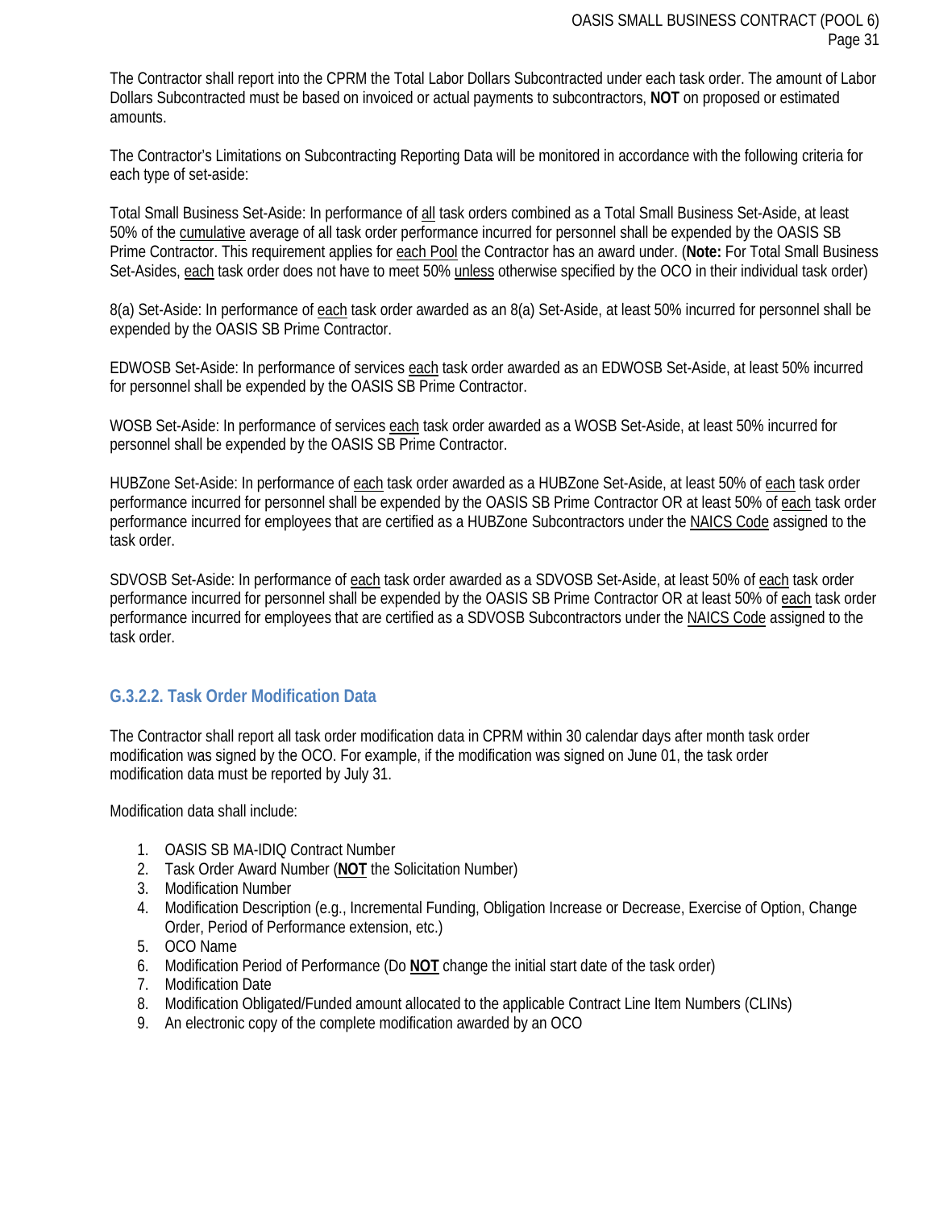The Contractor shall report into the CPRM the Total Labor Dollars Subcontracted under each task order. The amount of Labor Dollars Subcontracted must be based on invoiced or actual payments to subcontractors, **NOT** on proposed or estimated amounts.

The Contractor's Limitations on Subcontracting Reporting Data will be monitored in accordance with the following criteria for each type of set-aside:

Total Small Business Set-Aside: In performance of all task orders combined as a Total Small Business Set-Aside, at least 50% of the cumulative average of all task order performance incurred for personnel shall be expended by the OASIS SB Prime Contractor. This requirement applies for each Pool the Contractor has an award under. (**Note:** For Total Small Business Set-Asides, each task order does not have to meet 50% unless otherwise specified by the OCO in their individual task order)

8(a) Set-Aside: In performance of each task order awarded as an 8(a) Set-Aside, at least 50% incurred for personnel shall be expended by the OASIS SB Prime Contractor.

EDWOSB Set-Aside: In performance of services each task order awarded as an EDWOSB Set-Aside, at least 50% incurred for personnel shall be expended by the OASIS SB Prime Contractor.

WOSB Set-Aside: In performance of services each task order awarded as a WOSB Set-Aside, at least 50% incurred for personnel shall be expended by the OASIS SB Prime Contractor.

HUBZone Set-Aside: In performance of each task order awarded as a HUBZone Set-Aside, at least 50% of each task order performance incurred for personnel shall be expended by the OASIS SB Prime Contractor OR at least 50% of each task order performance incurred for employees that are certified as a HUBZone Subcontractors under the NAICS Code assigned to the task order.

SDVOSB Set-Aside: In performance of each task order awarded as a SDVOSB Set-Aside, at least 50% of each task order performance incurred for personnel shall be expended by the OASIS SB Prime Contractor OR at least 50% of each task order performance incurred for employees that are certified as a SDVOSB Subcontractors under the NAICS Code assigned to the task order.

#### G.3.2.2. Task Order Modification Data

The Contractor shall report all task order modification data in CPRM within 30 calendar days after month task order modification was signed by the OCO. For example, if the modification was signed on June 01, the task order modification data must be reported by July 31.

Modification data shall include:

1. OASIS SB MA-IDIQ Contract Number
2. Task Order Award Number (**NOT** the Solicitation Number)
3. Modification Number
4. Modification Description (e.g., Incremental Funding, Obligation Increase or Decrease, Exercise of Option, Change Order, Period of Performance extension, etc.)
5. OCO Name
6. Modification Period of Performance (Do **NOT** change the initial start date of the task order)
7. Modification Date
8. Modification Obligated/Funded amount allocated to the applicable Contract Line Item Numbers (CLINs)
9. An electronic copy of the complete modification awarded by an OCO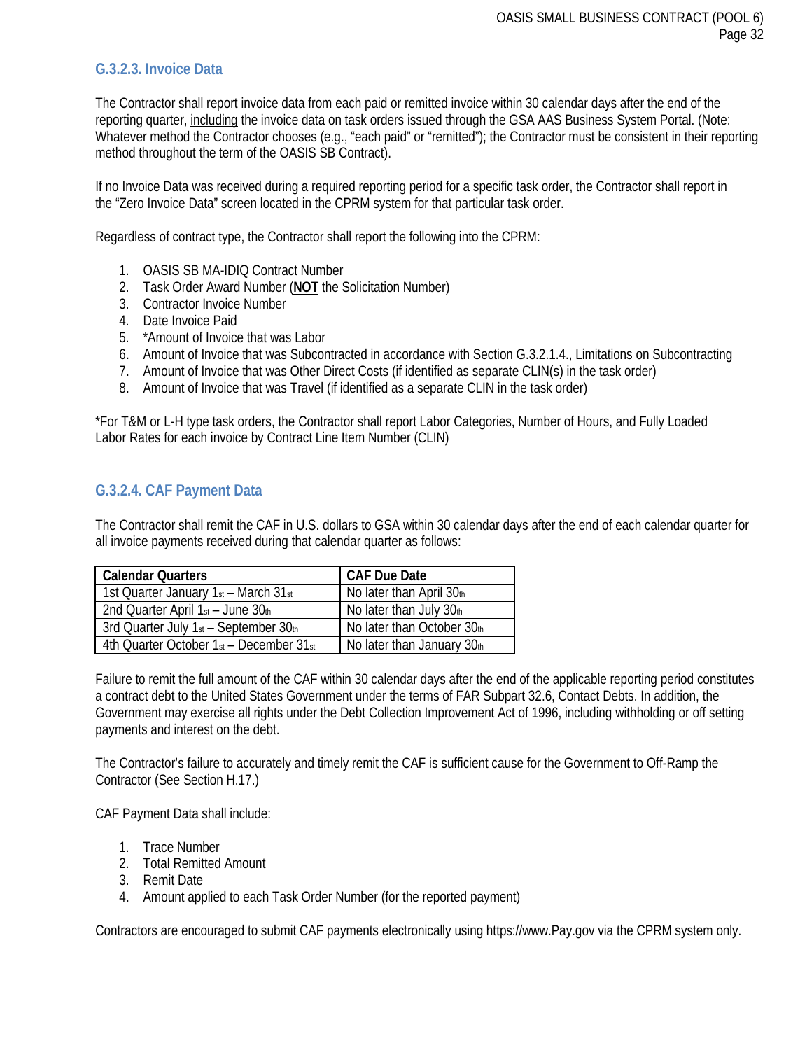### G.3.2.3. Invoice Data

The Contractor shall report invoice data from each paid or remitted invoice within 30 calendar days after the end of the reporting quarter, <u>including</u> the invoice data on task orders issued through the GSA AAS Business System Portal. (Note: Whatever method the Contractor chooses (e.g., "each paid" or "remitted"); the Contractor must be consistent in their reporting method throughout the term of the OASIS SB Contract).

If no Invoice Data was received during a required reporting period for a specific task order, the Contractor shall report in the "Zero Invoice Data" screen located in the CPRM system for that particular task order.

Regardless of contract type, the Contractor shall report the following into the CPRM:

1. OASIS SB MA-IDIQ Contract Number
2. Task Order Award Number (**<u>NOT</u>** the Solicitation Number)
3. Contractor Invoice Number
4. Date Invoice Paid
5. *Amount of Invoice that was Labor
6. Amount of Invoice that was Subcontracted in accordance with Section G.3.2.1.4., Limitations on Subcontracting
7. Amount of Invoice that was Other Direct Costs (if identified as separate CLIN(s) in the task order)
8. Amount of Invoice that was Travel (if identified as a separate CLIN in the task order)

*For T&M or L-H type task orders, the Contractor shall report Labor Categories, Number of Hours, and Fully Loaded Labor Rates for each invoice by Contract Line Item Number (CLIN)

### G.3.2.4. CAF Payment Data

The Contractor shall remit the CAF in U.S. dollars to GSA within 30 calendar days after the end of each calendar quarter for all invoice payments received during that calendar quarter as follows:

| Calendar Quarters | CAF Due Date |
|---|---|
| 1st Quarter January 1st – March 31st | No later than April 30th |
| 2nd Quarter April 1st – June 30th | No later than July 30th |
| 3rd Quarter July 1st – September 30th | No later than October 30th |
| 4th Quarter October 1st – December 31st | No later than January 30th |

Failure to remit the full amount of the CAF within 30 calendar days after the end of the applicable reporting period constitutes a contract debt to the United States Government under the terms of FAR Subpart 32.6, Contact Debts. In addition, the Government may exercise all rights under the Debt Collection Improvement Act of 1996, including withholding or off setting payments and interest on the debt.

The Contractor's failure to accurately and timely remit the CAF is sufficient cause for the Government to Off-Ramp the Contractor (See Section H.17.)

CAF Payment Data shall include:

1. Trace Number
2. Total Remitted Amount
3. Remit Date
4. Amount applied to each Task Order Number (for the reported payment)

Contractors are encouraged to submit CAF payments electronically using https://www.Pay.gov via the CPRM system only.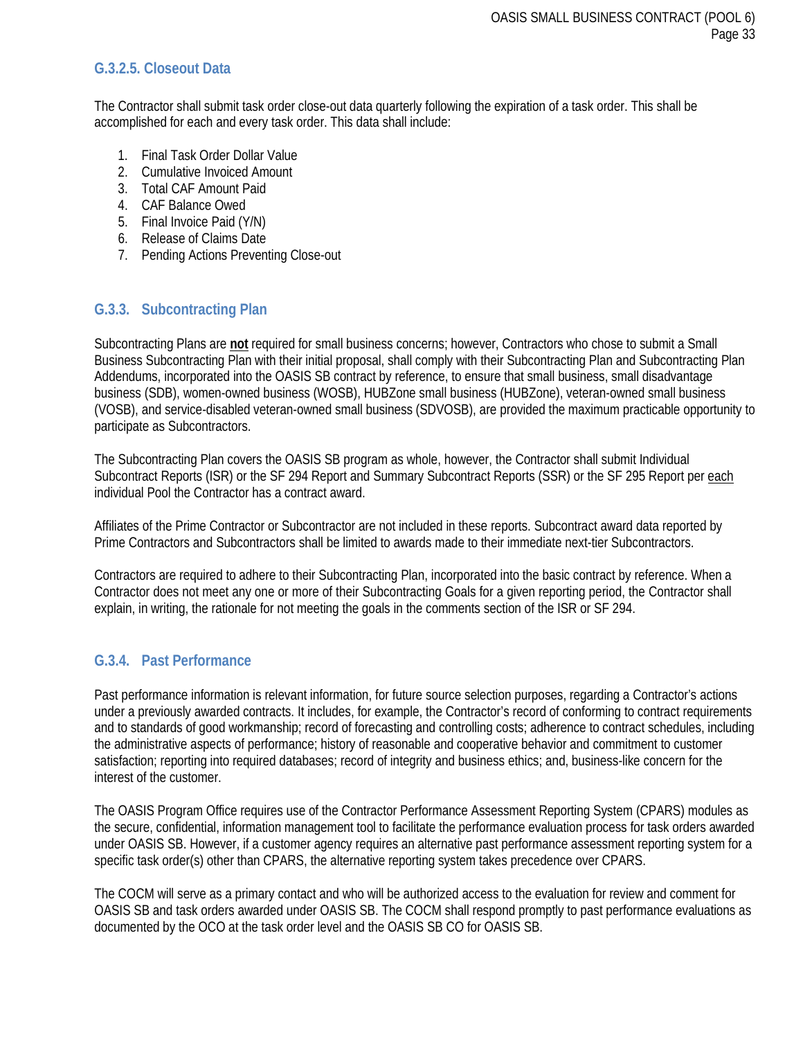### G.3.2.5. Closeout Data

The Contractor shall submit task order close-out data quarterly following the expiration of a task order. This shall be accomplished for each and every task order. This data shall include:

1. Final Task Order Dollar Value
2. Cumulative Invoiced Amount
3. Total CAF Amount Paid
4. CAF Balance Owed
5. Final Invoice Paid (Y/N)
6. Release of Claims Date
7. Pending Actions Preventing Close-out

## G.3.3. Subcontracting Plan

Subcontracting Plans are **not** required for small business concerns; however, Contractors who chose to submit a Small Business Subcontracting Plan with their initial proposal, shall comply with their Subcontracting Plan and Subcontracting Plan Addendums, incorporated into the OASIS SB contract by reference, to ensure that small business, small disadvantage business (SDB), women-owned business (WOSB), HUBZone small business (HUBZone), veteran-owned small business (VOSB), and service-disabled veteran-owned small business (SDVOSB), are provided the maximum practicable opportunity to participate as Subcontractors.

The Subcontracting Plan covers the OASIS SB program as whole, however, the Contractor shall submit Individual Subcontract Reports (ISR) or the SF 294 Report and Summary Subcontract Reports (SSR) or the SF 295 Report per each individual Pool the Contractor has a contract award.

Affiliates of the Prime Contractor or Subcontractor are not included in these reports. Subcontract award data reported by Prime Contractors and Subcontractors shall be limited to awards made to their immediate next-tier Subcontractors.

Contractors are required to adhere to their Subcontracting Plan, incorporated into the basic contract by reference. When a Contractor does not meet any one or more of their Subcontracting Goals for a given reporting period, the Contractor shall explain, in writing, the rationale for not meeting the goals in the comments section of the ISR or SF 294.

## G.3.4. Past Performance

Past performance information is relevant information, for future source selection purposes, regarding a Contractor's actions under a previously awarded contracts. It includes, for example, the Contractor's record of conforming to contract requirements and to standards of good workmanship; record of forecasting and controlling costs; adherence to contract schedules, including the administrative aspects of performance; history of reasonable and cooperative behavior and commitment to customer satisfaction; reporting into required databases; record of integrity and business ethics; and, business-like concern for the interest of the customer.

The OASIS Program Office requires use of the Contractor Performance Assessment Reporting System (CPARS) modules as the secure, confidential, information management tool to facilitate the performance evaluation process for task orders awarded under OASIS SB. However, if a customer agency requires an alternative past performance assessment reporting system for a specific task order(s) other than CPARS, the alternative reporting system takes precedence over CPARS.

The COCM will serve as a primary contact and who will be authorized access to the evaluation for review and comment for OASIS SB and task orders awarded under OASIS SB. The COCM shall respond promptly to past performance evaluations as documented by the OCO at the task order level and the OASIS SB CO for OASIS SB.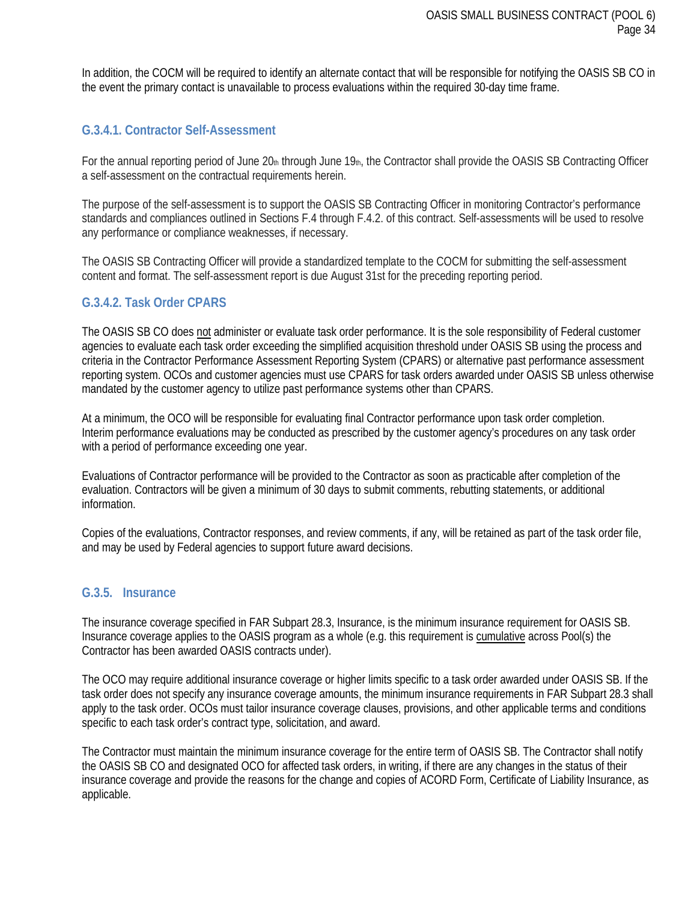In addition, the COCM will be required to identify an alternate contact that will be responsible for notifying the OASIS SB CO in the event the primary contact is unavailable to process evaluations within the required 30-day time frame.

### G.3.4.1. Contractor Self-Assessment

For the annual reporting period of June 20th through June 19th, the Contractor shall provide the OASIS SB Contracting Officer a self-assessment on the contractual requirements herein.

The purpose of the self-assessment is to support the OASIS SB Contracting Officer in monitoring Contractor's performance standards and compliances outlined in Sections F.4 through F.4.2. of this contract. Self-assessments will be used to resolve any performance or compliance weaknesses, if necessary.

The OASIS SB Contracting Officer will provide a standardized template to the COCM for submitting the self-assessment content and format. The self-assessment report is due August 31st for the preceding reporting period.

### G.3.4.2. Task Order CPARS

The OASIS SB CO does not administer or evaluate task order performance. It is the sole responsibility of Federal customer agencies to evaluate each task order exceeding the simplified acquisition threshold under OASIS SB using the process and criteria in the Contractor Performance Assessment Reporting System (CPARS) or alternative past performance assessment reporting system. OCOs and customer agencies must use CPARS for task orders awarded under OASIS SB unless otherwise mandated by the customer agency to utilize past performance systems other than CPARS.

At a minimum, the OCO will be responsible for evaluating final Contractor performance upon task order completion. Interim performance evaluations may be conducted as prescribed by the customer agency's procedures on any task order with a period of performance exceeding one year.

Evaluations of Contractor performance will be provided to the Contractor as soon as practicable after completion of the evaluation. Contractors will be given a minimum of 30 days to submit comments, rebutting statements, or additional information.

Copies of the evaluations, Contractor responses, and review comments, if any, will be retained as part of the task order file, and may be used by Federal agencies to support future award decisions.

### G.3.5. Insurance

The insurance coverage specified in FAR Subpart 28.3, Insurance, is the minimum insurance requirement for OASIS SB. Insurance coverage applies to the OASIS program as a whole (e.g. this requirement is cumulative across Pool(s) the Contractor has been awarded OASIS contracts under).

The OCO may require additional insurance coverage or higher limits specific to a task order awarded under OASIS SB. If the task order does not specify any insurance coverage amounts, the minimum insurance requirements in FAR Subpart 28.3 shall apply to the task order. OCOs must tailor insurance coverage clauses, provisions, and other applicable terms and conditions specific to each task order's contract type, solicitation, and award.

The Contractor must maintain the minimum insurance coverage for the entire term of OASIS SB. The Contractor shall notify the OASIS SB CO and designated OCO for affected task orders, in writing, if there are any changes in the status of their insurance coverage and provide the reasons for the change and copies of ACORD Form, Certificate of Liability Insurance, as applicable.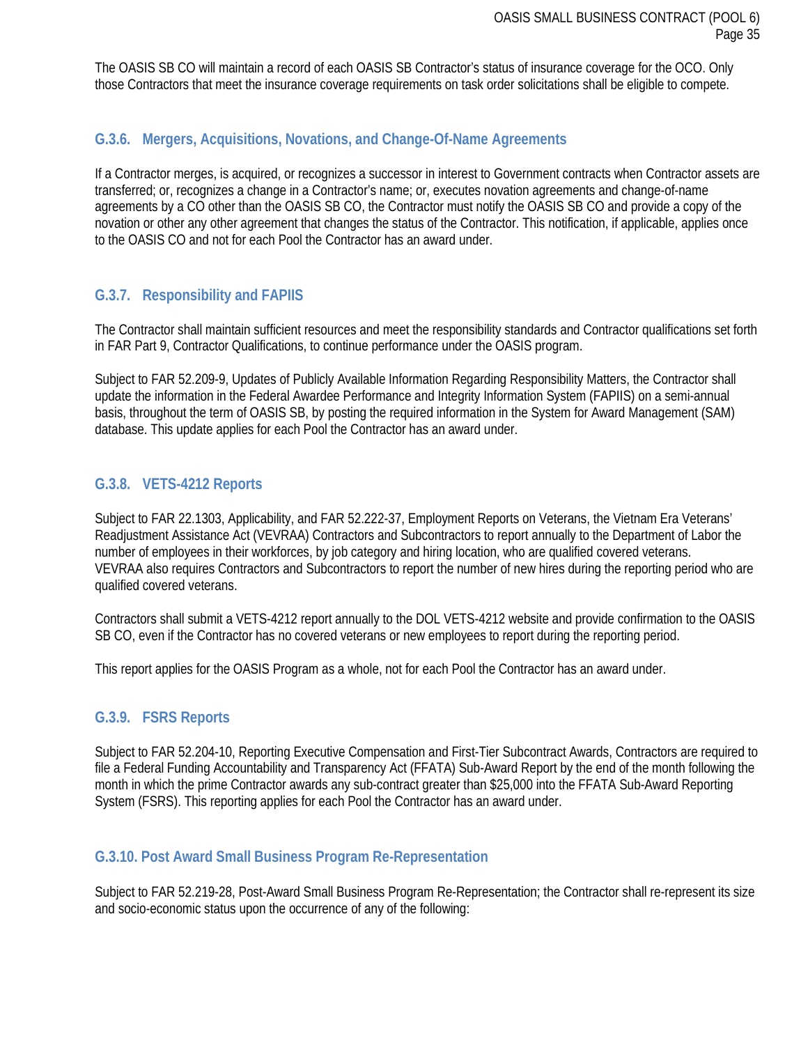The OASIS SB CO will maintain a record of each OASIS SB Contractor's status of insurance coverage for the OCO. Only those Contractors that meet the insurance coverage requirements on task order solicitations shall be eligible to compete.

### G.3.6. Mergers, Acquisitions, Novations, and Change-Of-Name Agreements

If a Contractor merges, is acquired, or recognizes a successor in interest to Government contracts when Contractor assets are transferred; or, recognizes a change in a Contractor's name; or, executes novation agreements and change-of-name agreements by a CO other than the OASIS SB CO, the Contractor must notify the OASIS SB CO and provide a copy of the novation or other any other agreement that changes the status of the Contractor. This notification, if applicable, applies once to the OASIS CO and not for each Pool the Contractor has an award under.

### G.3.7. Responsibility and FAPIIS

The Contractor shall maintain sufficient resources and meet the responsibility standards and Contractor qualifications set forth in FAR Part 9, Contractor Qualifications, to continue performance under the OASIS program.

Subject to FAR 52.209-9, Updates of Publicly Available Information Regarding Responsibility Matters, the Contractor shall update the information in the Federal Awardee Performance and Integrity Information System (FAPIIS) on a semi-annual basis, throughout the term of OASIS SB, by posting the required information in the System for Award Management (SAM) database. This update applies for each Pool the Contractor has an award under.

### G.3.8. VETS-4212 Reports

Subject to FAR 22.1303, Applicability, and FAR 52.222-37, Employment Reports on Veterans, the Vietnam Era Veterans' Readjustment Assistance Act (VEVRAA) Contractors and Subcontractors to report annually to the Department of Labor the number of employees in their workforces, by job category and hiring location, who are qualified covered veterans. VEVRAA also requires Contractors and Subcontractors to report the number of new hires during the reporting period who are qualified covered veterans.

Contractors shall submit a VETS-4212 report annually to the DOL VETS-4212 website and provide confirmation to the OASIS SB CO, even if the Contractor has no covered veterans or new employees to report during the reporting period.

This report applies for the OASIS Program as a whole, not for each Pool the Contractor has an award under.

### G.3.9. FSRS Reports

Subject to FAR 52.204-10, Reporting Executive Compensation and First-Tier Subcontract Awards, Contractors are required to file a Federal Funding Accountability and Transparency Act (FFATA) Sub-Award Report by the end of the month following the month in which the prime Contractor awards any sub-contract greater than $25,000 into the FFATA Sub-Award Reporting System (FSRS). This reporting applies for each Pool the Contractor has an award under.

### G.3.10. Post Award Small Business Program Re-Representation

Subject to FAR 52.219-28, Post-Award Small Business Program Re-Representation; the Contractor shall re-represent its size and socio-economic status upon the occurrence of any of the following: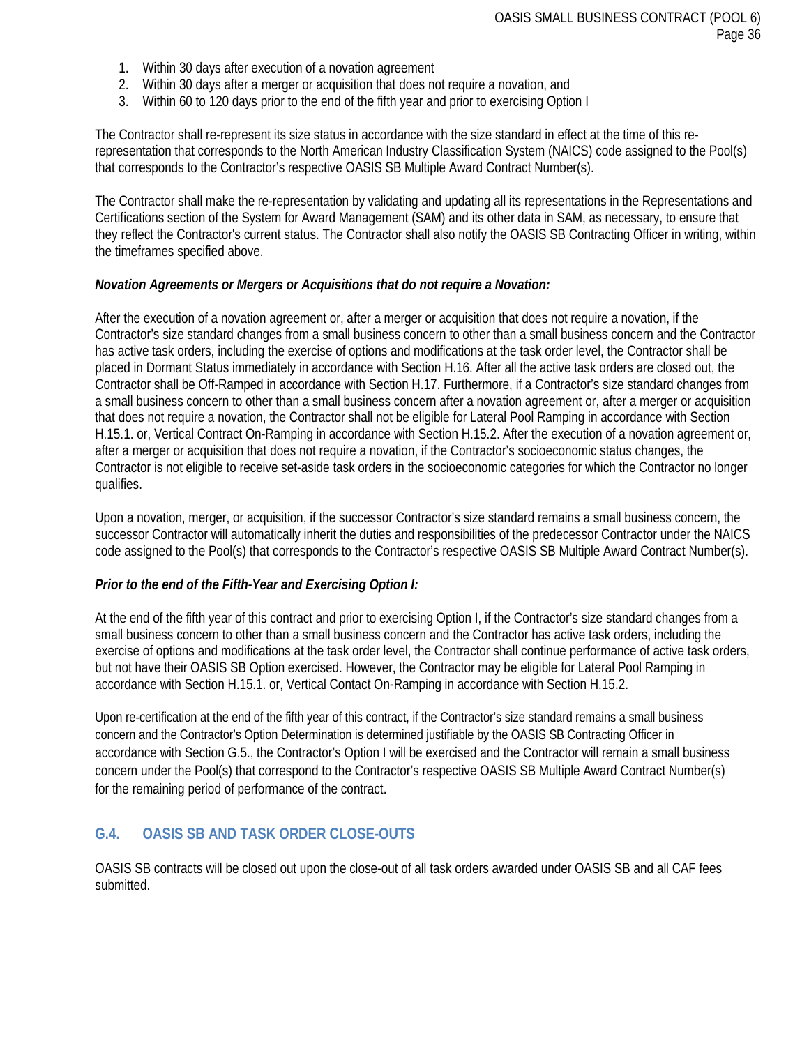1. Within 30 days after execution of a novation agreement
2. Within 30 days after a merger or acquisition that does not require a novation, and
3. Within 60 to 120 days prior to the end of the fifth year and prior to exercising Option I

The Contractor shall re-represent its size status in accordance with the size standard in effect at the time of this re-representation that corresponds to the North American Industry Classification System (NAICS) code assigned to the Pool(s) that corresponds to the Contractor's respective OASIS SB Multiple Award Contract Number(s).

The Contractor shall make the re-representation by validating and updating all its representations in the Representations and Certifications section of the System for Award Management (SAM) and its other data in SAM, as necessary, to ensure that they reflect the Contractor's current status. The Contractor shall also notify the OASIS SB Contracting Officer in writing, within the timeframes specified above.

***Novation Agreements or Mergers or Acquisitions that do not require a Novation:***

After the execution of a novation agreement or, after a merger or acquisition that does not require a novation, if the Contractor's size standard changes from a small business concern to other than a small business concern and the Contractor has active task orders, including the exercise of options and modifications at the task order level, the Contractor shall be placed in Dormant Status immediately in accordance with Section H.16. After all the active task orders are closed out, the Contractor shall be Off-Ramped in accordance with Section H.17. Furthermore, if a Contractor's size standard changes from a small business concern to other than a small business concern after a novation agreement or, after a merger or acquisition that does not require a novation, the Contractor shall not be eligible for Lateral Pool Ramping in accordance with Section H.15.1. or, Vertical Contract On-Ramping in accordance with Section H.15.2. After the execution of a novation agreement or, after a merger or acquisition that does not require a novation, if the Contractor's socioeconomic status changes, the Contractor is not eligible to receive set-aside task orders in the socioeconomic categories for which the Contractor no longer qualifies.

Upon a novation, merger, or acquisition, if the successor Contractor's size standard remains a small business concern, the successor Contractor will automatically inherit the duties and responsibilities of the predecessor Contractor under the NAICS code assigned to the Pool(s) that corresponds to the Contractor's respective OASIS SB Multiple Award Contract Number(s).

***Prior to the end of the Fifth-Year and Exercising Option I:***

At the end of the fifth year of this contract and prior to exercising Option I, if the Contractor's size standard changes from a small business concern to other than a small business concern and the Contractor has active task orders, including the exercise of options and modifications at the task order level, the Contractor shall continue performance of active task orders, but not have their OASIS SB Option exercised. However, the Contractor may be eligible for Lateral Pool Ramping in accordance with Section H.15.1. or, Vertical Contact On-Ramping in accordance with Section H.15.2.

Upon re-certification at the end of the fifth year of this contract, if the Contractor's size standard remains a small business concern and the Contractor's Option Determination is determined justifiable by the OASIS SB Contracting Officer in accordance with Section G.5., the Contractor's Option I will be exercised and the Contractor will remain a small business concern under the Pool(s) that correspond to the Contractor's respective OASIS SB Multiple Award Contract Number(s) for the remaining period of performance of the contract.

## G.4. OASIS SB AND TASK ORDER CLOSE-OUTS

OASIS SB contracts will be closed out upon the close-out of all task orders awarded under OASIS SB and all CAF fees submitted.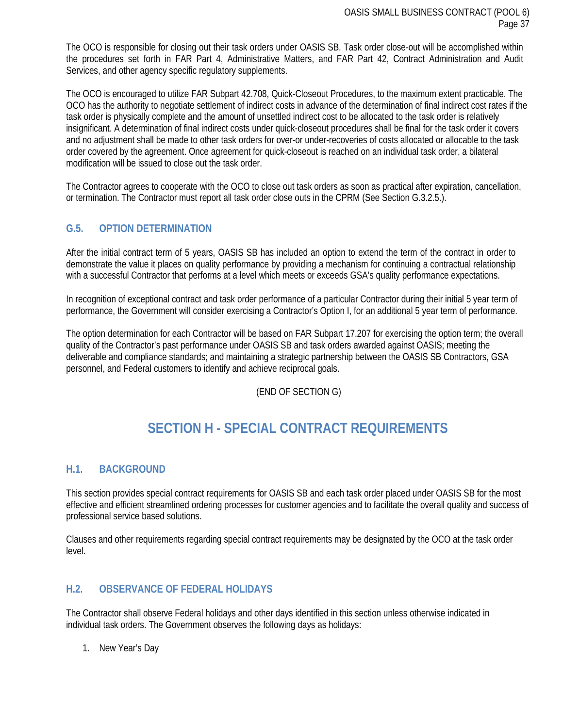The OCO is responsible for closing out their task orders under OASIS SB. Task order close-out will be accomplished within the procedures set forth in FAR Part 4, Administrative Matters, and FAR Part 42, Contract Administration and Audit Services, and other agency specific regulatory supplements.

The OCO is encouraged to utilize FAR Subpart 42.708, Quick-Closeout Procedures, to the maximum extent practicable. The OCO has the authority to negotiate settlement of indirect costs in advance of the determination of final indirect cost rates if the task order is physically complete and the amount of unsettled indirect cost to be allocated to the task order is relatively insignificant. A determination of final indirect costs under quick-closeout procedures shall be final for the task order it covers and no adjustment shall be made to other task orders for over-or under-recoveries of costs allocated or allocable to the task order covered by the agreement. Once agreement for quick-closeout is reached on an individual task order, a bilateral modification will be issued to close out the task order.

The Contractor agrees to cooperate with the OCO to close out task orders as soon as practical after expiration, cancellation, or termination. The Contractor must report all task order close outs in the CPRM (See Section G.3.2.5.).

### G.5. OPTION DETERMINATION

After the initial contract term of 5 years, OASIS SB has included an option to extend the term of the contract in order to demonstrate the value it places on quality performance by providing a mechanism for continuing a contractual relationship with a successful Contractor that performs at a level which meets or exceeds GSA's quality performance expectations.

In recognition of exceptional contract and task order performance of a particular Contractor during their initial 5 year term of performance, the Government will consider exercising a Contractor's Option I, for an additional 5 year term of performance.

The option determination for each Contractor will be based on FAR Subpart 17.207 for exercising the option term; the overall quality of the Contractor's past performance under OASIS SB and task orders awarded against OASIS; meeting the deliverable and compliance standards; and maintaining a strategic partnership between the OASIS SB Contractors, GSA personnel, and Federal customers to identify and achieve reciprocal goals.

(END OF SECTION G)

## SECTION H - SPECIAL CONTRACT REQUIREMENTS

### H.1. BACKGROUND

This section provides special contract requirements for OASIS SB and each task order placed under OASIS SB for the most effective and efficient streamlined ordering processes for customer agencies and to facilitate the overall quality and success of professional service based solutions.

Clauses and other requirements regarding special contract requirements may be designated by the OCO at the task order level.

### H.2. OBSERVANCE OF FEDERAL HOLIDAYS

The Contractor shall observe Federal holidays and other days identified in this section unless otherwise indicated in individual task orders. The Government observes the following days as holidays:

1. New Year's Day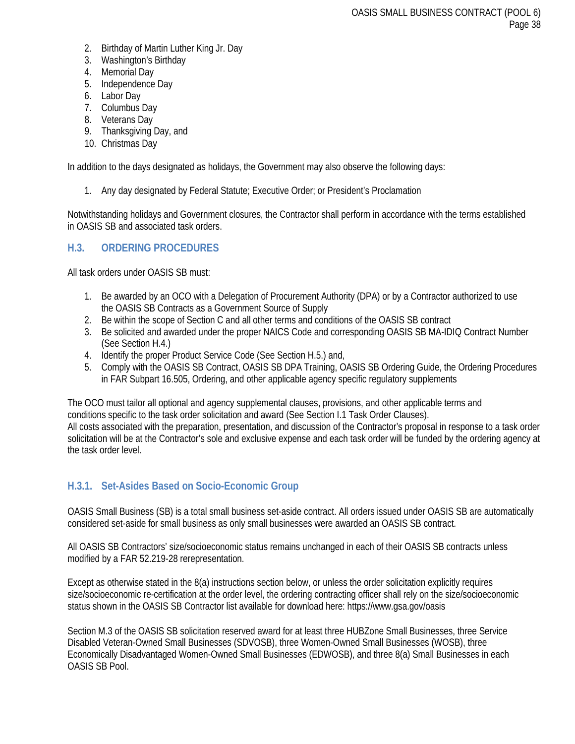2. Birthday of Martin Luther King Jr. Day
3. Washington's Birthday
4. Memorial Day
5. Independence Day
6. Labor Day
7. Columbus Day
8. Veterans Day
9. Thanksgiving Day, and
10. Christmas Day

In addition to the days designated as holidays, the Government may also observe the following days:

1. Any day designated by Federal Statute; Executive Order; or President's Proclamation

Notwithstanding holidays and Government closures, the Contractor shall perform in accordance with the terms established in OASIS SB and associated task orders.

## H.3. ORDERING PROCEDURES

All task orders under OASIS SB must:

1. Be awarded by an OCO with a Delegation of Procurement Authority (DPA) or by a Contractor authorized to use the OASIS SB Contracts as a Government Source of Supply
2. Be within the scope of Section C and all other terms and conditions of the OASIS SB contract
3. Be solicited and awarded under the proper NAICS Code and corresponding OASIS SB MA-IDIQ Contract Number (See Section H.4.)
4. Identify the proper Product Service Code (See Section H.5.) and,
5. Comply with the OASIS SB Contract, OASIS SB DPA Training, OASIS SB Ordering Guide, the Ordering Procedures in FAR Subpart 16.505, Ordering, and other applicable agency specific regulatory supplements

The OCO must tailor all optional and agency supplemental clauses, provisions, and other applicable terms and conditions specific to the task order solicitation and award (See Section I.1 Task Order Clauses).
All costs associated with the preparation, presentation, and discussion of the Contractor's proposal in response to a task order solicitation will be at the Contractor's sole and exclusive expense and each task order will be funded by the ordering agency at the task order level.

### H.3.1. Set-Asides Based on Socio-Economic Group

OASIS Small Business (SB) is a total small business set-aside contract. All orders issued under OASIS SB are automatically considered set-aside for small business as only small businesses were awarded an OASIS SB contract.

All OASIS SB Contractors' size/socioeconomic status remains unchanged in each of their OASIS SB contracts unless modified by a FAR 52.219-28 rerepresentation.

Except as otherwise stated in the 8(a) instructions section below, or unless the order solicitation explicitly requires size/socioeconomic re-certification at the order level, the ordering contracting officer shall rely on the size/socioeconomic status shown in the OASIS SB Contractor list available for download here: https://www.gsa.gov/oasis

Section M.3 of the OASIS SB solicitation reserved award for at least three HUBZone Small Businesses, three Service Disabled Veteran-Owned Small Businesses (SDVOSB), three Women-Owned Small Businesses (WOSB), three Economically Disadvantaged Women-Owned Small Businesses (EDWOSB), and three 8(a) Small Businesses in each OASIS SB Pool.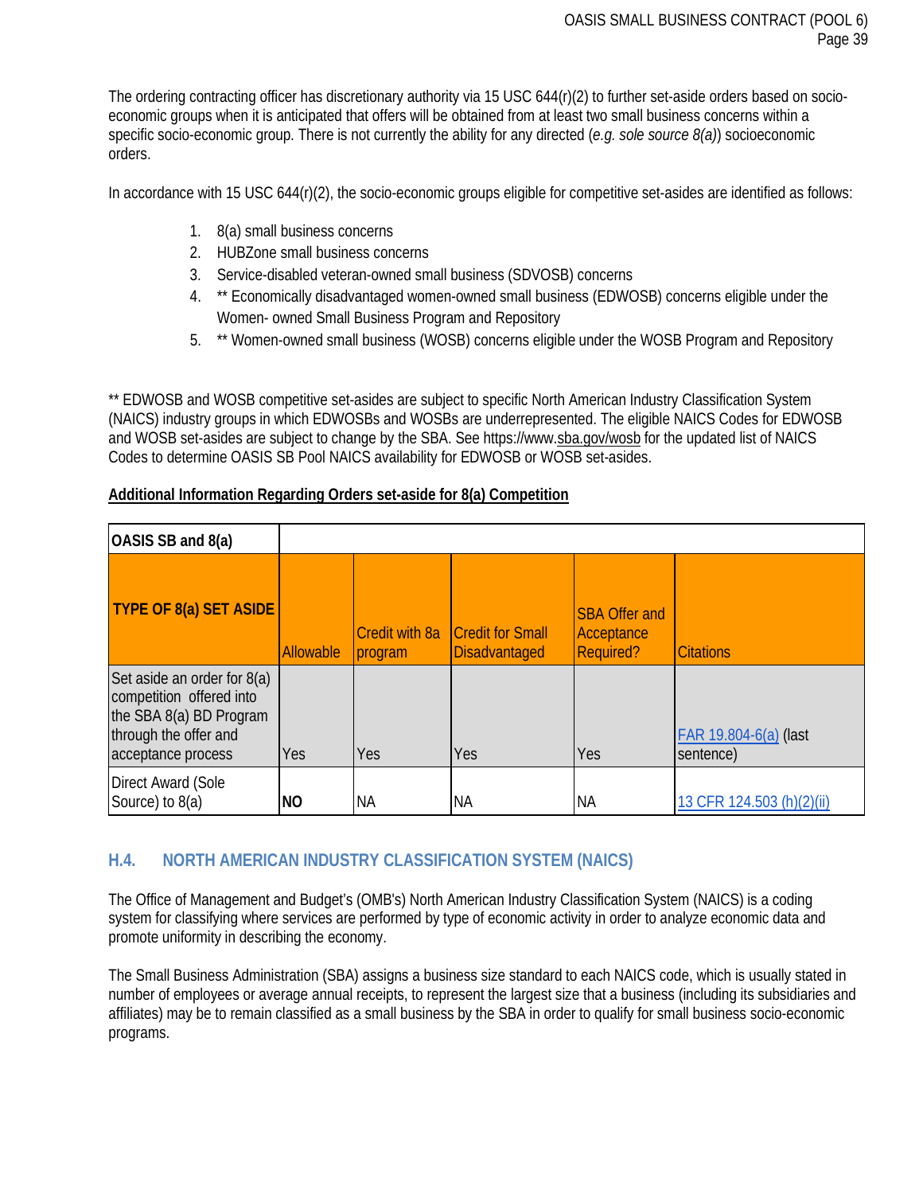The ordering contracting officer has discretionary authority via 15 USC 644(r)(2) to further set-aside orders based on socio-economic groups when it is anticipated that offers will be obtained from at least two small business concerns within a specific socio-economic group. There is not currently the ability for any directed (*e.g. sole source 8(a)*) socioeconomic orders.

In accordance with 15 USC 644(r)(2), the socio-economic groups eligible for competitive set-asides are identified as follows:

1. 8(a) small business concerns
2. HUBZone small business concerns
3. Service-disabled veteran-owned small business (SDVOSB) concerns
4. ** Economically disadvantaged women-owned small business (EDWOSB) concerns eligible under the Women- owned Small Business Program and Repository
5. ** Women-owned small business (WOSB) concerns eligible under the WOSB Program and Repository

** EDWOSB and WOSB competitive set-asides are subject to specific North American Industry Classification System (NAICS) industry groups in which EDWOSBs and WOSBs are underrepresented. The eligible NAICS Codes for EDWOSB and WOSB set-asides are subject to change by the SBA. See https://www.sba.gov/wosb for the updated list of NAICS Codes to determine OASIS SB Pool NAICS availability for EDWOSB or WOSB set-asides.

**Additional Information Regarding Orders set-aside for 8(a) Competition**

| **OASIS SB and 8(a)** | | | | | |
|---|---|---|---|---|---|
| **TYPE OF 8(a) SET ASIDE** | Allowable | Credit with 8a program | Credit for Small Disadvantaged | SBA Offer and Acceptance Required? | Citations |
| Set aside an order for 8(a) competition offered into the SBA 8(a) BD Program through the offer and acceptance process | Yes | Yes | Yes | Yes | FAR 19.804-6(a) (last sentence) |
| Direct Award (Sole Source) to 8(a) | **NO** | NA | NA | NA | 13 CFR 124.503 (h)(2)(ii) |

## H.4. NORTH AMERICAN INDUSTRY CLASSIFICATION SYSTEM (NAICS)

The Office of Management and Budget's (OMB's) North American Industry Classification System (NAICS) is a coding system for classifying where services are performed by type of economic activity in order to analyze economic data and promote uniformity in describing the economy.

The Small Business Administration (SBA) assigns a business size standard to each NAICS code, which is usually stated in number of employees or average annual receipts, to represent the largest size that a business (including its subsidiaries and affiliates) may be to remain classified as a small business by the SBA in order to qualify for small business socio-economic programs.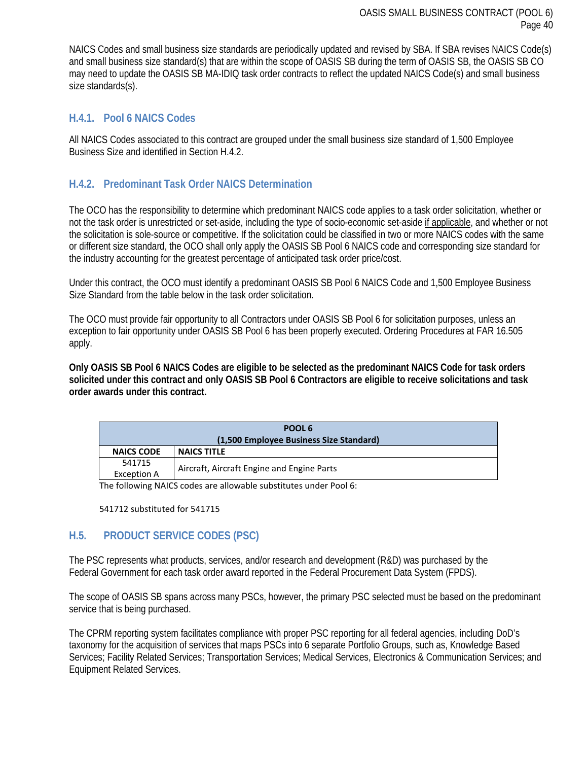NAICS Codes and small business size standards are periodically updated and revised by SBA. If SBA revises NAICS Code(s) and small business size standard(s) that are within the scope of OASIS SB during the term of OASIS SB, the OASIS SB CO may need to update the OASIS SB MA-IDIQ task order contracts to reflect the updated NAICS Code(s) and small business size standards(s).

### H.4.1. Pool 6 NAICS Codes

All NAICS Codes associated to this contract are grouped under the small business size standard of 1,500 Employee Business Size and identified in Section H.4.2.

### H.4.2. Predominant Task Order NAICS Determination

The OCO has the responsibility to determine which predominant NAICS code applies to a task order solicitation, whether or not the task order is unrestricted or set-aside, including the type of socio-economic set-aside if applicable, and whether or not the solicitation is sole-source or competitive. If the solicitation could be classified in two or more NAICS codes with the same or different size standard, the OCO shall only apply the OASIS SB Pool 6 NAICS code and corresponding size standard for the industry accounting for the greatest percentage of anticipated task order price/cost.

Under this contract, the OCO must identify a predominant OASIS SB Pool 6 NAICS Code and 1,500 Employee Business Size Standard from the table below in the task order solicitation.

The OCO must provide fair opportunity to all Contractors under OASIS SB Pool 6 for solicitation purposes, unless an exception to fair opportunity under OASIS SB Pool 6 has been properly executed. Ordering Procedures at FAR 16.505 apply.

**Only OASIS SB Pool 6 NAICS Codes are eligible to be selected as the predominant NAICS Code for task orders solicited under this contract and only OASIS SB Pool 6 Contractors are eligible to receive solicitations and task order awards under this contract.**

| POOL 6 (1,500 Employee Business Size Standard) | |
|---|---|
| **NAICS CODE** | **NAICS TITLE** |
| 541715 Exception A | Aircraft, Aircraft Engine and Engine Parts |

The following NAICS codes are allowable substitutes under Pool 6:

541712 substituted for 541715

## H.5. PRODUCT SERVICE CODES (PSC)

The PSC represents what products, services, and/or research and development (R&D) was purchased by the Federal Government for each task order award reported in the Federal Procurement Data System (FPDS).

The scope of OASIS SB spans across many PSCs, however, the primary PSC selected must be based on the predominant service that is being purchased.

The CPRM reporting system facilitates compliance with proper PSC reporting for all federal agencies, including DoD's taxonomy for the acquisition of services that maps PSCs into 6 separate Portfolio Groups, such as, Knowledge Based Services; Facility Related Services; Transportation Services; Medical Services, Electronics & Communication Services; and Equipment Related Services.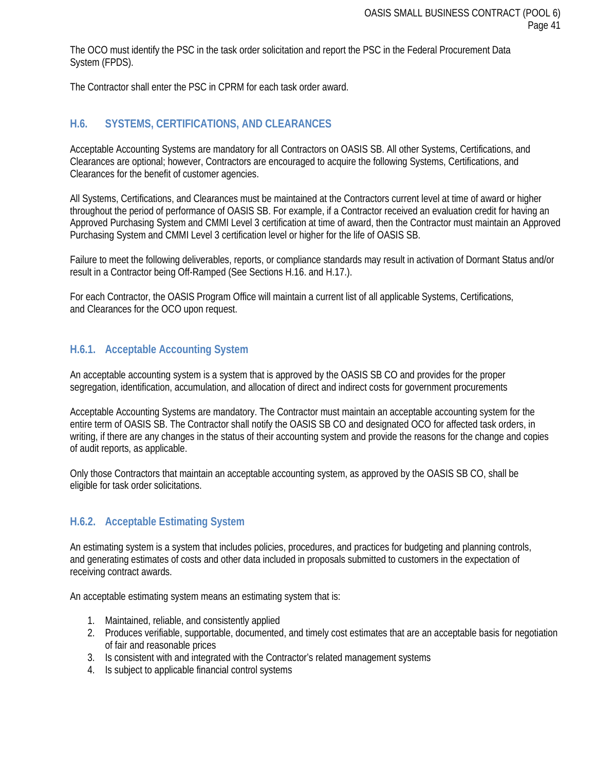The OCO must identify the PSC in the task order solicitation and report the PSC in the Federal Procurement Data System (FPDS).

The Contractor shall enter the PSC in CPRM for each task order award.

## H.6. SYSTEMS, CERTIFICATIONS, AND CLEARANCES

Acceptable Accounting Systems are mandatory for all Contractors on OASIS SB. All other Systems, Certifications, and Clearances are optional; however, Contractors are encouraged to acquire the following Systems, Certifications, and Clearances for the benefit of customer agencies.

All Systems, Certifications, and Clearances must be maintained at the Contractors current level at time of award or higher throughout the period of performance of OASIS SB. For example, if a Contractor received an evaluation credit for having an Approved Purchasing System and CMMI Level 3 certification at time of award, then the Contractor must maintain an Approved Purchasing System and CMMI Level 3 certification level or higher for the life of OASIS SB.

Failure to meet the following deliverables, reports, or compliance standards may result in activation of Dormant Status and/or result in a Contractor being Off-Ramped (See Sections H.16. and H.17.).

For each Contractor, the OASIS Program Office will maintain a current list of all applicable Systems, Certifications, and Clearances for the OCO upon request.

### H.6.1. Acceptable Accounting System

An acceptable accounting system is a system that is approved by the OASIS SB CO and provides for the proper segregation, identification, accumulation, and allocation of direct and indirect costs for government procurements

Acceptable Accounting Systems are mandatory. The Contractor must maintain an acceptable accounting system for the entire term of OASIS SB. The Contractor shall notify the OASIS SB CO and designated OCO for affected task orders, in writing, if there are any changes in the status of their accounting system and provide the reasons for the change and copies of audit reports, as applicable.

Only those Contractors that maintain an acceptable accounting system, as approved by the OASIS SB CO, shall be eligible for task order solicitations.

### H.6.2. Acceptable Estimating System

An estimating system is a system that includes policies, procedures, and practices for budgeting and planning controls, and generating estimates of costs and other data included in proposals submitted to customers in the expectation of receiving contract awards.

An acceptable estimating system means an estimating system that is:

1. Maintained, reliable, and consistently applied
2. Produces verifiable, supportable, documented, and timely cost estimates that are an acceptable basis for negotiation of fair and reasonable prices
3. Is consistent with and integrated with the Contractor's related management systems
4. Is subject to applicable financial control systems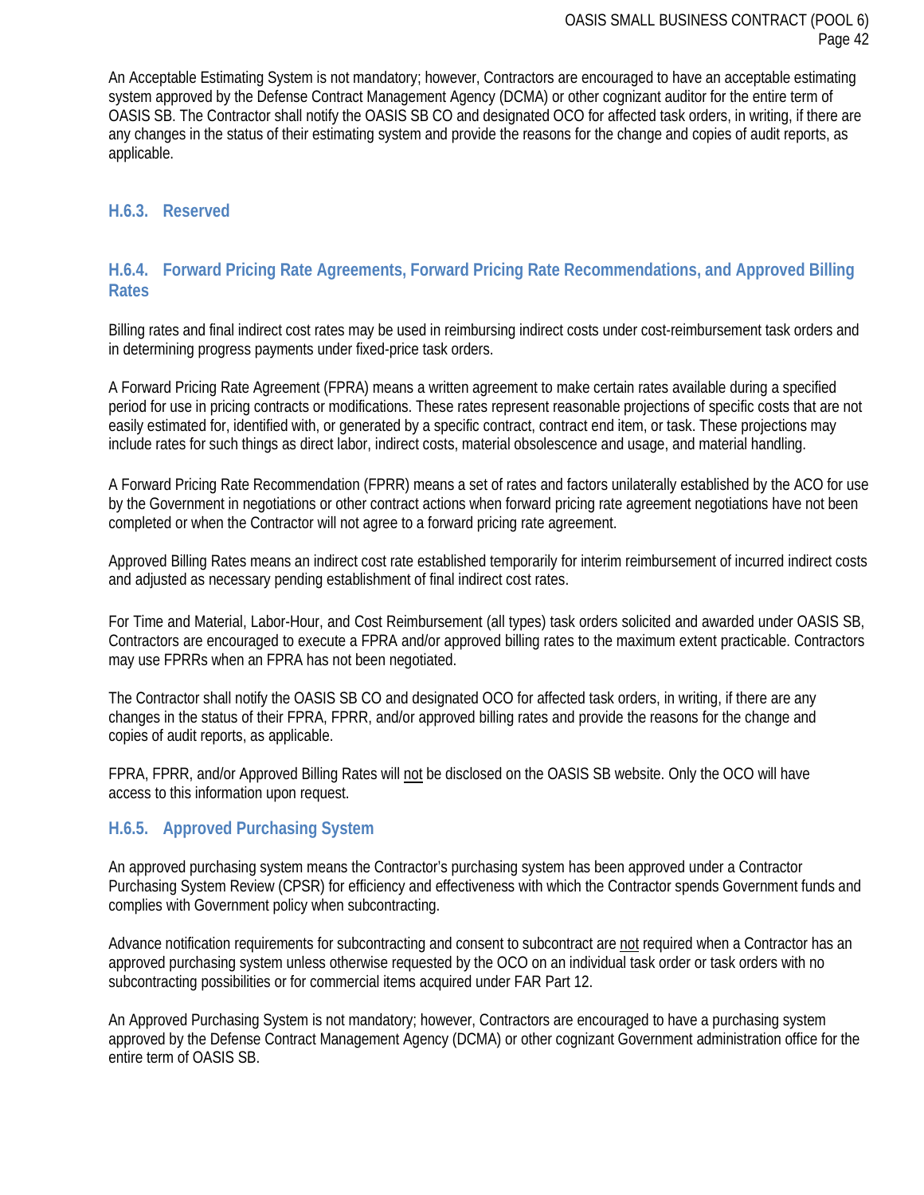An Acceptable Estimating System is not mandatory; however, Contractors are encouraged to have an acceptable estimating system approved by the Defense Contract Management Agency (DCMA) or other cognizant auditor for the entire term of OASIS SB. The Contractor shall notify the OASIS SB CO and designated OCO for affected task orders, in writing, if there are any changes in the status of their estimating system and provide the reasons for the change and copies of audit reports, as applicable.

### H.6.3. Reserved

### H.6.4. Forward Pricing Rate Agreements, Forward Pricing Rate Recommendations, and Approved Billing Rates

Billing rates and final indirect cost rates may be used in reimbursing indirect costs under cost-reimbursement task orders and in determining progress payments under fixed-price task orders.

A Forward Pricing Rate Agreement (FPRA) means a written agreement to make certain rates available during a specified period for use in pricing contracts or modifications. These rates represent reasonable projections of specific costs that are not easily estimated for, identified with, or generated by a specific contract, contract end item, or task. These projections may include rates for such things as direct labor, indirect costs, material obsolescence and usage, and material handling.

A Forward Pricing Rate Recommendation (FPRR) means a set of rates and factors unilaterally established by the ACO for use by the Government in negotiations or other contract actions when forward pricing rate agreement negotiations have not been completed or when the Contractor will not agree to a forward pricing rate agreement.

Approved Billing Rates means an indirect cost rate established temporarily for interim reimbursement of incurred indirect costs and adjusted as necessary pending establishment of final indirect cost rates.

For Time and Material, Labor-Hour, and Cost Reimbursement (all types) task orders solicited and awarded under OASIS SB, Contractors are encouraged to execute a FPRA and/or approved billing rates to the maximum extent practicable. Contractors may use FPRRs when an FPRA has not been negotiated.

The Contractor shall notify the OASIS SB CO and designated OCO for affected task orders, in writing, if there are any changes in the status of their FPRA, FPRR, and/or approved billing rates and provide the reasons for the change and copies of audit reports, as applicable.

FPRA, FPRR, and/or Approved Billing Rates will <u>not</u> be disclosed on the OASIS SB website. Only the OCO will have access to this information upon request.

### H.6.5. Approved Purchasing System

An approved purchasing system means the Contractor's purchasing system has been approved under a Contractor Purchasing System Review (CPSR) for efficiency and effectiveness with which the Contractor spends Government funds and complies with Government policy when subcontracting.

Advance notification requirements for subcontracting and consent to subcontract are <u>not</u> required when a Contractor has an approved purchasing system unless otherwise requested by the OCO on an individual task order or task orders with no subcontracting possibilities or for commercial items acquired under FAR Part 12.

An Approved Purchasing System is not mandatory; however, Contractors are encouraged to have a purchasing system approved by the Defense Contract Management Agency (DCMA) or other cognizant Government administration office for the entire term of OASIS SB.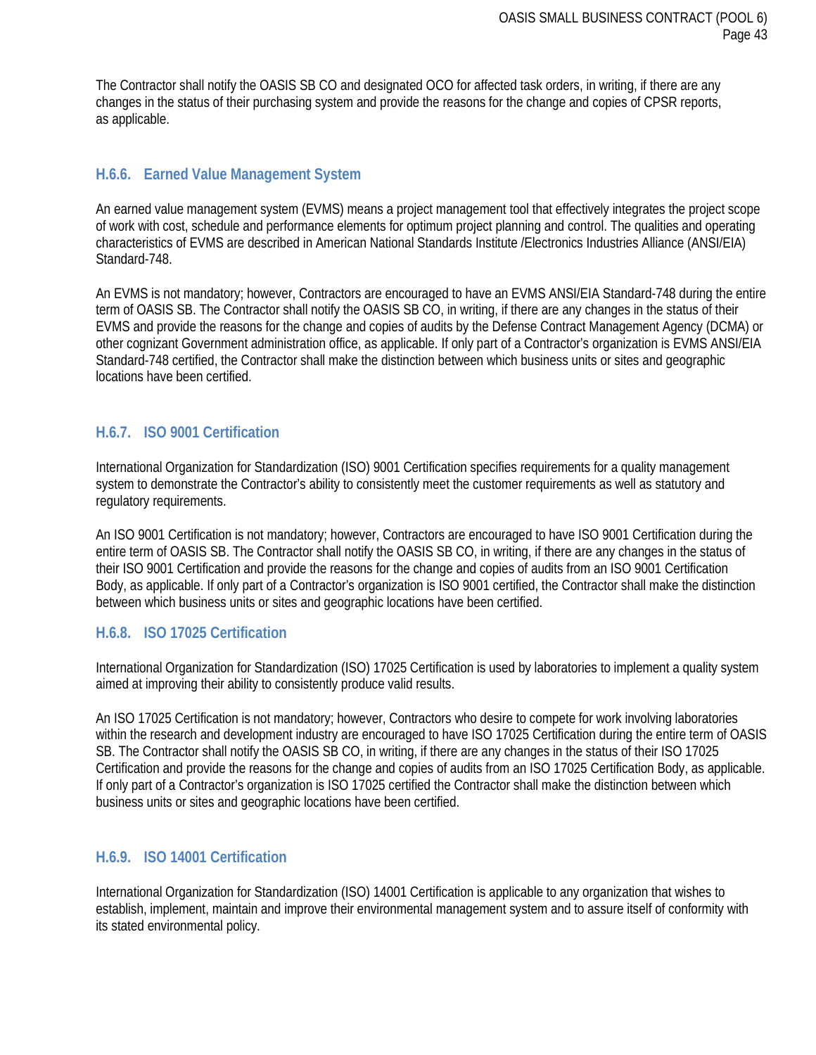The Contractor shall notify the OASIS SB CO and designated OCO for affected task orders, in writing, if there are any changes in the status of their purchasing system and provide the reasons for the change and copies of CPSR reports, as applicable.

### H.6.6. Earned Value Management System

An earned value management system (EVMS) means a project management tool that effectively integrates the project scope of work with cost, schedule and performance elements for optimum project planning and control. The qualities and operating characteristics of EVMS are described in American National Standards Institute /Electronics Industries Alliance (ANSI/EIA) Standard-748.

An EVMS is not mandatory; however, Contractors are encouraged to have an EVMS ANSI/EIA Standard-748 during the entire term of OASIS SB. The Contractor shall notify the OASIS SB CO, in writing, if there are any changes in the status of their EVMS and provide the reasons for the change and copies of audits by the Defense Contract Management Agency (DCMA) or other cognizant Government administration office, as applicable. If only part of a Contractor's organization is EVMS ANSI/EIA Standard-748 certified, the Contractor shall make the distinction between which business units or sites and geographic locations have been certified.

### H.6.7. ISO 9001 Certification

International Organization for Standardization (ISO) 9001 Certification specifies requirements for a quality management system to demonstrate the Contractor's ability to consistently meet the customer requirements as well as statutory and regulatory requirements.

An ISO 9001 Certification is not mandatory; however, Contractors are encouraged to have ISO 9001 Certification during the entire term of OASIS SB. The Contractor shall notify the OASIS SB CO, in writing, if there are any changes in the status of their ISO 9001 Certification and provide the reasons for the change and copies of audits from an ISO 9001 Certification Body, as applicable. If only part of a Contractor's organization is ISO 9001 certified, the Contractor shall make the distinction between which business units or sites and geographic locations have been certified.

### H.6.8. ISO 17025 Certification

International Organization for Standardization (ISO) 17025 Certification is used by laboratories to implement a quality system aimed at improving their ability to consistently produce valid results.

An ISO 17025 Certification is not mandatory; however, Contractors who desire to compete for work involving laboratories within the research and development industry are encouraged to have ISO 17025 Certification during the entire term of OASIS SB. The Contractor shall notify the OASIS SB CO, in writing, if there are any changes in the status of their ISO 17025 Certification and provide the reasons for the change and copies of audits from an ISO 17025 Certification Body, as applicable. If only part of a Contractor's organization is ISO 17025 certified the Contractor shall make the distinction between which business units or sites and geographic locations have been certified.

### H.6.9. ISO 14001 Certification

International Organization for Standardization (ISO) 14001 Certification is applicable to any organization that wishes to establish, implement, maintain and improve their environmental management system and to assure itself of conformity with its stated environmental policy.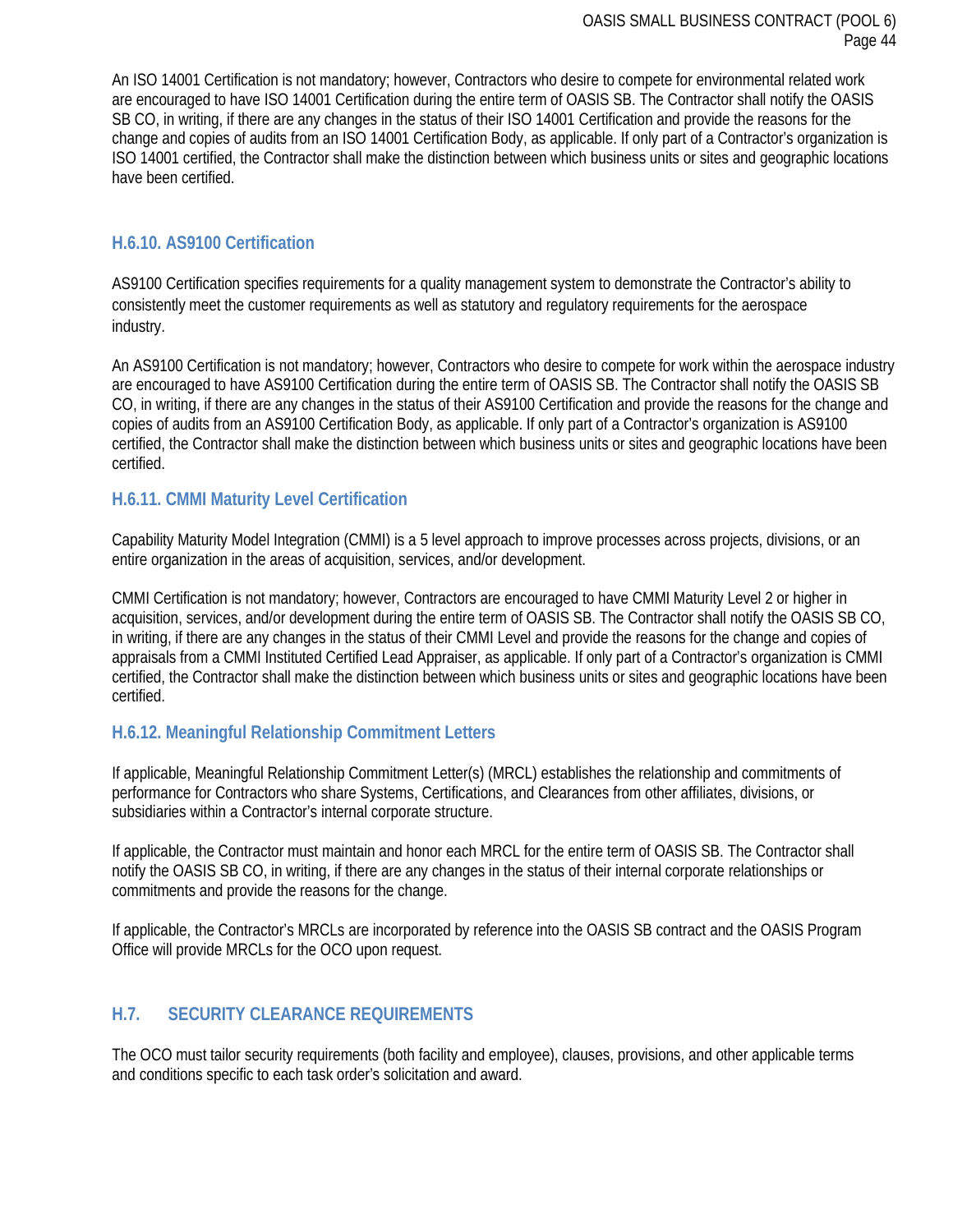An ISO 14001 Certification is not mandatory; however, Contractors who desire to compete for environmental related work are encouraged to have ISO 14001 Certification during the entire term of OASIS SB. The Contractor shall notify the OASIS SB CO, in writing, if there are any changes in the status of their ISO 14001 Certification and provide the reasons for the change and copies of audits from an ISO 14001 Certification Body, as applicable. If only part of a Contractor's organization is ISO 14001 certified, the Contractor shall make the distinction between which business units or sites and geographic locations have been certified.

### H.6.10. AS9100 Certification

AS9100 Certification specifies requirements for a quality management system to demonstrate the Contractor's ability to consistently meet the customer requirements as well as statutory and regulatory requirements for the aerospace industry.

An AS9100 Certification is not mandatory; however, Contractors who desire to compete for work within the aerospace industry are encouraged to have AS9100 Certification during the entire term of OASIS SB. The Contractor shall notify the OASIS SB CO, in writing, if there are any changes in the status of their AS9100 Certification and provide the reasons for the change and copies of audits from an AS9100 Certification Body, as applicable. If only part of a Contractor's organization is AS9100 certified, the Contractor shall make the distinction between which business units or sites and geographic locations have been certified.

### H.6.11. CMMI Maturity Level Certification

Capability Maturity Model Integration (CMMI) is a 5 level approach to improve processes across projects, divisions, or an entire organization in the areas of acquisition, services, and/or development.

CMMI Certification is not mandatory; however, Contractors are encouraged to have CMMI Maturity Level 2 or higher in acquisition, services, and/or development during the entire term of OASIS SB. The Contractor shall notify the OASIS SB CO, in writing, if there are any changes in the status of their CMMI Level and provide the reasons for the change and copies of appraisals from a CMMI Instituted Certified Lead Appraiser, as applicable. If only part of a Contractor's organization is CMMI certified, the Contractor shall make the distinction between which business units or sites and geographic locations have been certified.

### H.6.12. Meaningful Relationship Commitment Letters

If applicable, Meaningful Relationship Commitment Letter(s) (MRCL) establishes the relationship and commitments of performance for Contractors who share Systems, Certifications, and Clearances from other affiliates, divisions, or subsidiaries within a Contractor's internal corporate structure.

If applicable, the Contractor must maintain and honor each MRCL for the entire term of OASIS SB. The Contractor shall notify the OASIS SB CO, in writing, if there are any changes in the status of their internal corporate relationships or commitments and provide the reasons for the change.

If applicable, the Contractor's MRCLs are incorporated by reference into the OASIS SB contract and the OASIS Program Office will provide MRCLs for the OCO upon request.

## H.7. SECURITY CLEARANCE REQUIREMENTS

The OCO must tailor security requirements (both facility and employee), clauses, provisions, and other applicable terms and conditions specific to each task order's solicitation and award.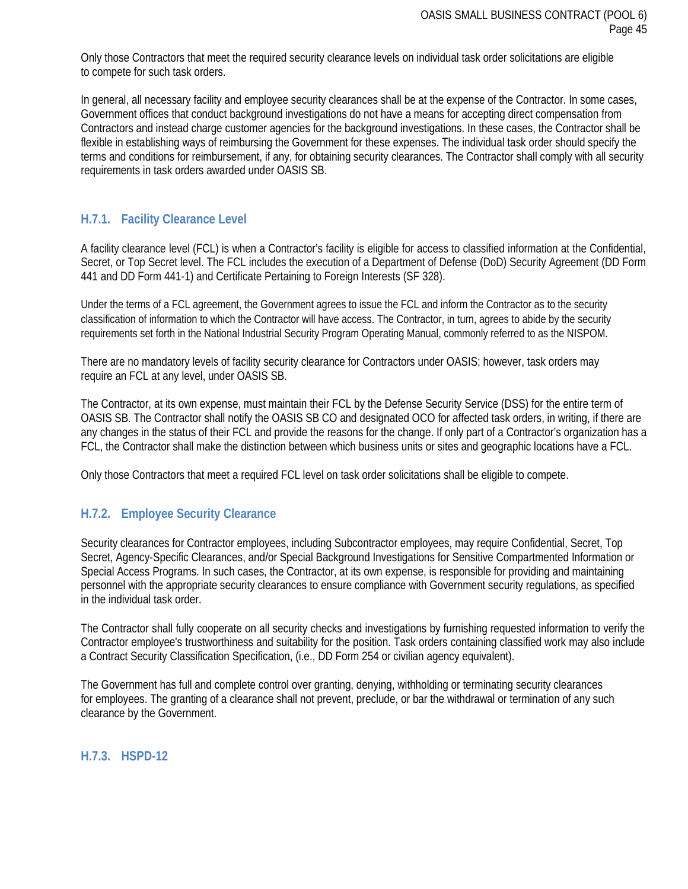Only those Contractors that meet the required security clearance levels on individual task order solicitations are eligible to compete for such task orders.

In general, all necessary facility and employee security clearances shall be at the expense of the Contractor. In some cases, Government offices that conduct background investigations do not have a means for accepting direct compensation from Contractors and instead charge customer agencies for the background investigations. In these cases, the Contractor shall be flexible in establishing ways of reimbursing the Government for these expenses. The individual task order should specify the terms and conditions for reimbursement, if any, for obtaining security clearances. The Contractor shall comply with all security requirements in task orders awarded under OASIS SB.

### H.7.1. Facility Clearance Level

A facility clearance level (FCL) is when a Contractor's facility is eligible for access to classified information at the Confidential, Secret, or Top Secret level. The FCL includes the execution of a Department of Defense (DoD) Security Agreement (DD Form 441 and DD Form 441-1) and Certificate Pertaining to Foreign Interests (SF 328).

Under the terms of a FCL agreement, the Government agrees to issue the FCL and inform the Contractor as to the security classification of information to which the Contractor will have access. The Contractor, in turn, agrees to abide by the security requirements set forth in the National Industrial Security Program Operating Manual, commonly referred to as the NISPOM.

There are no mandatory levels of facility security clearance for Contractors under OASIS; however, task orders may require an FCL at any level, under OASIS SB.

The Contractor, at its own expense, must maintain their FCL by the Defense Security Service (DSS) for the entire term of OASIS SB. The Contractor shall notify the OASIS SB CO and designated OCO for affected task orders, in writing, if there are any changes in the status of their FCL and provide the reasons for the change. If only part of a Contractor's organization has a FCL, the Contractor shall make the distinction between which business units or sites and geographic locations have a FCL.

Only those Contractors that meet a required FCL level on task order solicitations shall be eligible to compete.

### H.7.2. Employee Security Clearance

Security clearances for Contractor employees, including Subcontractor employees, may require Confidential, Secret, Top Secret, Agency-Specific Clearances, and/or Special Background Investigations for Sensitive Compartmented Information or Special Access Programs. In such cases, the Contractor, at its own expense, is responsible for providing and maintaining personnel with the appropriate security clearances to ensure compliance with Government security regulations, as specified in the individual task order.

The Contractor shall fully cooperate on all security checks and investigations by furnishing requested information to verify the Contractor employee's trustworthiness and suitability for the position. Task orders containing classified work may also include a Contract Security Classification Specification, (i.e., DD Form 254 or civilian agency equivalent).

The Government has full and complete control over granting, denying, withholding or terminating security clearances for employees. The granting of a clearance shall not prevent, preclude, or bar the withdrawal or termination of any such clearance by the Government.

### H.7.3. HSPD-12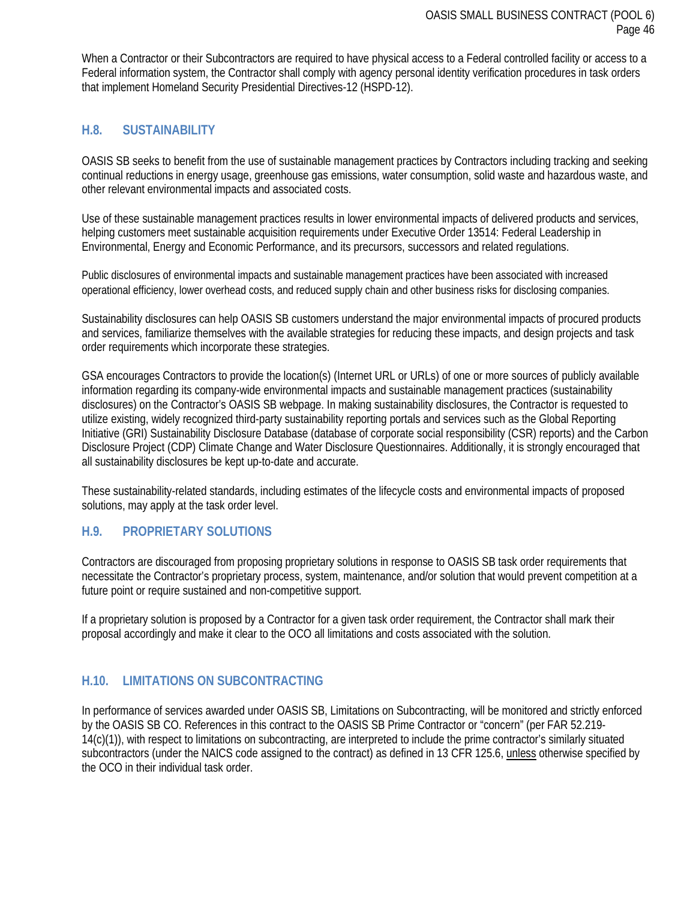When a Contractor or their Subcontractors are required to have physical access to a Federal controlled facility or access to a Federal information system, the Contractor shall comply with agency personal identity verification procedures in task orders that implement Homeland Security Presidential Directives-12 (HSPD-12).

## H.8. SUSTAINABILITY

OASIS SB seeks to benefit from the use of sustainable management practices by Contractors including tracking and seeking continual reductions in energy usage, greenhouse gas emissions, water consumption, solid waste and hazardous waste, and other relevant environmental impacts and associated costs.

Use of these sustainable management practices results in lower environmental impacts of delivered products and services, helping customers meet sustainable acquisition requirements under Executive Order 13514: Federal Leadership in Environmental, Energy and Economic Performance, and its precursors, successors and related regulations.

Public disclosures of environmental impacts and sustainable management practices have been associated with increased operational efficiency, lower overhead costs, and reduced supply chain and other business risks for disclosing companies.

Sustainability disclosures can help OASIS SB customers understand the major environmental impacts of procured products and services, familiarize themselves with the available strategies for reducing these impacts, and design projects and task order requirements which incorporate these strategies.

GSA encourages Contractors to provide the location(s) (Internet URL or URLs) of one or more sources of publicly available information regarding its company-wide environmental impacts and sustainable management practices (sustainability disclosures) on the Contractor's OASIS SB webpage. In making sustainability disclosures, the Contractor is requested to utilize existing, widely recognized third-party sustainability reporting portals and services such as the Global Reporting Initiative (GRI) Sustainability Disclosure Database (database of corporate social responsibility (CSR) reports) and the Carbon Disclosure Project (CDP) Climate Change and Water Disclosure Questionnaires. Additionally, it is strongly encouraged that all sustainability disclosures be kept up-to-date and accurate.

These sustainability-related standards, including estimates of the lifecycle costs and environmental impacts of proposed solutions, may apply at the task order level.

## H.9. PROPRIETARY SOLUTIONS

Contractors are discouraged from proposing proprietary solutions in response to OASIS SB task order requirements that necessitate the Contractor's proprietary process, system, maintenance, and/or solution that would prevent competition at a future point or require sustained and non-competitive support.

If a proprietary solution is proposed by a Contractor for a given task order requirement, the Contractor shall mark their proposal accordingly and make it clear to the OCO all limitations and costs associated with the solution.

## H.10. LIMITATIONS ON SUBCONTRACTING

In performance of services awarded under OASIS SB, Limitations on Subcontracting, will be monitored and strictly enforced by the OASIS SB CO. References in this contract to the OASIS SB Prime Contractor or "concern" (per FAR 52.219-14(c)(1)), with respect to limitations on subcontracting, are interpreted to include the prime contractor's similarly situated subcontractors (under the NAICS code assigned to the contract) as defined in 13 CFR 125.6, <u>unless</u> otherwise specified by the OCO in their individual task order.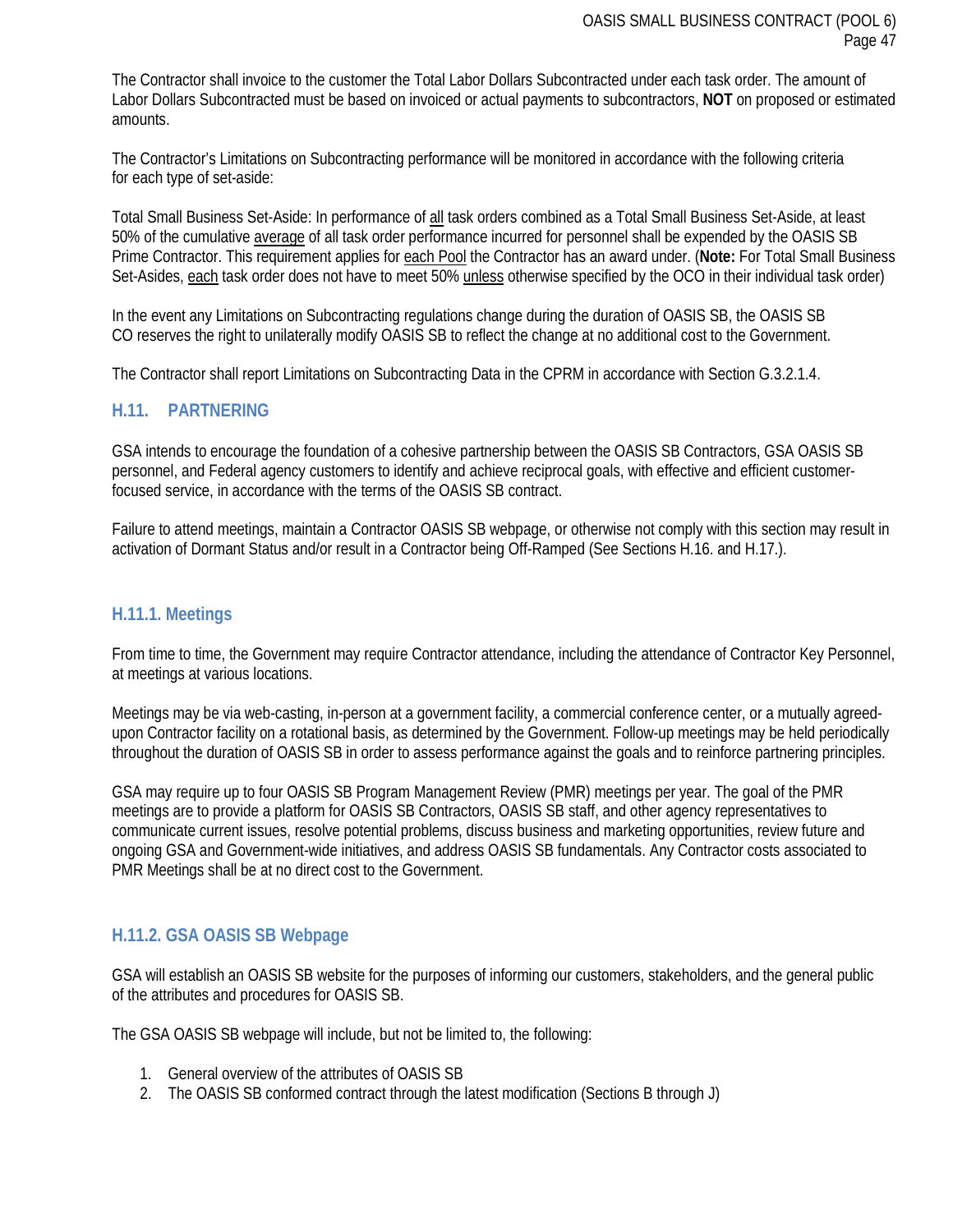The Contractor shall invoice to the customer the Total Labor Dollars Subcontracted under each task order. The amount of Labor Dollars Subcontracted must be based on invoiced or actual payments to subcontractors, **NOT** on proposed or estimated amounts.

The Contractor's Limitations on Subcontracting performance will be monitored in accordance with the following criteria for each type of set-aside:

Total Small Business Set-Aside: In performance of all task orders combined as a Total Small Business Set-Aside, at least 50% of the cumulative average of all task order performance incurred for personnel shall be expended by the OASIS SB Prime Contractor. This requirement applies for each Pool the Contractor has an award under. (**Note:** For Total Small Business Set-Asides, each task order does not have to meet 50% unless otherwise specified by the OCO in their individual task order)

In the event any Limitations on Subcontracting regulations change during the duration of OASIS SB, the OASIS SB CO reserves the right to unilaterally modify OASIS SB to reflect the change at no additional cost to the Government.

The Contractor shall report Limitations on Subcontracting Data in the CPRM in accordance with Section G.3.2.1.4.

## H.11. PARTNERING

GSA intends to encourage the foundation of a cohesive partnership between the OASIS SB Contractors, GSA OASIS SB personnel, and Federal agency customers to identify and achieve reciprocal goals, with effective and efficient customer-focused service, in accordance with the terms of the OASIS SB contract.

Failure to attend meetings, maintain a Contractor OASIS SB webpage, or otherwise not comply with this section may result in activation of Dormant Status and/or result in a Contractor being Off-Ramped (See Sections H.16. and H.17.).

### H.11.1. Meetings

From time to time, the Government may require Contractor attendance, including the attendance of Contractor Key Personnel, at meetings at various locations.

Meetings may be via web-casting, in-person at a government facility, a commercial conference center, or a mutually agreed-upon Contractor facility on a rotational basis, as determined by the Government. Follow-up meetings may be held periodically throughout the duration of OASIS SB in order to assess performance against the goals and to reinforce partnering principles.

GSA may require up to four OASIS SB Program Management Review (PMR) meetings per year. The goal of the PMR meetings are to provide a platform for OASIS SB Contractors, OASIS SB staff, and other agency representatives to communicate current issues, resolve potential problems, discuss business and marketing opportunities, review future and ongoing GSA and Government-wide initiatives, and address OASIS SB fundamentals. Any Contractor costs associated to PMR Meetings shall be at no direct cost to the Government.

### H.11.2. GSA OASIS SB Webpage

GSA will establish an OASIS SB website for the purposes of informing our customers, stakeholders, and the general public of the attributes and procedures for OASIS SB.

The GSA OASIS SB webpage will include, but not be limited to, the following:

1. General overview of the attributes of OASIS SB
2. The OASIS SB conformed contract through the latest modification (Sections B through J)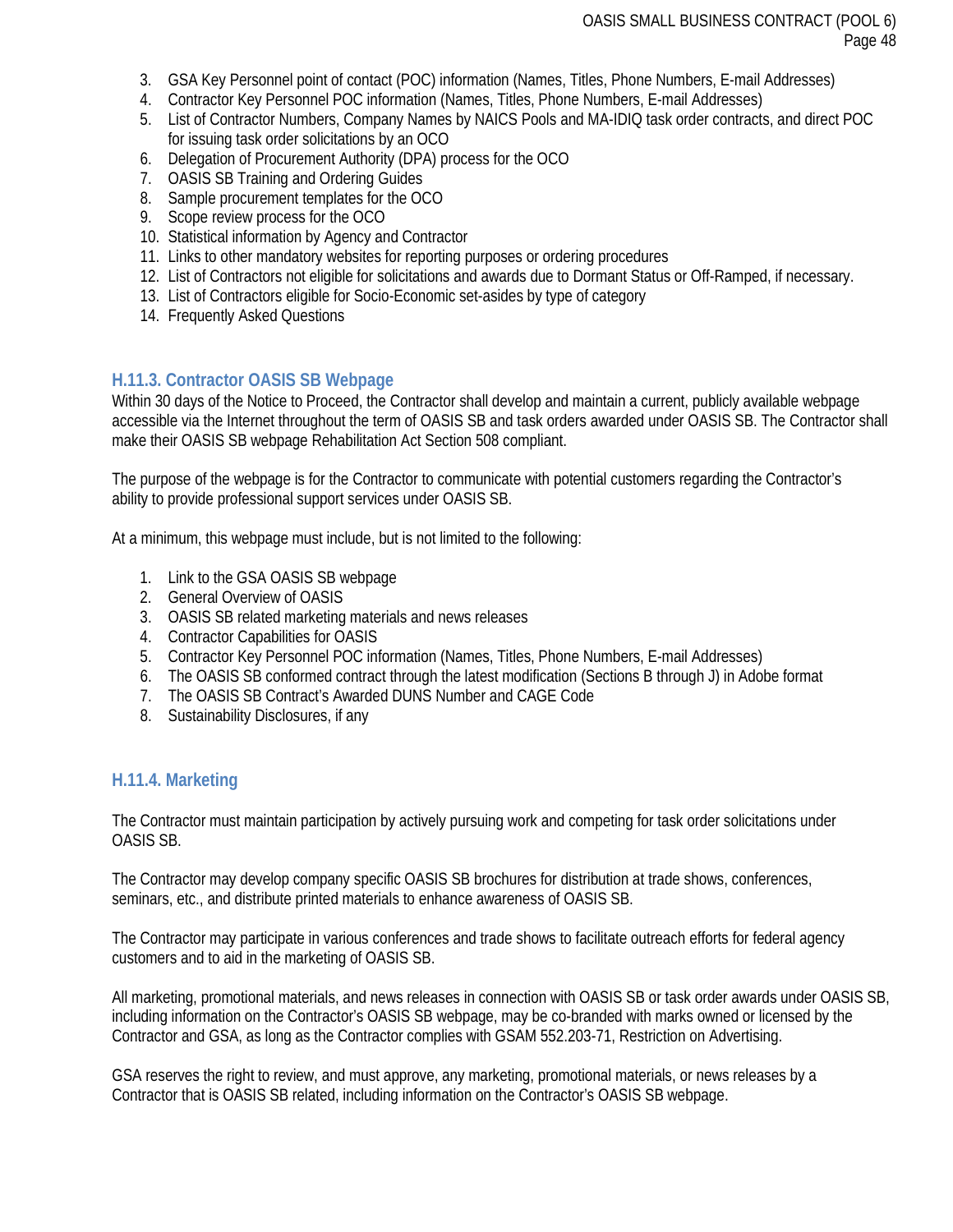3. GSA Key Personnel point of contact (POC) information (Names, Titles, Phone Numbers, E-mail Addresses)
4. Contractor Key Personnel POC information (Names, Titles, Phone Numbers, E-mail Addresses)
5. List of Contractor Numbers, Company Names by NAICS Pools and MA-IDIQ task order contracts, and direct POC for issuing task order solicitations by an OCO
6. Delegation of Procurement Authority (DPA) process for the OCO
7. OASIS SB Training and Ordering Guides
8. Sample procurement templates for the OCO
9. Scope review process for the OCO
10. Statistical information by Agency and Contractor
11. Links to other mandatory websites for reporting purposes or ordering procedures
12. List of Contractors not eligible for solicitations and awards due to Dormant Status or Off-Ramped, if necessary.
13. List of Contractors eligible for Socio-Economic set-asides by type of category
14. Frequently Asked Questions

### H.11.3. Contractor OASIS SB Webpage

Within 30 days of the Notice to Proceed, the Contractor shall develop and maintain a current, publicly available webpage accessible via the Internet throughout the term of OASIS SB and task orders awarded under OASIS SB. The Contractor shall make their OASIS SB webpage Rehabilitation Act Section 508 compliant.

The purpose of the webpage is for the Contractor to communicate with potential customers regarding the Contractor's ability to provide professional support services under OASIS SB.

At a minimum, this webpage must include, but is not limited to the following:

1. Link to the GSA OASIS SB webpage
2. General Overview of OASIS
3. OASIS SB related marketing materials and news releases
4. Contractor Capabilities for OASIS
5. Contractor Key Personnel POC information (Names, Titles, Phone Numbers, E-mail Addresses)
6. The OASIS SB conformed contract through the latest modification (Sections B through J) in Adobe format
7. The OASIS SB Contract's Awarded DUNS Number and CAGE Code
8. Sustainability Disclosures, if any

### H.11.4. Marketing

The Contractor must maintain participation by actively pursuing work and competing for task order solicitations under OASIS SB.

The Contractor may develop company specific OASIS SB brochures for distribution at trade shows, conferences, seminars, etc., and distribute printed materials to enhance awareness of OASIS SB.

The Contractor may participate in various conferences and trade shows to facilitate outreach efforts for federal agency customers and to aid in the marketing of OASIS SB.

All marketing, promotional materials, and news releases in connection with OASIS SB or task order awards under OASIS SB, including information on the Contractor's OASIS SB webpage, may be co-branded with marks owned or licensed by the Contractor and GSA, as long as the Contractor complies with GSAM 552.203-71, Restriction on Advertising.

GSA reserves the right to review, and must approve, any marketing, promotional materials, or news releases by a Contractor that is OASIS SB related, including information on the Contractor's OASIS SB webpage.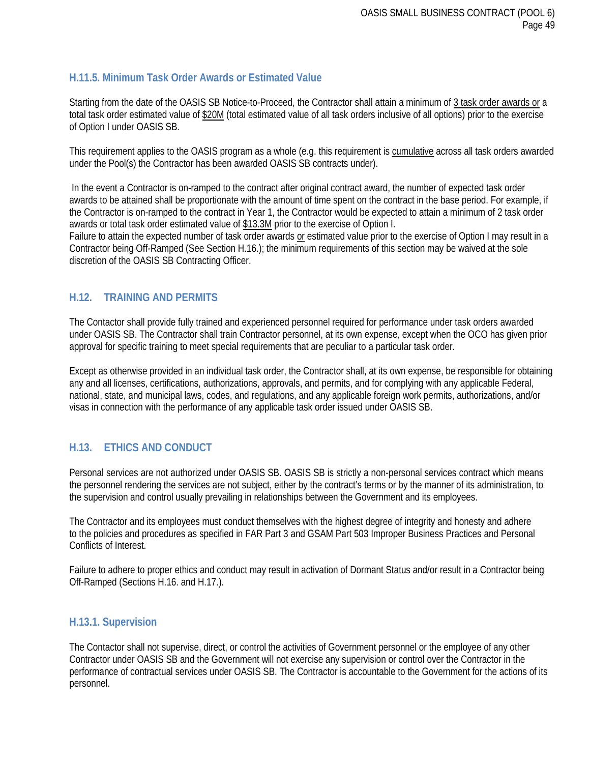### H.11.5. Minimum Task Order Awards or Estimated Value

Starting from the date of the OASIS SB Notice-to-Proceed, the Contractor shall attain a minimum of 3 task order awards or a total task order estimated value of $20M (total estimated value of all task orders inclusive of all options) prior to the exercise of Option I under OASIS SB.

This requirement applies to the OASIS program as a whole (e.g. this requirement is cumulative across all task orders awarded under the Pool(s) the Contractor has been awarded OASIS SB contracts under).

In the event a Contractor is on-ramped to the contract after original contract award, the number of expected task order awards to be attained shall be proportionate with the amount of time spent on the contract in the base period. For example, if the Contractor is on-ramped to the contract in Year 1, the Contractor would be expected to attain a minimum of 2 task order awards or total task order estimated value of $13.3M prior to the exercise of Option I.
Failure to attain the expected number of task order awards or estimated value prior to the exercise of Option I may result in a Contractor being Off-Ramped (See Section H.16.); the minimum requirements of this section may be waived at the sole discretion of the OASIS SB Contracting Officer.

## H.12. TRAINING AND PERMITS

The Contactor shall provide fully trained and experienced personnel required for performance under task orders awarded under OASIS SB. The Contractor shall train Contractor personnel, at its own expense, except when the OCO has given prior approval for specific training to meet special requirements that are peculiar to a particular task order.

Except as otherwise provided in an individual task order, the Contractor shall, at its own expense, be responsible for obtaining any and all licenses, certifications, authorizations, approvals, and permits, and for complying with any applicable Federal, national, state, and municipal laws, codes, and regulations, and any applicable foreign work permits, authorizations, and/or visas in connection with the performance of any applicable task order issued under OASIS SB.

## H.13. ETHICS AND CONDUCT

Personal services are not authorized under OASIS SB. OASIS SB is strictly a non-personal services contract which means the personnel rendering the services are not subject, either by the contract's terms or by the manner of its administration, to the supervision and control usually prevailing in relationships between the Government and its employees.

The Contractor and its employees must conduct themselves with the highest degree of integrity and honesty and adhere to the policies and procedures as specified in FAR Part 3 and GSAM Part 503 Improper Business Practices and Personal Conflicts of Interest.

Failure to adhere to proper ethics and conduct may result in activation of Dormant Status and/or result in a Contractor being Off-Ramped (Sections H.16. and H.17.).

### H.13.1. Supervision

The Contactor shall not supervise, direct, or control the activities of Government personnel or the employee of any other Contractor under OASIS SB and the Government will not exercise any supervision or control over the Contractor in the performance of contractual services under OASIS SB. The Contractor is accountable to the Government for the actions of its personnel.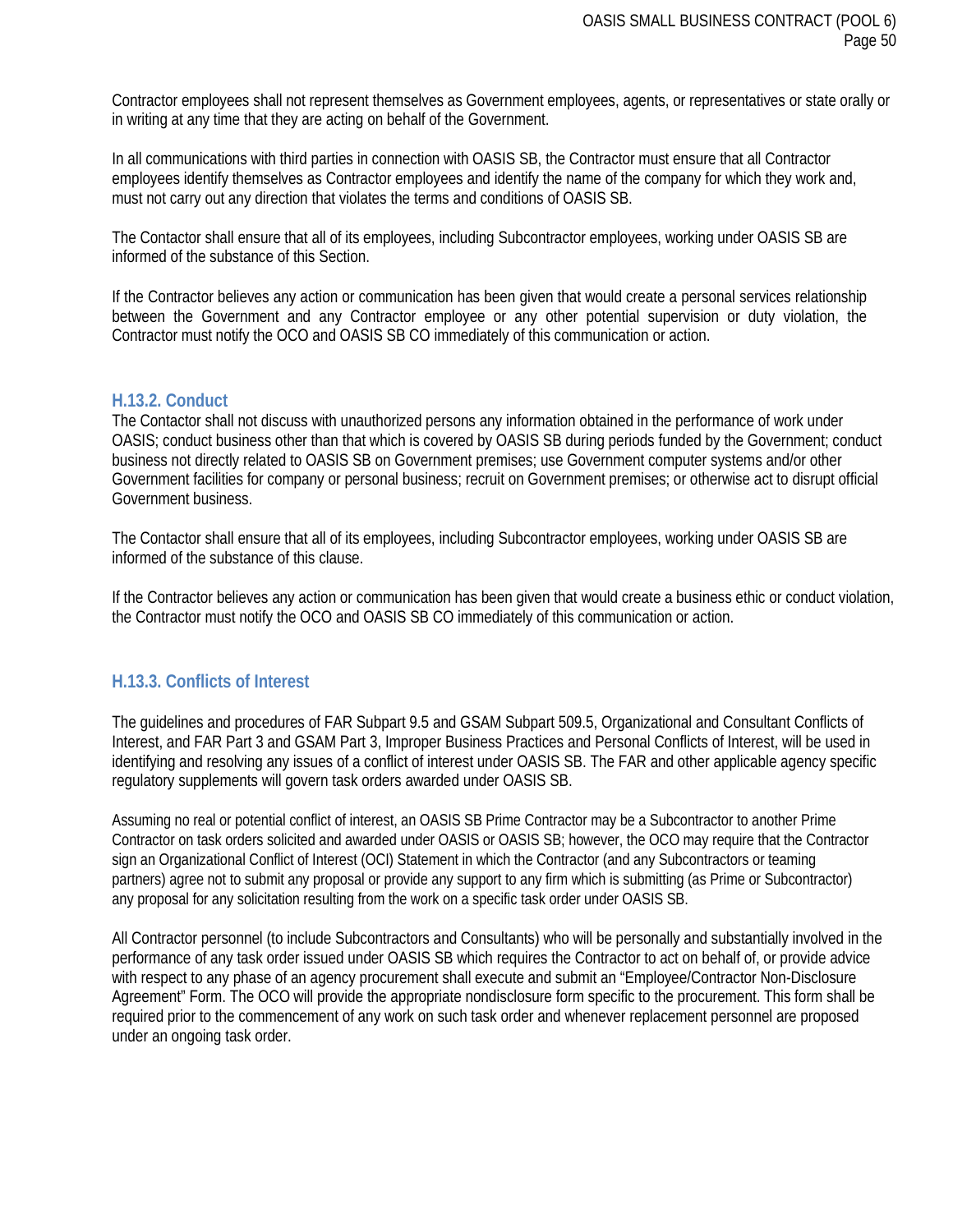Contractor employees shall not represent themselves as Government employees, agents, or representatives or state orally or in writing at any time that they are acting on behalf of the Government.

In all communications with third parties in connection with OASIS SB, the Contractor must ensure that all Contractor employees identify themselves as Contractor employees and identify the name of the company for which they work and, must not carry out any direction that violates the terms and conditions of OASIS SB.

The Contactor shall ensure that all of its employees, including Subcontractor employees, working under OASIS SB are informed of the substance of this Section.

If the Contractor believes any action or communication has been given that would create a personal services relationship between the Government and any Contractor employee or any other potential supervision or duty violation, the Contractor must notify the OCO and OASIS SB CO immediately of this communication or action.

### H.13.2. Conduct

The Contactor shall not discuss with unauthorized persons any information obtained in the performance of work under OASIS; conduct business other than that which is covered by OASIS SB during periods funded by the Government; conduct business not directly related to OASIS SB on Government premises; use Government computer systems and/or other Government facilities for company or personal business; recruit on Government premises; or otherwise act to disrupt official Government business.

The Contactor shall ensure that all of its employees, including Subcontractor employees, working under OASIS SB are informed of the substance of this clause.

If the Contractor believes any action or communication has been given that would create a business ethic or conduct violation, the Contractor must notify the OCO and OASIS SB CO immediately of this communication or action.

### H.13.3. Conflicts of Interest

The guidelines and procedures of FAR Subpart 9.5 and GSAM Subpart 509.5, Organizational and Consultant Conflicts of Interest, and FAR Part 3 and GSAM Part 3, Improper Business Practices and Personal Conflicts of Interest, will be used in identifying and resolving any issues of a conflict of interest under OASIS SB. The FAR and other applicable agency specific regulatory supplements will govern task orders awarded under OASIS SB.

Assuming no real or potential conflict of interest, an OASIS SB Prime Contractor may be a Subcontractor to another Prime Contractor on task orders solicited and awarded under OASIS or OASIS SB; however, the OCO may require that the Contractor sign an Organizational Conflict of Interest (OCI) Statement in which the Contractor (and any Subcontractors or teaming partners) agree not to submit any proposal or provide any support to any firm which is submitting (as Prime or Subcontractor) any proposal for any solicitation resulting from the work on a specific task order under OASIS SB.

All Contractor personnel (to include Subcontractors and Consultants) who will be personally and substantially involved in the performance of any task order issued under OASIS SB which requires the Contractor to act on behalf of, or provide advice with respect to any phase of an agency procurement shall execute and submit an "Employee/Contractor Non-Disclosure Agreement" Form. The OCO will provide the appropriate nondisclosure form specific to the procurement. This form shall be required prior to the commencement of any work on such task order and whenever replacement personnel are proposed under an ongoing task order.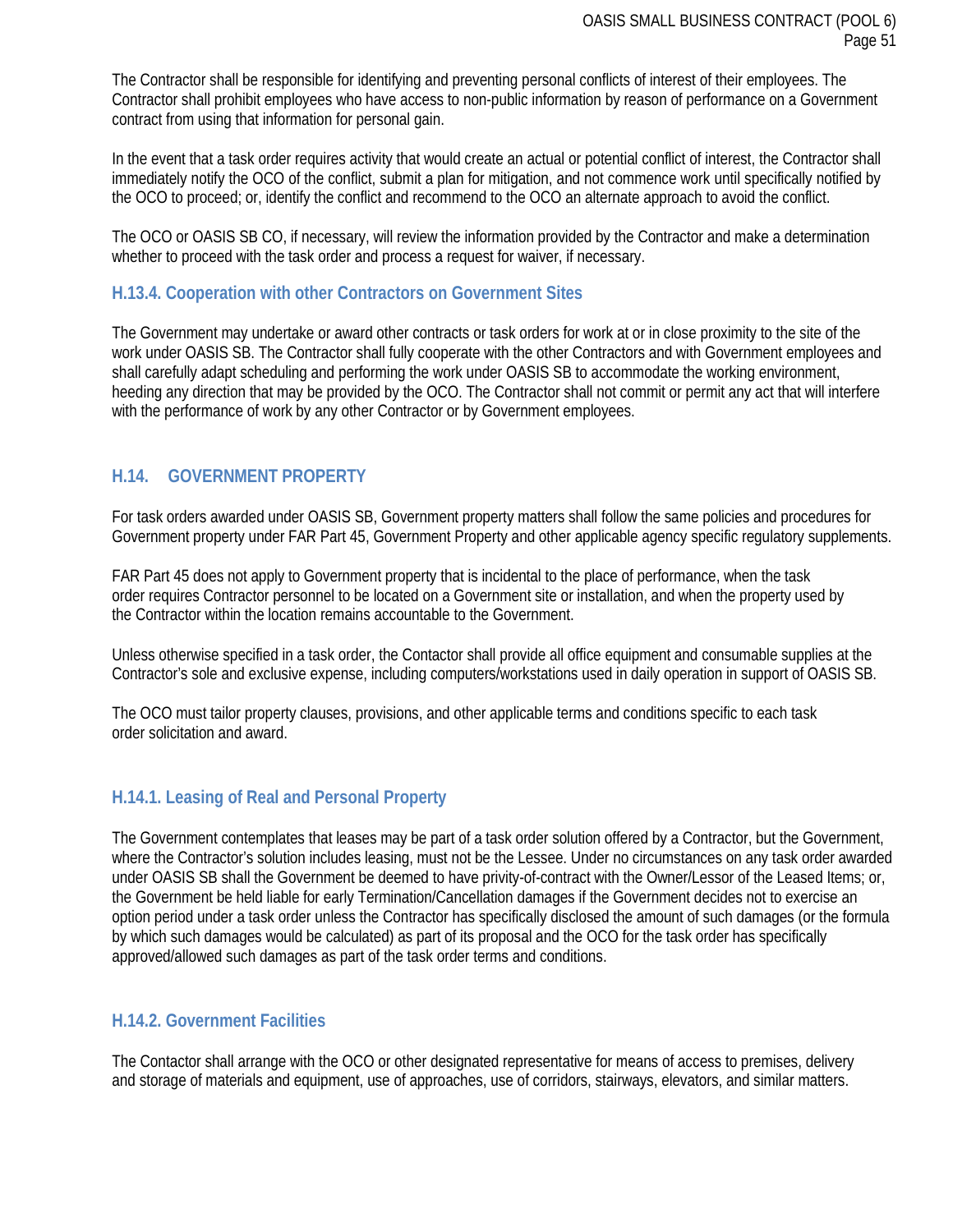The Contractor shall be responsible for identifying and preventing personal conflicts of interest of their employees. The Contractor shall prohibit employees who have access to non-public information by reason of performance on a Government contract from using that information for personal gain.

In the event that a task order requires activity that would create an actual or potential conflict of interest, the Contractor shall immediately notify the OCO of the conflict, submit a plan for mitigation, and not commence work until specifically notified by the OCO to proceed; or, identify the conflict and recommend to the OCO an alternate approach to avoid the conflict.

The OCO or OASIS SB CO, if necessary, will review the information provided by the Contractor and make a determination whether to proceed with the task order and process a request for waiver, if necessary.

### H.13.4. Cooperation with other Contractors on Government Sites

The Government may undertake or award other contracts or task orders for work at or in close proximity to the site of the work under OASIS SB. The Contractor shall fully cooperate with the other Contractors and with Government employees and shall carefully adapt scheduling and performing the work under OASIS SB to accommodate the working environment, heeding any direction that may be provided by the OCO. The Contractor shall not commit or permit any act that will interfere with the performance of work by any other Contractor or by Government employees.

## H.14. GOVERNMENT PROPERTY

For task orders awarded under OASIS SB, Government property matters shall follow the same policies and procedures for Government property under FAR Part 45, Government Property and other applicable agency specific regulatory supplements.

FAR Part 45 does not apply to Government property that is incidental to the place of performance, when the task order requires Contractor personnel to be located on a Government site or installation, and when the property used by the Contractor within the location remains accountable to the Government.

Unless otherwise specified in a task order, the Contactor shall provide all office equipment and consumable supplies at the Contractor's sole and exclusive expense, including computers/workstations used in daily operation in support of OASIS SB.

The OCO must tailor property clauses, provisions, and other applicable terms and conditions specific to each task order solicitation and award.

### H.14.1. Leasing of Real and Personal Property

The Government contemplates that leases may be part of a task order solution offered by a Contractor, but the Government, where the Contractor's solution includes leasing, must not be the Lessee. Under no circumstances on any task order awarded under OASIS SB shall the Government be deemed to have privity-of-contract with the Owner/Lessor of the Leased Items; or, the Government be held liable for early Termination/Cancellation damages if the Government decides not to exercise an option period under a task order unless the Contractor has specifically disclosed the amount of such damages (or the formula by which such damages would be calculated) as part of its proposal and the OCO for the task order has specifically approved/allowed such damages as part of the task order terms and conditions.

### H.14.2. Government Facilities

The Contactor shall arrange with the OCO or other designated representative for means of access to premises, delivery and storage of materials and equipment, use of approaches, use of corridors, stairways, elevators, and similar matters.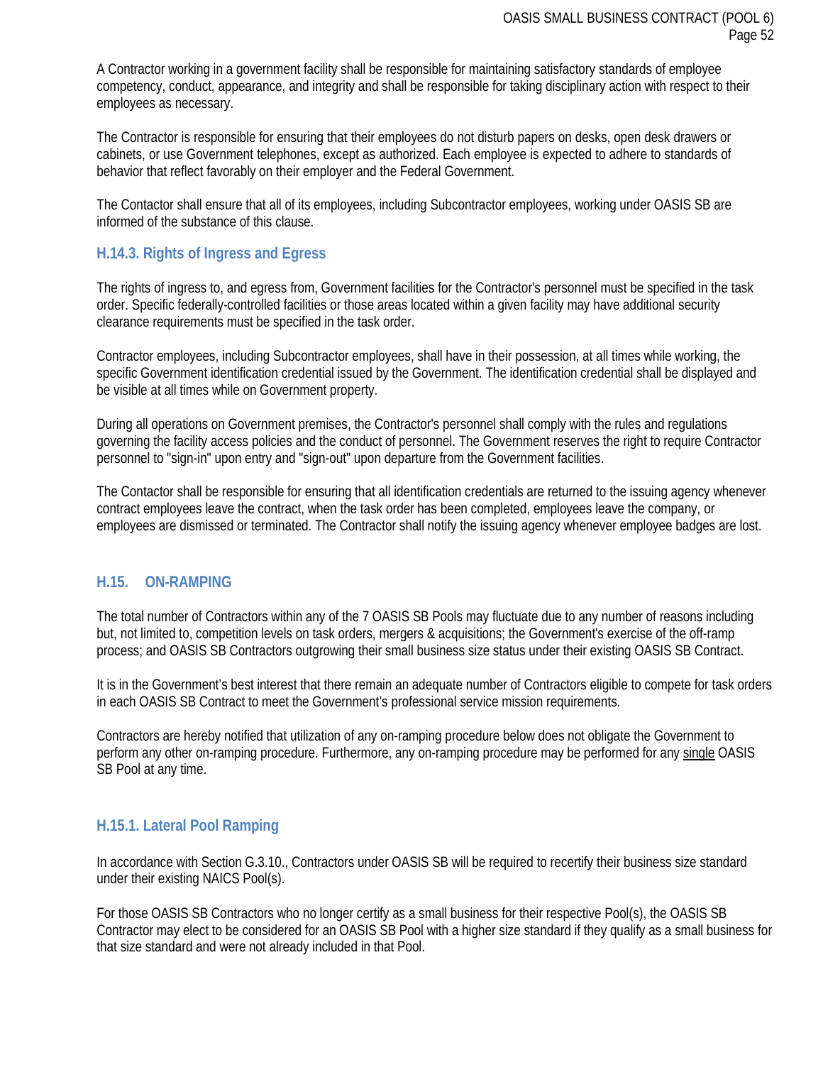A Contractor working in a government facility shall be responsible for maintaining satisfactory standards of employee competency, conduct, appearance, and integrity and shall be responsible for taking disciplinary action with respect to their employees as necessary.

The Contractor is responsible for ensuring that their employees do not disturb papers on desks, open desk drawers or cabinets, or use Government telephones, except as authorized. Each employee is expected to adhere to standards of behavior that reflect favorably on their employer and the Federal Government.

The Contactor shall ensure that all of its employees, including Subcontractor employees, working under OASIS SB are informed of the substance of this clause.

### H.14.3. Rights of Ingress and Egress

The rights of ingress to, and egress from, Government facilities for the Contractor's personnel must be specified in the task order. Specific federally-controlled facilities or those areas located within a given facility may have additional security clearance requirements must be specified in the task order.

Contractor employees, including Subcontractor employees, shall have in their possession, at all times while working, the specific Government identification credential issued by the Government. The identification credential shall be displayed and be visible at all times while on Government property.

During all operations on Government premises, the Contractor's personnel shall comply with the rules and regulations governing the facility access policies and the conduct of personnel. The Government reserves the right to require Contractor personnel to "sign-in" upon entry and "sign-out" upon departure from the Government facilities.

The Contactor shall be responsible for ensuring that all identification credentials are returned to the issuing agency whenever contract employees leave the contract, when the task order has been completed, employees leave the company, or employees are dismissed or terminated. The Contractor shall notify the issuing agency whenever employee badges are lost.

## H.15. ON-RAMPING

The total number of Contractors within any of the 7 OASIS SB Pools may fluctuate due to any number of reasons including but, not limited to, competition levels on task orders, mergers & acquisitions; the Government's exercise of the off-ramp process; and OASIS SB Contractors outgrowing their small business size status under their existing OASIS SB Contract.

It is in the Government's best interest that there remain an adequate number of Contractors eligible to compete for task orders in each OASIS SB Contract to meet the Government's professional service mission requirements.

Contractors are hereby notified that utilization of any on-ramping procedure below does not obligate the Government to perform any other on-ramping procedure. Furthermore, any on-ramping procedure may be performed for any <u>single</u> OASIS SB Pool at any time.

### H.15.1. Lateral Pool Ramping

In accordance with Section G.3.10., Contractors under OASIS SB will be required to recertify their business size standard under their existing NAICS Pool(s).

For those OASIS SB Contractors who no longer certify as a small business for their respective Pool(s), the OASIS SB Contractor may elect to be considered for an OASIS SB Pool with a higher size standard if they qualify as a small business for that size standard and were not already included in that Pool.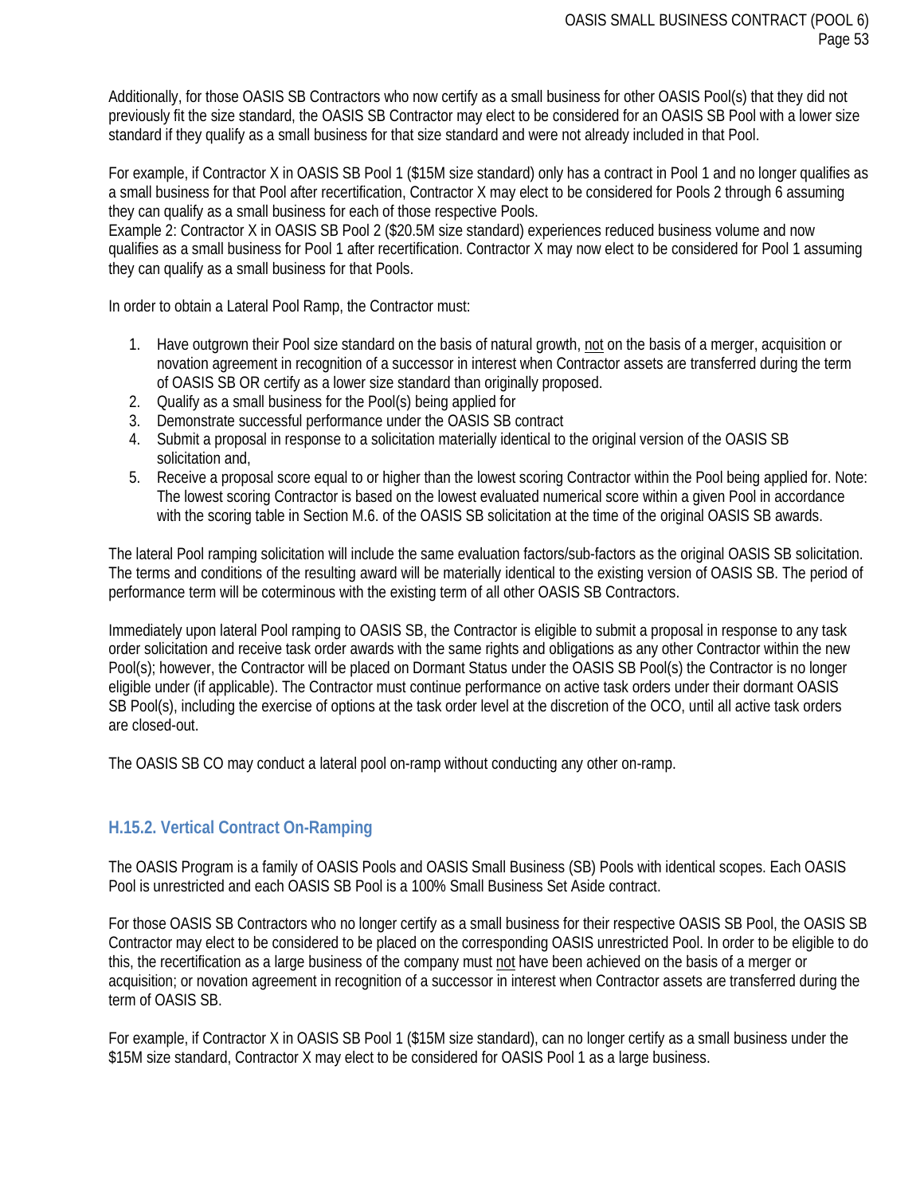Additionally, for those OASIS SB Contractors who now certify as a small business for other OASIS Pool(s) that they did not previously fit the size standard, the OASIS SB Contractor may elect to be considered for an OASIS SB Pool with a lower size standard if they qualify as a small business for that size standard and were not already included in that Pool.

For example, if Contractor X in OASIS SB Pool 1 ($15M size standard) only has a contract in Pool 1 and no longer qualifies as a small business for that Pool after recertification, Contractor X may elect to be considered for Pools 2 through 6 assuming they can qualify as a small business for each of those respective Pools.
Example 2: Contractor X in OASIS SB Pool 2 ($20.5M size standard) experiences reduced business volume and now qualifies as a small business for Pool 1 after recertification. Contractor X may now elect to be considered for Pool 1 assuming they can qualify as a small business for that Pools.

In order to obtain a Lateral Pool Ramp, the Contractor must:

1. Have outgrown their Pool size standard on the basis of natural growth, <u>not</u> on the basis of a merger, acquisition or novation agreement in recognition of a successor in interest when Contractor assets are transferred during the term of OASIS SB OR certify as a lower size standard than originally proposed.
2. Qualify as a small business for the Pool(s) being applied for
3. Demonstrate successful performance under the OASIS SB contract
4. Submit a proposal in response to a solicitation materially identical to the original version of the OASIS SB solicitation and,
5. Receive a proposal score equal to or higher than the lowest scoring Contractor within the Pool being applied for. Note: The lowest scoring Contractor is based on the lowest evaluated numerical score within a given Pool in accordance with the scoring table in Section M.6. of the OASIS SB solicitation at the time of the original OASIS SB awards.

The lateral Pool ramping solicitation will include the same evaluation factors/sub-factors as the original OASIS SB solicitation. The terms and conditions of the resulting award will be materially identical to the existing version of OASIS SB. The period of performance term will be coterminous with the existing term of all other OASIS SB Contractors.

Immediately upon lateral Pool ramping to OASIS SB, the Contractor is eligible to submit a proposal in response to any task order solicitation and receive task order awards with the same rights and obligations as any other Contractor within the new Pool(s); however, the Contractor will be placed on Dormant Status under the OASIS SB Pool(s) the Contractor is no longer eligible under (if applicable). The Contractor must continue performance on active task orders under their dormant OASIS SB Pool(s), including the exercise of options at the task order level at the discretion of the OCO, until all active task orders are closed-out.

The OASIS SB CO may conduct a lateral pool on-ramp without conducting any other on-ramp.

### H.15.2. Vertical Contract On-Ramping

The OASIS Program is a family of OASIS Pools and OASIS Small Business (SB) Pools with identical scopes. Each OASIS Pool is unrestricted and each OASIS SB Pool is a 100% Small Business Set Aside contract.

For those OASIS SB Contractors who no longer certify as a small business for their respective OASIS SB Pool, the OASIS SB Contractor may elect to be considered to be placed on the corresponding OASIS unrestricted Pool. In order to be eligible to do this, the recertification as a large business of the company must <u>not</u> have been achieved on the basis of a merger or acquisition; or novation agreement in recognition of a successor in interest when Contractor assets are transferred during the term of OASIS SB.

For example, if Contractor X in OASIS SB Pool 1 ($15M size standard), can no longer certify as a small business under the $15M size standard, Contractor X may elect to be considered for OASIS Pool 1 as a large business.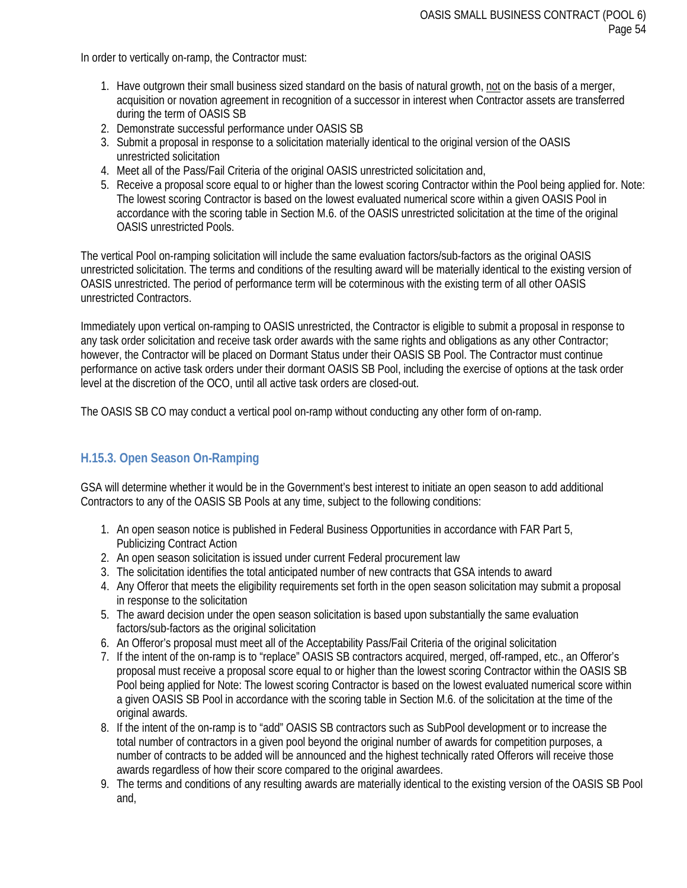In order to vertically on-ramp, the Contractor must:

1. Have outgrown their small business sized standard on the basis of natural growth, not on the basis of a merger, acquisition or novation agreement in recognition of a successor in interest when Contractor assets are transferred during the term of OASIS SB
2. Demonstrate successful performance under OASIS SB
3. Submit a proposal in response to a solicitation materially identical to the original version of the OASIS unrestricted solicitation
4. Meet all of the Pass/Fail Criteria of the original OASIS unrestricted solicitation and,
5. Receive a proposal score equal to or higher than the lowest scoring Contractor within the Pool being applied for. Note: The lowest scoring Contractor is based on the lowest evaluated numerical score within a given OASIS Pool in accordance with the scoring table in Section M.6. of the OASIS unrestricted solicitation at the time of the original OASIS unrestricted Pools.

The vertical Pool on-ramping solicitation will include the same evaluation factors/sub-factors as the original OASIS unrestricted solicitation. The terms and conditions of the resulting award will be materially identical to the existing version of OASIS unrestricted. The period of performance term will be coterminous with the existing term of all other OASIS unrestricted Contractors.

Immediately upon vertical on-ramping to OASIS unrestricted, the Contractor is eligible to submit a proposal in response to any task order solicitation and receive task order awards with the same rights and obligations as any other Contractor; however, the Contractor will be placed on Dormant Status under their OASIS SB Pool. The Contractor must continue performance on active task orders under their dormant OASIS SB Pool, including the exercise of options at the task order level at the discretion of the OCO, until all active task orders are closed-out.

The OASIS SB CO may conduct a vertical pool on-ramp without conducting any other form of on-ramp.

### H.15.3. Open Season On-Ramping

GSA will determine whether it would be in the Government's best interest to initiate an open season to add additional Contractors to any of the OASIS SB Pools at any time, subject to the following conditions:

1. An open season notice is published in Federal Business Opportunities in accordance with FAR Part 5, Publicizing Contract Action
2. An open season solicitation is issued under current Federal procurement law
3. The solicitation identifies the total anticipated number of new contracts that GSA intends to award
4. Any Offeror that meets the eligibility requirements set forth in the open season solicitation may submit a proposal in response to the solicitation
5. The award decision under the open season solicitation is based upon substantially the same evaluation factors/sub-factors as the original solicitation
6. An Offeror's proposal must meet all of the Acceptability Pass/Fail Criteria of the original solicitation
7. If the intent of the on-ramp is to "replace" OASIS SB contractors acquired, merged, off-ramped, etc., an Offeror's proposal must receive a proposal score equal to or higher than the lowest scoring Contractor within the OASIS SB Pool being applied for Note: The lowest scoring Contractor is based on the lowest evaluated numerical score within a given OASIS SB Pool in accordance with the scoring table in Section M.6. of the solicitation at the time of the original awards.
8. If the intent of the on-ramp is to "add" OASIS SB contractors such as SubPool development or to increase the total number of contractors in a given pool beyond the original number of awards for competition purposes, a number of contracts to be added will be announced and the highest technically rated Offerors will receive those awards regardless of how their score compared to the original awardees.
9. The terms and conditions of any resulting awards are materially identical to the existing version of the OASIS SB Pool and,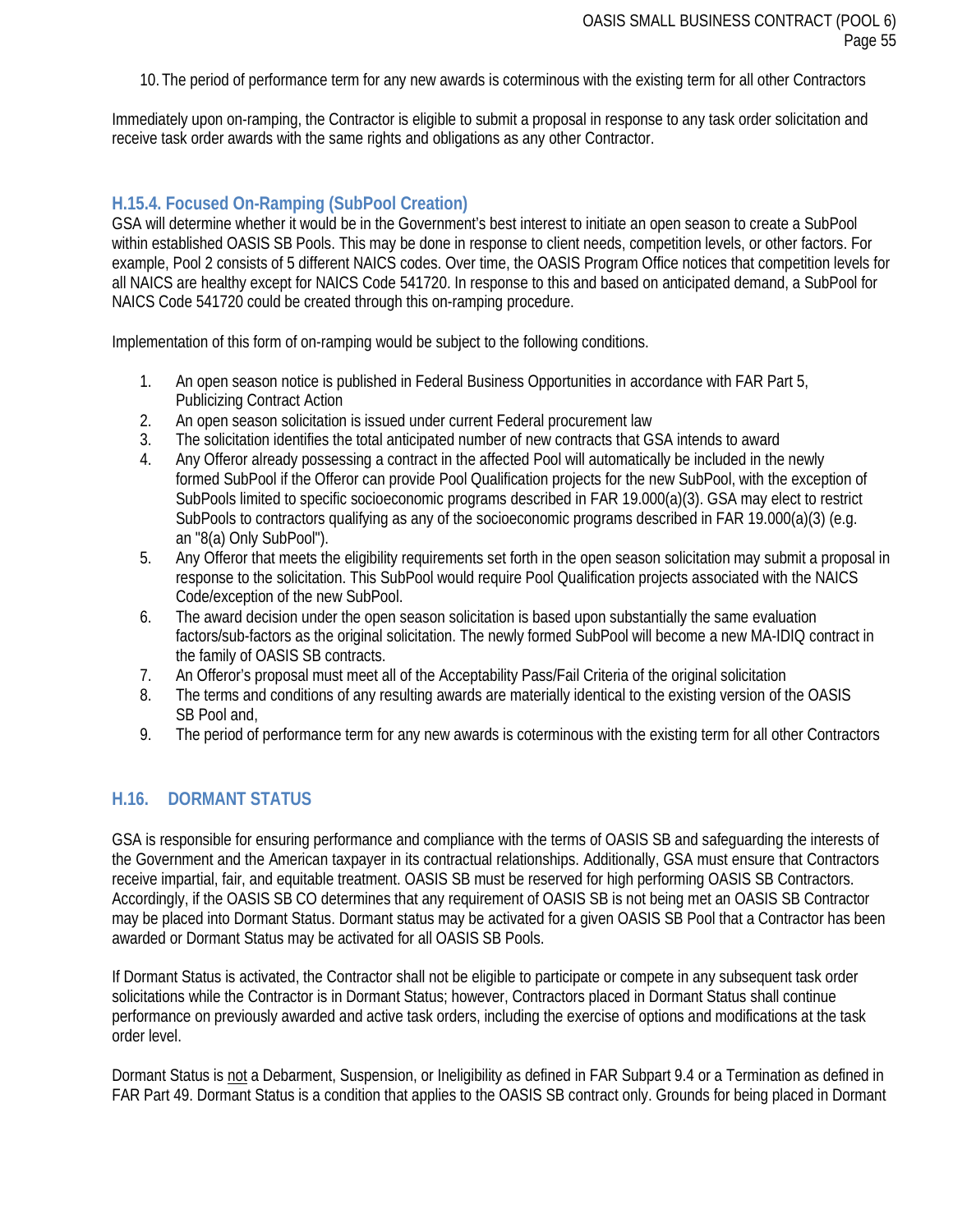10. The period of performance term for any new awards is coterminous with the existing term for all other Contractors

Immediately upon on-ramping, the Contractor is eligible to submit a proposal in response to any task order solicitation and receive task order awards with the same rights and obligations as any other Contractor.

### H.15.4. Focused On-Ramping (SubPool Creation)

GSA will determine whether it would be in the Government's best interest to initiate an open season to create a SubPool within established OASIS SB Pools. This may be done in response to client needs, competition levels, or other factors. For example, Pool 2 consists of 5 different NAICS codes. Over time, the OASIS Program Office notices that competition levels for all NAICS are healthy except for NAICS Code 541720. In response to this and based on anticipated demand, a SubPool for NAICS Code 541720 could be created through this on-ramping procedure.

Implementation of this form of on-ramping would be subject to the following conditions.

1. An open season notice is published in Federal Business Opportunities in accordance with FAR Part 5, Publicizing Contract Action
2. An open season solicitation is issued under current Federal procurement law
3. The solicitation identifies the total anticipated number of new contracts that GSA intends to award
4. Any Offeror already possessing a contract in the affected Pool will automatically be included in the newly formed SubPool if the Offeror can provide Pool Qualification projects for the new SubPool, with the exception of SubPools limited to specific socioeconomic programs described in FAR 19.000(a)(3). GSA may elect to restrict SubPools to contractors qualifying as any of the socioeconomic programs described in FAR 19.000(a)(3) (e.g. an "8(a) Only SubPool").
5. Any Offeror that meets the eligibility requirements set forth in the open season solicitation may submit a proposal in response to the solicitation. This SubPool would require Pool Qualification projects associated with the NAICS Code/exception of the new SubPool.
6. The award decision under the open season solicitation is based upon substantially the same evaluation factors/sub-factors as the original solicitation. The newly formed SubPool will become a new MA-IDIQ contract in the family of OASIS SB contracts.
7. An Offeror's proposal must meet all of the Acceptability Pass/Fail Criteria of the original solicitation
8. The terms and conditions of any resulting awards are materially identical to the existing version of the OASIS SB Pool and,
9. The period of performance term for any new awards is coterminous with the existing term for all other Contractors

## H.16. DORMANT STATUS

GSA is responsible for ensuring performance and compliance with the terms of OASIS SB and safeguarding the interests of the Government and the American taxpayer in its contractual relationships. Additionally, GSA must ensure that Contractors receive impartial, fair, and equitable treatment. OASIS SB must be reserved for high performing OASIS SB Contractors. Accordingly, if the OASIS SB CO determines that any requirement of OASIS SB is not being met an OASIS SB Contractor may be placed into Dormant Status. Dormant status may be activated for a given OASIS SB Pool that a Contractor has been awarded or Dormant Status may be activated for all OASIS SB Pools.

If Dormant Status is activated, the Contractor shall not be eligible to participate or compete in any subsequent task order solicitations while the Contractor is in Dormant Status; however, Contractors placed in Dormant Status shall continue performance on previously awarded and active task orders, including the exercise of options and modifications at the task order level.

Dormant Status is not a Debarment, Suspension, or Ineligibility as defined in FAR Subpart 9.4 or a Termination as defined in FAR Part 49. Dormant Status is a condition that applies to the OASIS SB contract only. Grounds for being placed in Dormant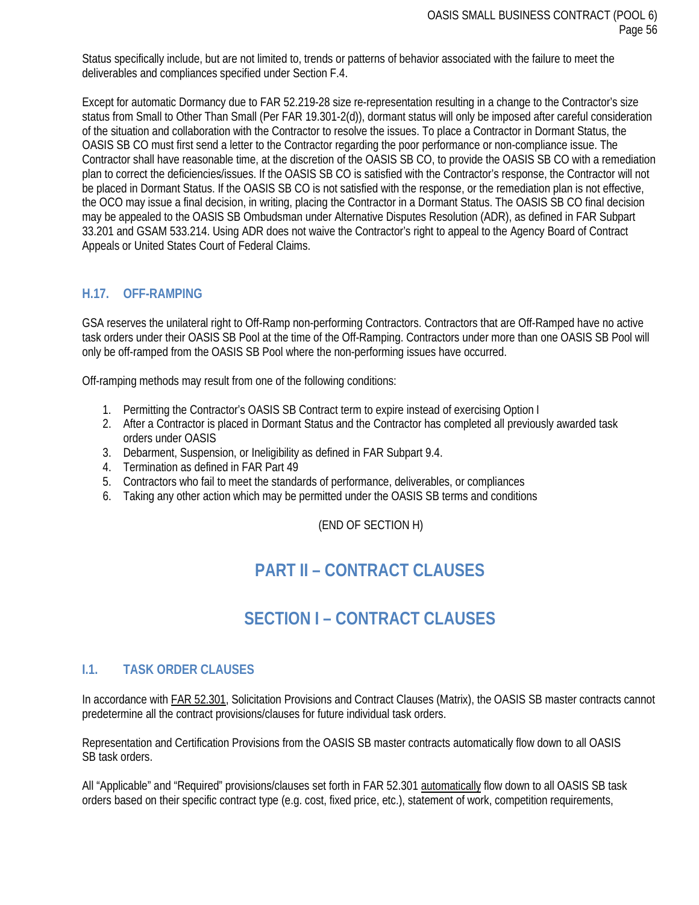Status specifically include, but are not limited to, trends or patterns of behavior associated with the failure to meet the deliverables and compliances specified under Section F.4.

Except for automatic Dormancy due to FAR 52.219-28 size re-representation resulting in a change to the Contractor's size status from Small to Other Than Small (Per FAR 19.301-2(d)), dormant status will only be imposed after careful consideration of the situation and collaboration with the Contractor to resolve the issues. To place a Contractor in Dormant Status, the OASIS SB CO must first send a letter to the Contractor regarding the poor performance or non-compliance issue. The Contractor shall have reasonable time, at the discretion of the OASIS SB CO, to provide the OASIS SB CO with a remediation plan to correct the deficiencies/issues. If the OASIS SB CO is satisfied with the Contractor's response, the Contractor will not be placed in Dormant Status. If the OASIS SB CO is not satisfied with the response, or the remediation plan is not effective, the OCO may issue a final decision, in writing, placing the Contractor in a Dormant Status. The OASIS SB CO final decision may be appealed to the OASIS SB Ombudsman under Alternative Disputes Resolution (ADR), as defined in FAR Subpart 33.201 and GSAM 533.214. Using ADR does not waive the Contractor's right to appeal to the Agency Board of Contract Appeals or United States Court of Federal Claims.

### H.17. OFF-RAMPING

GSA reserves the unilateral right to Off-Ramp non-performing Contractors. Contractors that are Off-Ramped have no active task orders under their OASIS SB Pool at the time of the Off-Ramping. Contractors under more than one OASIS SB Pool will only be off-ramped from the OASIS SB Pool where the non-performing issues have occurred.

Off-ramping methods may result from one of the following conditions:

1. Permitting the Contractor's OASIS SB Contract term to expire instead of exercising Option I
2. After a Contractor is placed in Dormant Status and the Contractor has completed all previously awarded task orders under OASIS
3. Debarment, Suspension, or Ineligibility as defined in FAR Subpart 9.4.
4. Termination as defined in FAR Part 49
5. Contractors who fail to meet the standards of performance, deliverables, or compliances
6. Taking any other action which may be permitted under the OASIS SB terms and conditions

(END OF SECTION H)

# PART II – CONTRACT CLAUSES

# SECTION I – CONTRACT CLAUSES

### I.1. TASK ORDER CLAUSES

In accordance with FAR 52.301, Solicitation Provisions and Contract Clauses (Matrix), the OASIS SB master contracts cannot predetermine all the contract provisions/clauses for future individual task orders.

Representation and Certification Provisions from the OASIS SB master contracts automatically flow down to all OASIS SB task orders.

All "Applicable" and "Required" provisions/clauses set forth in FAR 52.301 automatically flow down to all OASIS SB task orders based on their specific contract type (e.g. cost, fixed price, etc.), statement of work, competition requirements,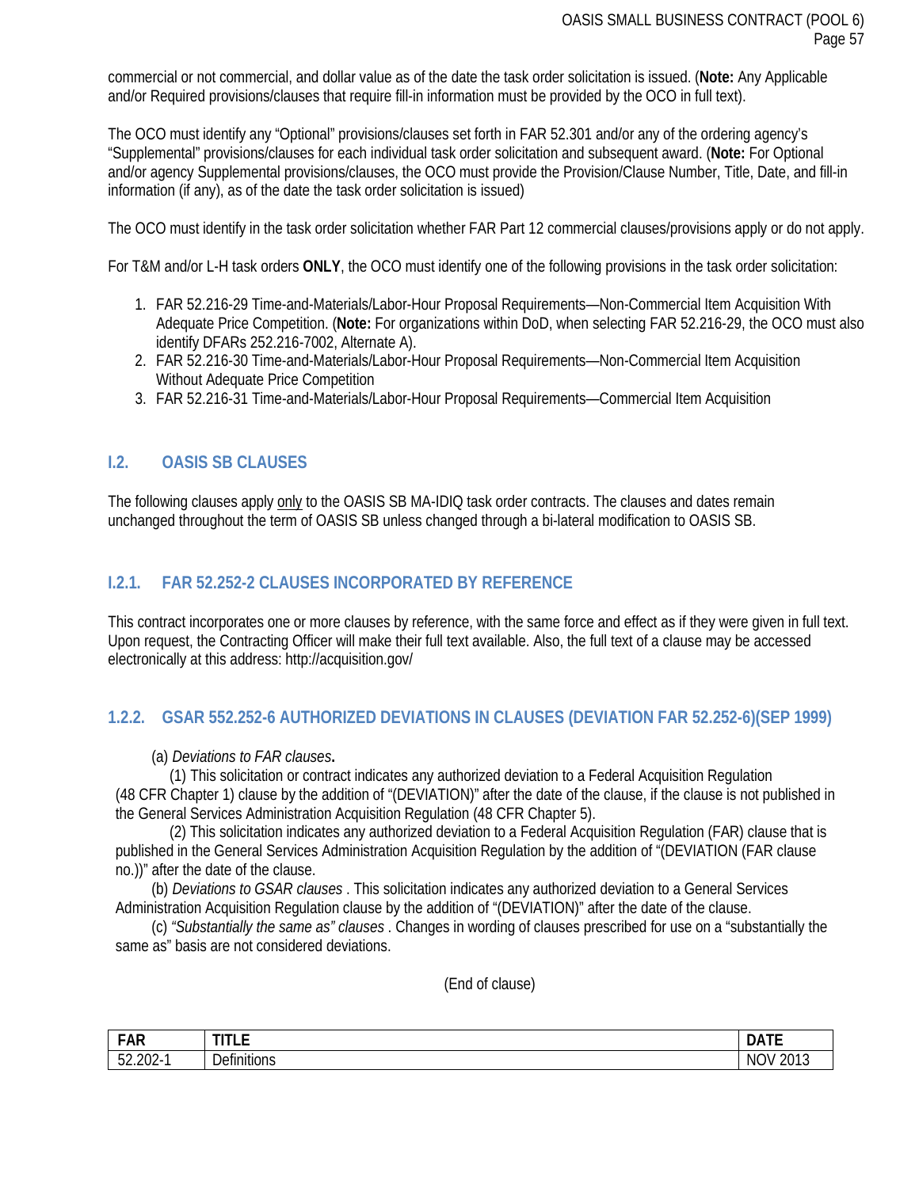commercial or not commercial, and dollar value as of the date the task order solicitation is issued. (**Note:** Any Applicable and/or Required provisions/clauses that require fill-in information must be provided by the OCO in full text).

The OCO must identify any "Optional" provisions/clauses set forth in FAR 52.301 and/or any of the ordering agency's "Supplemental" provisions/clauses for each individual task order solicitation and subsequent award. (**Note:** For Optional and/or agency Supplemental provisions/clauses, the OCO must provide the Provision/Clause Number, Title, Date, and fill-in information (if any), as of the date the task order solicitation is issued)

The OCO must identify in the task order solicitation whether FAR Part 12 commercial clauses/provisions apply or do not apply.

For T&M and/or L-H task orders **ONLY**, the OCO must identify one of the following provisions in the task order solicitation:

1. FAR 52.216-29 Time-and-Materials/Labor-Hour Proposal Requirements—Non-Commercial Item Acquisition With Adequate Price Competition. (**Note:** For organizations within DoD, when selecting FAR 52.216-29, the OCO must also identify DFARs 252.216-7002, Alternate A).
2. FAR 52.216-30 Time-and-Materials/Labor-Hour Proposal Requirements—Non-Commercial Item Acquisition Without Adequate Price Competition
3. FAR 52.216-31 Time-and-Materials/Labor-Hour Proposal Requirements—Commercial Item Acquisition

## I.2. OASIS SB CLAUSES

The following clauses apply only to the OASIS SB MA-IDIQ task order contracts. The clauses and dates remain unchanged throughout the term of OASIS SB unless changed through a bi-lateral modification to OASIS SB.

### I.2.1. FAR 52.252-2 CLAUSES INCORPORATED BY REFERENCE

This contract incorporates one or more clauses by reference, with the same force and effect as if they were given in full text. Upon request, the Contracting Officer will make their full text available. Also, the full text of a clause may be accessed electronically at this address: http://acquisition.gov/

### 1.2.2. GSAR 552.252-6 AUTHORIZED DEVIATIONS IN CLAUSES (DEVIATION FAR 52.252-6)(SEP 1999)

(a) *Deviations to FAR clauses***.**

(1) This solicitation or contract indicates any authorized deviation to a Federal Acquisition Regulation (48 CFR Chapter 1) clause by the addition of "(DEVIATION)" after the date of the clause, if the clause is not published in the General Services Administration Acquisition Regulation (48 CFR Chapter 5).

(2) This solicitation indicates any authorized deviation to a Federal Acquisition Regulation (FAR) clause that is published in the General Services Administration Acquisition Regulation by the addition of "(DEVIATION (FAR clause no.))" after the date of the clause.

(b) *Deviations to GSAR clauses* . This solicitation indicates any authorized deviation to a General Services Administration Acquisition Regulation clause by the addition of "(DEVIATION)" after the date of the clause.

(c) *"Substantially the same as" clauses* . Changes in wording of clauses prescribed for use on a "substantially the same as" basis are not considered deviations.

(End of clause)

| FAR | TITLE | DATE |
|---|---|---|
| 52.202-1 | Definitions | NOV 2013 |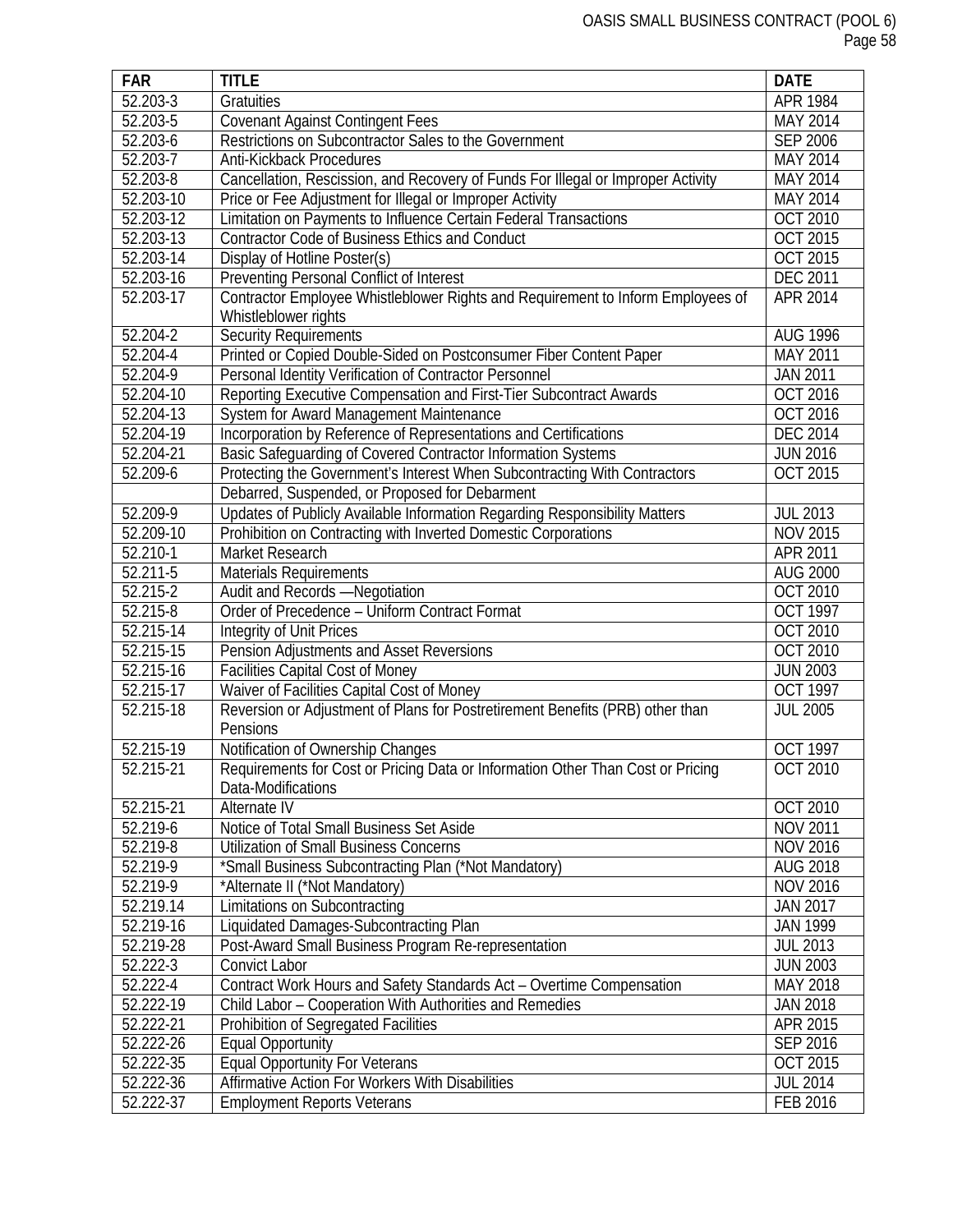| FAR | TITLE | DATE |
|---|---|---|
| 52.203-3 | Gratuities | APR 1984 |
| 52.203-5 | Covenant Against Contingent Fees | MAY 2014 |
| 52.203-6 | Restrictions on Subcontractor Sales to the Government | SEP 2006 |
| 52.203-7 | Anti-Kickback Procedures | MAY 2014 |
| 52.203-8 | Cancellation, Rescission, and Recovery of Funds For Illegal or Improper Activity | MAY 2014 |
| 52.203-10 | Price or Fee Adjustment for Illegal or Improper Activity | MAY 2014 |
| 52.203-12 | Limitation on Payments to Influence Certain Federal Transactions | OCT 2010 |
| 52.203-13 | Contractor Code of Business Ethics and Conduct | OCT 2015 |
| 52.203-14 | Display of Hotline Poster(s) | OCT 2015 |
| 52.203-16 | Preventing Personal Conflict of Interest | DEC 2011 |
| 52.203-17 | Contractor Employee Whistleblower Rights and Requirement to Inform Employees of Whistleblower rights | APR 2014 |
| 52.204-2 | Security Requirements | AUG 1996 |
| 52.204-4 | Printed or Copied Double-Sided on Postconsumer Fiber Content Paper | MAY 2011 |
| 52.204-9 | Personal Identity Verification of Contractor Personnel | JAN 2011 |
| 52.204-10 | Reporting Executive Compensation and First-Tier Subcontract Awards | OCT 2016 |
| 52.204-13 | System for Award Management Maintenance | OCT 2016 |
| 52.204-19 | Incorporation by Reference of Representations and Certifications | DEC 2014 |
| 52.204-21 | Basic Safeguarding of Covered Contractor Information Systems | JUN 2016 |
| 52.209-6 | Protecting the Government's Interest When Subcontracting With Contractors | OCT 2015 |
| | Debarred, Suspended, or Proposed for Debarment | |
| 52.209-9 | Updates of Publicly Available Information Regarding Responsibility Matters | JUL 2013 |
| 52.209-10 | Prohibition on Contracting with Inverted Domestic Corporations | NOV 2015 |
| 52.210-1 | Market Research | APR 2011 |
| 52.211-5 | Materials Requirements | AUG 2000 |
| 52.215-2 | Audit and Records —Negotiation | OCT 2010 |
| 52.215-8 | Order of Precedence – Uniform Contract Format | OCT 1997 |
| 52.215-14 | Integrity of Unit Prices | OCT 2010 |
| 52.215-15 | Pension Adjustments and Asset Reversions | OCT 2010 |
| 52.215-16 | Facilities Capital Cost of Money | JUN 2003 |
| 52.215-17 | Waiver of Facilities Capital Cost of Money | OCT 1997 |
| 52.215-18 | Reversion or Adjustment of Plans for Postretirement Benefits (PRB) other than Pensions | JUL 2005 |
| 52.215-19 | Notification of Ownership Changes | OCT 1997 |
| 52.215-21 | Requirements for Cost or Pricing Data or Information Other Than Cost or Pricing Data-Modifications | OCT 2010 |
| 52.215-21 | Alternate IV | OCT 2010 |
| 52.219-6 | Notice of Total Small Business Set Aside | NOV 2011 |
| 52.219-8 | Utilization of Small Business Concerns | NOV 2016 |
| 52.219-9 | *Small Business Subcontracting Plan (*Not Mandatory) | AUG 2018 |
| 52.219-9 | *Alternate II (*Not Mandatory) | NOV 2016 |
| 52.219.14 | Limitations on Subcontracting | JAN 2017 |
| 52.219-16 | Liquidated Damages-Subcontracting Plan | JAN 1999 |
| 52.219-28 | Post-Award Small Business Program Re-representation | JUL 2013 |
| 52.222-3 | Convict Labor | JUN 2003 |
| 52.222-4 | Contract Work Hours and Safety Standards Act – Overtime Compensation | MAY 2018 |
| 52.222-19 | Child Labor – Cooperation With Authorities and Remedies | JAN 2018 |
| 52.222-21 | Prohibition of Segregated Facilities | APR 2015 |
| 52.222-26 | Equal Opportunity | SEP 2016 |
| 52.222-35 | Equal Opportunity For Veterans | OCT 2015 |
| 52.222-36 | Affirmative Action For Workers With Disabilities | JUL 2014 |
| 52.222-37 | Employment Reports Veterans | FEB 2016 |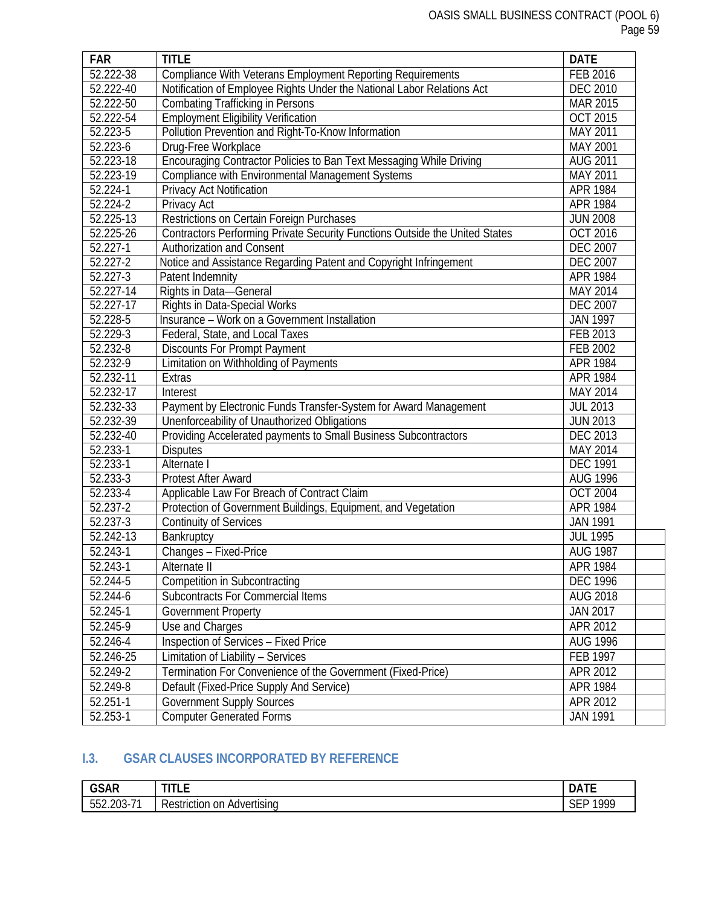| FAR | TITLE | DATE |
|---|---|---|
| 52.222-38 | Compliance With Veterans Employment Reporting Requirements | FEB 2016 |
| 52.222-40 | Notification of Employee Rights Under the National Labor Relations Act | DEC 2010 |
| 52.222-50 | Combating Trafficking in Persons | MAR 2015 |
| 52.222-54 | Employment Eligibility Verification | OCT 2015 |
| 52.223-5 | Pollution Prevention and Right-To-Know Information | MAY 2011 |
| 52.223-6 | Drug-Free Workplace | MAY 2001 |
| 52.223-18 | Encouraging Contractor Policies to Ban Text Messaging While Driving | AUG 2011 |
| 52.223-19 | Compliance with Environmental Management Systems | MAY 2011 |
| 52.224-1 | Privacy Act Notification | APR 1984 |
| 52.224-2 | Privacy Act | APR 1984 |
| 52.225-13 | Restrictions on Certain Foreign Purchases | JUN 2008 |
| 52.225-26 | Contractors Performing Private Security Functions Outside the United States | OCT 2016 |
| 52.227-1 | Authorization and Consent | DEC 2007 |
| 52.227-2 | Notice and Assistance Regarding Patent and Copyright Infringement | DEC 2007 |
| 52.227-3 | Patent Indemnity | APR 1984 |
| 52.227-14 | Rights in Data—General | MAY 2014 |
| 52.227-17 | Rights in Data-Special Works | DEC 2007 |
| 52.228-5 | Insurance – Work on a Government Installation | JAN 1997 |
| 52.229-3 | Federal, State, and Local Taxes | FEB 2013 |
| 52.232-8 | Discounts For Prompt Payment | FEB 2002 |
| 52.232-9 | Limitation on Withholding of Payments | APR 1984 |
| 52.232-11 | Extras | APR 1984 |
| 52.232-17 | Interest | MAY 2014 |
| 52.232-33 | Payment by Electronic Funds Transfer-System for Award Management | JUL 2013 |
| 52.232-39 | Unenforceability of Unauthorized Obligations | JUN 2013 |
| 52.232-40 | Providing Accelerated payments to Small Business Subcontractors | DEC 2013 |
| 52.233-1 | Disputes | MAY 2014 |
| 52.233-1 | Alternate I | DEC 1991 |
| 52.233-3 | Protest After Award | AUG 1996 |
| 52.233-4 | Applicable Law For Breach of Contract Claim | OCT 2004 |
| 52.237-2 | Protection of Government Buildings, Equipment, and Vegetation | APR 1984 |
| 52.237-3 | Continuity of Services | JAN 1991 |
| 52.242-13 | Bankruptcy | JUL 1995 |
| 52.243-1 | Changes – Fixed-Price | AUG 1987 |
| 52.243-1 | Alternate II | APR 1984 |
| 52.244-5 | Competition in Subcontracting | DEC 1996 |
| 52.244-6 | Subcontracts For Commercial Items | AUG 2018 |
| 52.245-1 | Government Property | JAN 2017 |
| 52.245-9 | Use and Charges | APR 2012 |
| 52.246-4 | Inspection of Services – Fixed Price | AUG 1996 |
| 52.246-25 | Limitation of Liability – Services | FEB 1997 |
| 52.249-2 | Termination For Convenience of the Government (Fixed-Price) | APR 2012 |
| 52.249-8 | Default (Fixed-Price Supply And Service) | APR 1984 |
| 52.251-1 | Government Supply Sources | APR 2012 |
| 52.253-1 | Computer Generated Forms | JAN 1991 |

## I.3. GSAR CLAUSES INCORPORATED BY REFERENCE

| GSAR | TITLE | DATE |
|---|---|---|
| 552.203-71 | Restriction on Advertising | SEP 1999 |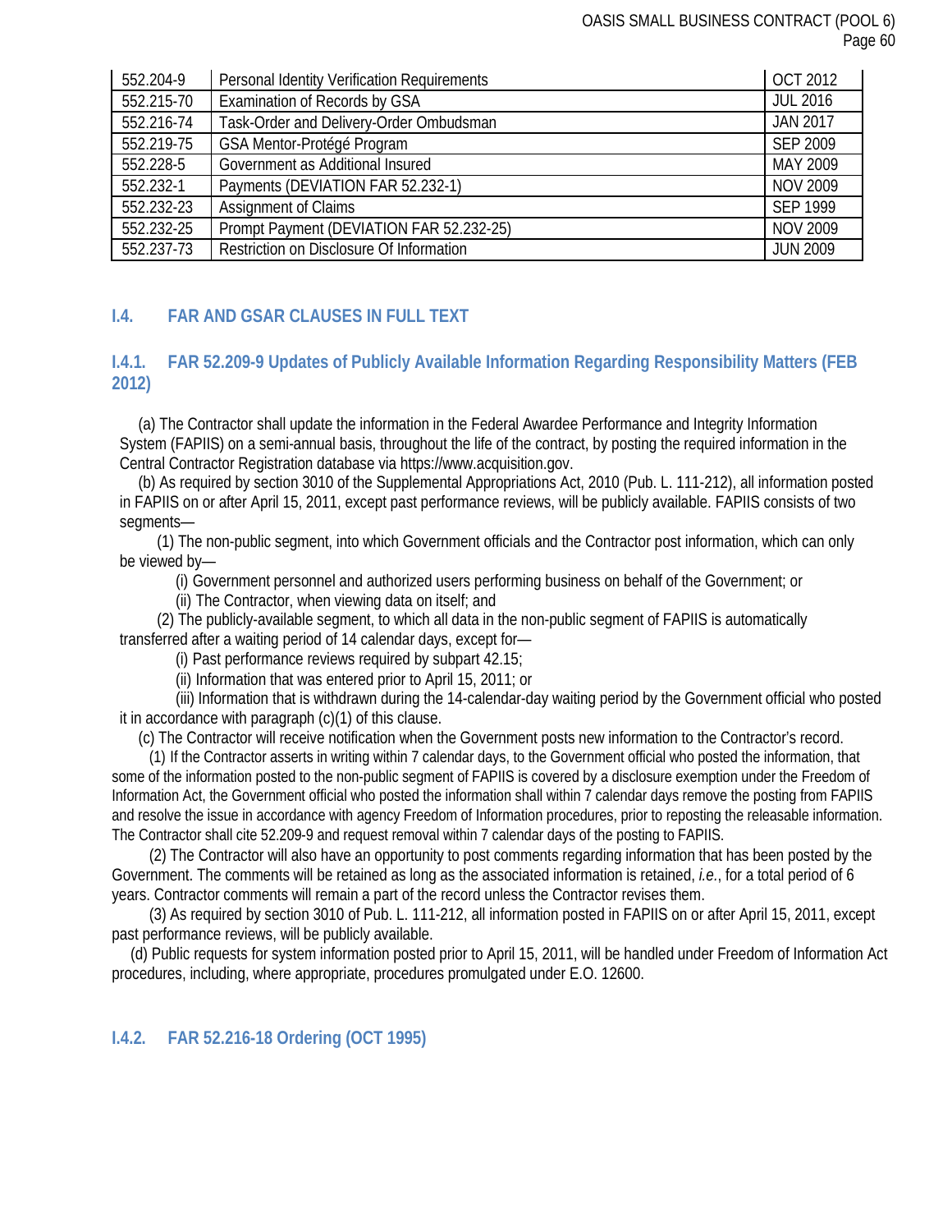| 552.204-9 | Personal Identity Verification Requirements | OCT 2012 |
|---|---|---|
| 552.215-70 | Examination of Records by GSA | JUL 2016 |
| 552.216-74 | Task-Order and Delivery-Order Ombudsman | JAN 2017 |
| 552.219-75 | GSA Mentor-Protégé Program | SEP 2009 |
| 552.228-5 | Government as Additional Insured | MAY 2009 |
| 552.232-1 | Payments (DEVIATION FAR 52.232-1) | NOV 2009 |
| 552.232-23 | Assignment of Claims | SEP 1999 |
| 552.232-25 | Prompt Payment (DEVIATION FAR 52.232-25) | NOV 2009 |
| 552.237-73 | Restriction on Disclosure Of Information | JUN 2009 |

## I.4. FAR AND GSAR CLAUSES IN FULL TEXT

### I.4.1. FAR 52.209-9 Updates of Publicly Available Information Regarding Responsibility Matters (FEB 2012)

(a) The Contractor shall update the information in the Federal Awardee Performance and Integrity Information System (FAPIIS) on a semi-annual basis, throughout the life of the contract, by posting the required information in the Central Contractor Registration database via https://www.acquisition.gov.

(b) As required by section 3010 of the Supplemental Appropriations Act, 2010 (Pub. L. 111-212), all information posted in FAPIIS on or after April 15, 2011, except past performance reviews, will be publicly available. FAPIIS consists of two segments—

(1) The non-public segment, into which Government officials and the Contractor post information, which can only be viewed by—

(i) Government personnel and authorized users performing business on behalf of the Government; or

(ii) The Contractor, when viewing data on itself; and

(2) The publicly-available segment, to which all data in the non-public segment of FAPIIS is automatically transferred after a waiting period of 14 calendar days, except for—

(i) Past performance reviews required by subpart 42.15;

(ii) Information that was entered prior to April 15, 2011; or

(iii) Information that is withdrawn during the 14-calendar-day waiting period by the Government official who posted it in accordance with paragraph (c)(1) of this clause.

(c) The Contractor will receive notification when the Government posts new information to the Contractor's record.

(1) If the Contractor asserts in writing within 7 calendar days, to the Government official who posted the information, that some of the information posted to the non-public segment of FAPIIS is covered by a disclosure exemption under the Freedom of Information Act, the Government official who posted the information shall within 7 calendar days remove the posting from FAPIIS and resolve the issue in accordance with agency Freedom of Information procedures, prior to reposting the releasable information. The Contractor shall cite 52.209-9 and request removal within 7 calendar days of the posting to FAPIIS.

(2) The Contractor will also have an opportunity to post comments regarding information that has been posted by the Government. The comments will be retained as long as the associated information is retained, *i.e.*, for a total period of 6 years. Contractor comments will remain a part of the record unless the Contractor revises them.

(3) As required by section 3010 of Pub. L. 111-212, all information posted in FAPIIS on or after April 15, 2011, except past performance reviews, will be publicly available.

(d) Public requests for system information posted prior to April 15, 2011, will be handled under Freedom of Information Act procedures, including, where appropriate, procedures promulgated under E.O. 12600.

### I.4.2. FAR 52.216-18 Ordering (OCT 1995)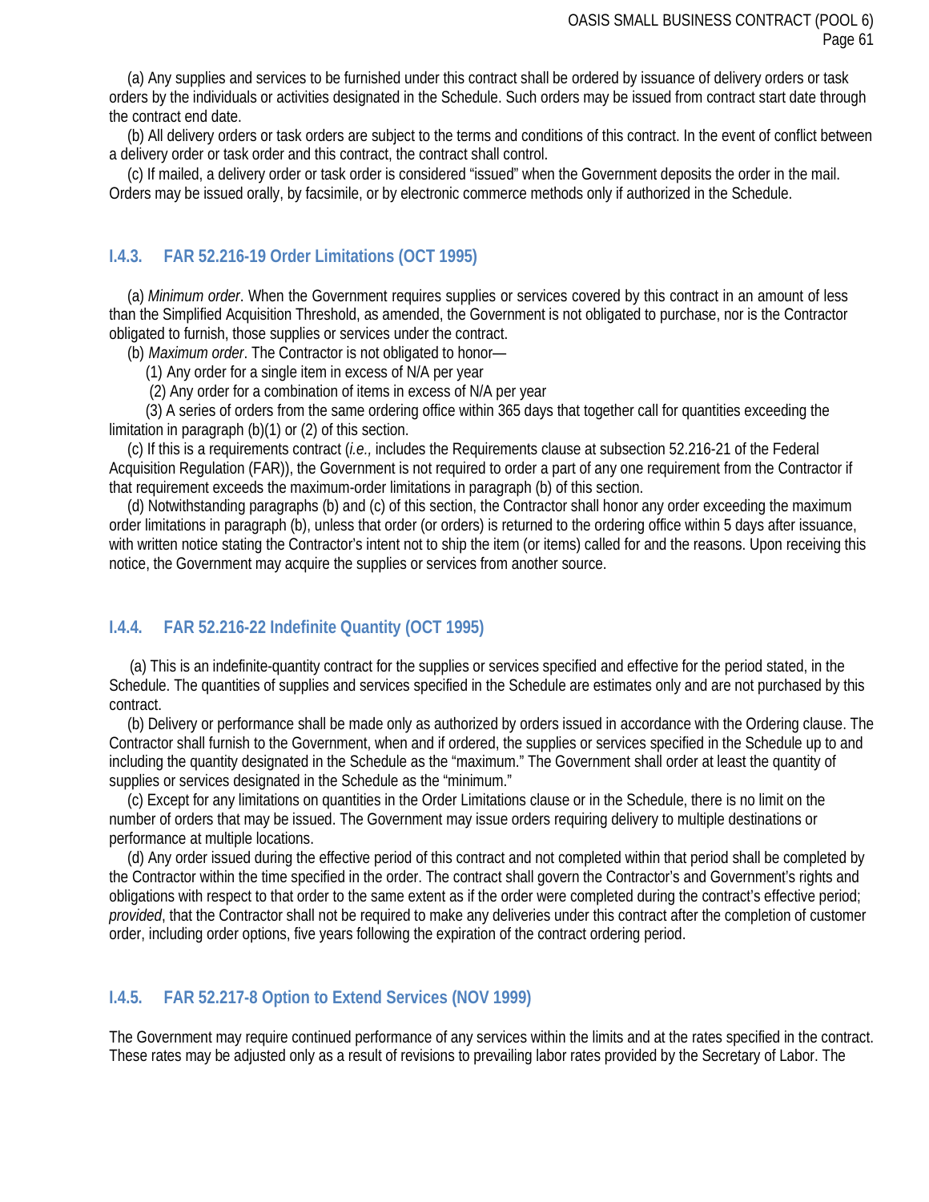(a) Any supplies and services to be furnished under this contract shall be ordered by issuance of delivery orders or task orders by the individuals or activities designated in the Schedule. Such orders may be issued from contract start date through the contract end date.

(b) All delivery orders or task orders are subject to the terms and conditions of this contract. In the event of conflict between a delivery order or task order and this contract, the contract shall control.

(c) If mailed, a delivery order or task order is considered "issued" when the Government deposits the order in the mail. Orders may be issued orally, by facsimile, or by electronic commerce methods only if authorized in the Schedule.

### I.4.3. FAR 52.216-19 Order Limitations (OCT 1995)

(a) *Minimum order*. When the Government requires supplies or services covered by this contract in an amount of less than the Simplified Acquisition Threshold, as amended, the Government is not obligated to purchase, nor is the Contractor obligated to furnish, those supplies or services under the contract.

(b) *Maximum order*. The Contractor is not obligated to honor—

(1) Any order for a single item in excess of N/A per year

(2) Any order for a combination of items in excess of N/A per year

(3) A series of orders from the same ordering office within 365 days that together call for quantities exceeding the limitation in paragraph (b)(1) or (2) of this section.

(c) If this is a requirements contract (*i.e.,* includes the Requirements clause at subsection 52.216-21 of the Federal Acquisition Regulation (FAR)), the Government is not required to order a part of any one requirement from the Contractor if that requirement exceeds the maximum-order limitations in paragraph (b) of this section.

(d) Notwithstanding paragraphs (b) and (c) of this section, the Contractor shall honor any order exceeding the maximum order limitations in paragraph (b), unless that order (or orders) is returned to the ordering office within 5 days after issuance, with written notice stating the Contractor's intent not to ship the item (or items) called for and the reasons. Upon receiving this notice, the Government may acquire the supplies or services from another source.

### I.4.4. FAR 52.216-22 Indefinite Quantity (OCT 1995)

(a) This is an indefinite-quantity contract for the supplies or services specified and effective for the period stated, in the Schedule. The quantities of supplies and services specified in the Schedule are estimates only and are not purchased by this contract.

(b) Delivery or performance shall be made only as authorized by orders issued in accordance with the Ordering clause. The Contractor shall furnish to the Government, when and if ordered, the supplies or services specified in the Schedule up to and including the quantity designated in the Schedule as the "maximum." The Government shall order at least the quantity of supplies or services designated in the Schedule as the "minimum."

(c) Except for any limitations on quantities in the Order Limitations clause or in the Schedule, there is no limit on the number of orders that may be issued. The Government may issue orders requiring delivery to multiple destinations or performance at multiple locations.

(d) Any order issued during the effective period of this contract and not completed within that period shall be completed by the Contractor within the time specified in the order. The contract shall govern the Contractor's and Government's rights and obligations with respect to that order to the same extent as if the order were completed during the contract's effective period; *provided*, that the Contractor shall not be required to make any deliveries under this contract after the completion of customer order, including order options, five years following the expiration of the contract ordering period.

### I.4.5. FAR 52.217-8 Option to Extend Services (NOV 1999)

The Government may require continued performance of any services within the limits and at the rates specified in the contract. These rates may be adjusted only as a result of revisions to prevailing labor rates provided by the Secretary of Labor. The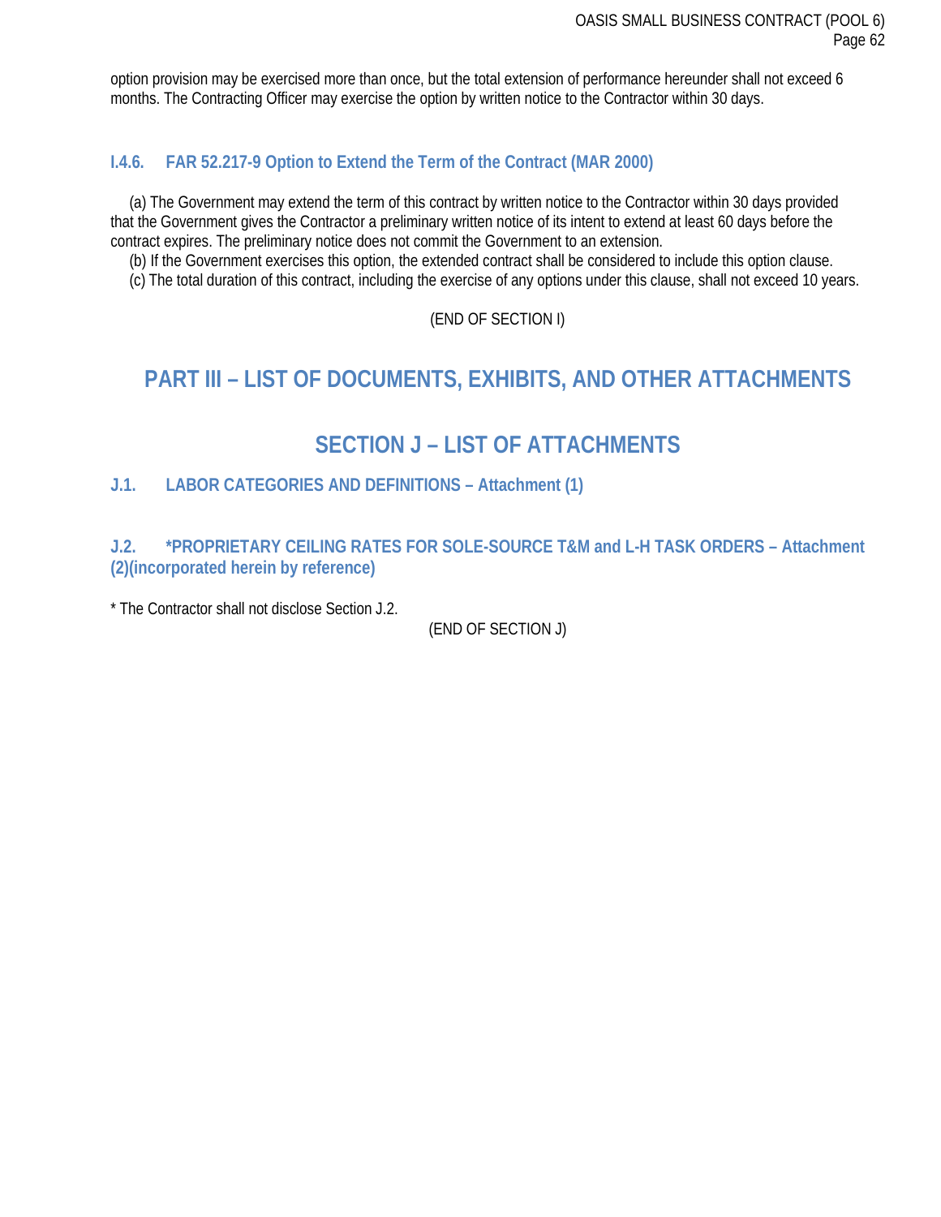option provision may be exercised more than once, but the total extension of performance hereunder shall not exceed 6 months. The Contracting Officer may exercise the option by written notice to the Contractor within 30 days.

### I.4.6. FAR 52.217-9 Option to Extend the Term of the Contract (MAR 2000)

(a) The Government may extend the term of this contract by written notice to the Contractor within 30 days provided that the Government gives the Contractor a preliminary written notice of its intent to extend at least 60 days before the contract expires. The preliminary notice does not commit the Government to an extension.

(b) If the Government exercises this option, the extended contract shall be considered to include this option clause.

(c) The total duration of this contract, including the exercise of any options under this clause, shall not exceed 10 years.

(END OF SECTION I)

# PART III – LIST OF DOCUMENTS, EXHIBITS, AND OTHER ATTACHMENTS

## SECTION J – LIST OF ATTACHMENTS

### J.1. LABOR CATEGORIES AND DEFINITIONS – Attachment (1)

### J.2. *PROPRIETARY CEILING RATES FOR SOLE-SOURCE T&M and L-H TASK ORDERS – Attachment (2)(incorporated herein by reference)

* The Contractor shall not disclose Section J.2.

(END OF SECTION J)